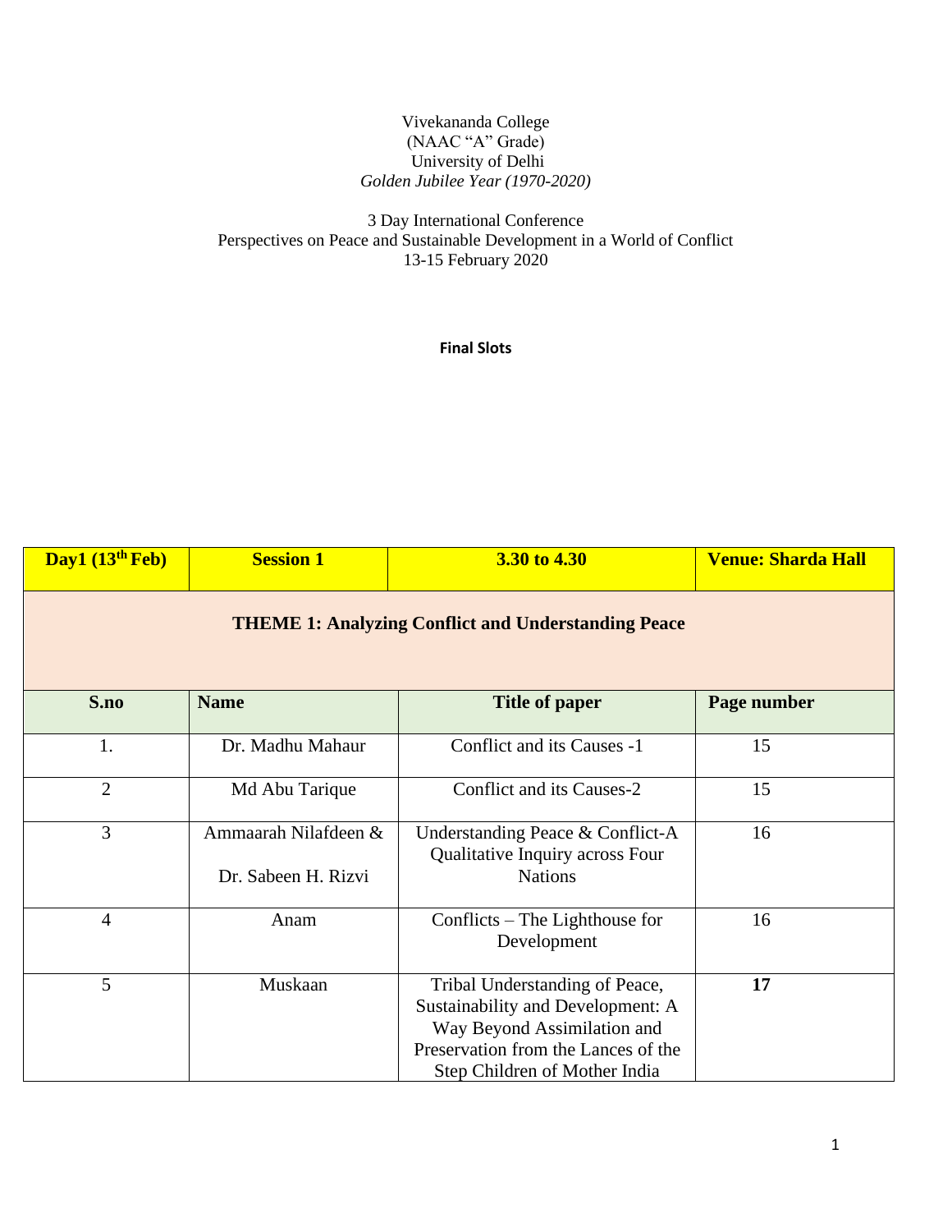Vivekananda College
(NAAC "A" Grade)
University of Delhi
*Golden Jubilee Year (1970-2020)*

3 Day International Conference
Perspectives on Peace and Sustainable Development in a World of Conflict
13-15 February 2020

**Final Slots**

| **Day1 (13th Feb)** | **Session 1** | **3.30 to 4.30** | **Venue: Sharda Hall** |
|---|---|---|---|
| **THEME 1: Analyzing Conflict and Understanding Peace** | | | |
| **S.no** | **Name** | **Title of paper** | **Page number** |
| 1. | Dr. Madhu Mahaur | Conflict and its Causes -1 | 15 |
| 2 | Md Abu Tarique | Conflict and its Causes-2 | 15 |
| 3 | Ammaarah Nilafdeen & Dr. Sabeen H. Rizvi | Understanding Peace & Conflict-A Qualitative Inquiry across Four Nations | 16 |
| 4 | Anam | Conflicts – The Lighthouse for Development | 16 |
| 5 | Muskaan | Tribal Understanding of Peace, Sustainability and Development: A Way Beyond Assimilation and Preservation from the Lances of the Step Children of Mother India | **17** |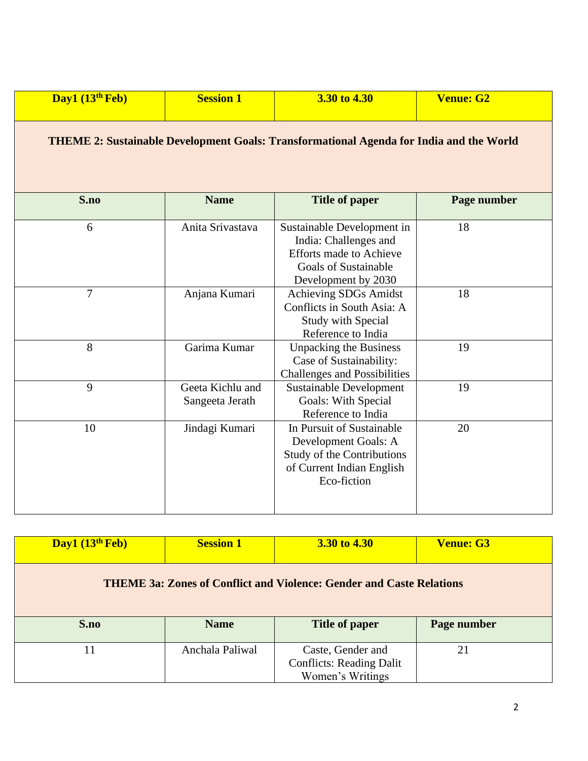| Day1 (13th Feb) | Session 1 | 3.30 to 4.30 | Venue: G2 |
|---|---|---|---|
| **THEME 2: Sustainable Development Goals: Transformational Agenda for India and the World** | | | |
| **S.no** | **Name** | **Title of paper** | **Page number** |
| 6 | Anita Srivastava | Sustainable Development in India: Challenges and Efforts made to Achieve Goals of Sustainable Development by 2030 | 18 |
| 7 | Anjana Kumari | Achieving SDGs Amidst Conflicts in South Asia: A Study with Special Reference to India | 18 |
| 8 | Garima Kumar | Unpacking the Business Case of Sustainability: Challenges and Possibilities | 19 |
| 9 | Geeta Kichlu and Sangeeta Jerath | Sustainable Development Goals: With Special Reference to India | 19 |
| 10 | Jindagi Kumari | In Pursuit of Sustainable Development Goals: A Study of the Contributions of Current Indian English Eco-fiction | 20 |

| Day1 (13th Feb) | Session 1 | 3.30 to 4.30 | Venue: G3 |
|---|---|---|---|
| **THEME 3a: Zones of Conflict and Violence: Gender and Caste Relations** | | | |
| **S.no** | **Name** | **Title of paper** | **Page number** |
| 11 | Anchala Paliwal | Caste, Gender and Conflicts: Reading Dalit Women's Writings | 21 |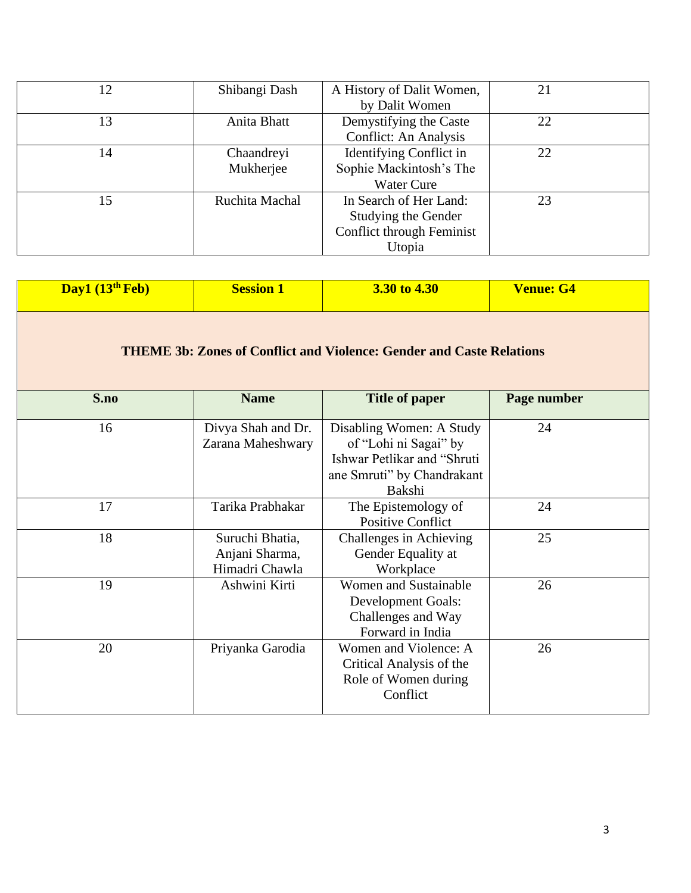| | | | |
|---|---|---|---|
| 12 | Shibangi Dash | A History of Dalit Women, by Dalit Women | 21 |
| 13 | Anita Bhatt | Demystifying the Caste Conflict: An Analysis | 22 |
| 14 | Chaandreyi Mukherjee | Identifying Conflict in Sophie Mackintosh's The Water Cure | 22 |
| 15 | Ruchita Machal | In Search of Her Land: Studying the Gender Conflict through Feminist Utopia | 23 |

| **Day1 (13th Feb)** | **Session 1** | **3.30 to 4.30** | **Venue: G4** |
|---|---|---|---|
| **THEME 3b: Zones of Conflict and Violence: Gender and Caste Relations** | | | |
| **S.no** | **Name** | **Title of paper** | **Page number** |
| 16 | Divya Shah and Dr. Zarana Maheshwary | Disabling Women: A Study of "Lohi ni Sagai" by Ishwar Petlikar and "Shruti ane Smruti" by Chandrakant Bakshi | 24 |
| 17 | Tarika Prabhakar | The Epistemology of Positive Conflict | 24 |
| 18 | Suruchi Bhatia, Anjani Sharma, Himadri Chawla | Challenges in Achieving Gender Equality at Workplace | 25 |
| 19 | Ashwini Kirti | Women and Sustainable Development Goals: Challenges and Way Forward in India | 26 |
| 20 | Priyanka Garodia | Women and Violence: A Critical Analysis of the Role of Women during Conflict | 26 |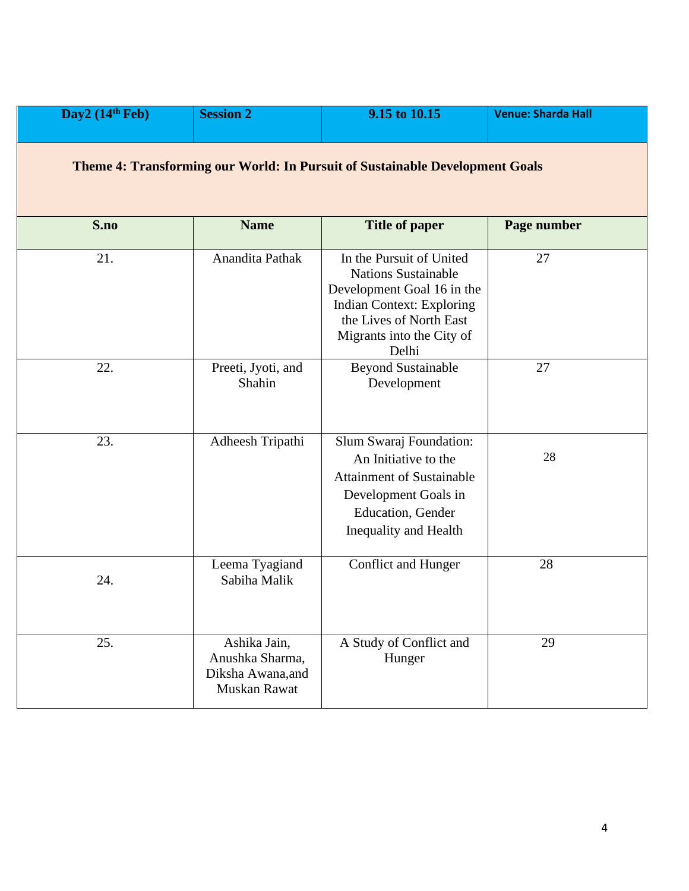| Day2 (14th Feb) | Session 2 | 9.15 to 10.15 | Venue: Sharda Hall |
|---|---|---|---|
| **Theme 4: Transforming our World: In Pursuit of Sustainable Development Goals** | | | |
| **S.no** | **Name** | **Title of paper** | **Page number** |
| 21. | Anandita Pathak | In the Pursuit of United Nations Sustainable Development Goal 16 in the Indian Context: Exploring the Lives of North East Migrants into the City of Delhi | 27 |
| 22. | Preeti, Jyoti, and Shahin | Beyond Sustainable Development | 27 |
| 23. | Adheesh Tripathi | Slum Swaraj Foundation: An Initiative to the Attainment of Sustainable Development Goals in Education, Gender Inequality and Health | 28 |
| 24. | Leema Tyagiand Sabiha Malik | Conflict and Hunger | 28 |
| 25. | Ashika Jain, Anushka Sharma, Diksha Awana,and Muskan Rawat | A Study of Conflict and Hunger | 29 |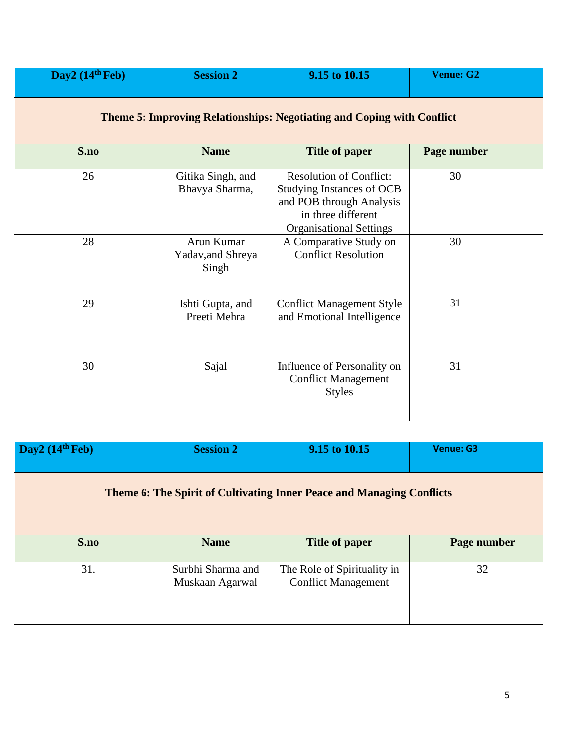| Day2 (14th Feb) | Session 2 | 9.15 to 10.15 | Venue: G2 |
|---|---|---|---|
| **Theme 5: Improving Relationships: Negotiating and Coping with Conflict** | | | |
| **S.no** | **Name** | **Title of paper** | **Page number** |
| 26 | Gitika Singh, and Bhavya Sharma, | Resolution of Conflict: Studying Instances of OCB and POB through Analysis in three different Organisational Settings | 30 |
| 28 | Arun Kumar Yadav,and Shreya Singh | A Comparative Study on Conflict Resolution | 30 |
| 29 | Ishti Gupta, and Preeti Mehra | Conflict Management Style and Emotional Intelligence | 31 |
| 30 | Sajal | Influence of Personality on Conflict Management Styles | 31 |

| Day2 (14th Feb) | Session 2 | 9.15 to 10.15 | Venue: G3 |
|---|---|---|---|
| **Theme 6: The Spirit of Cultivating Inner Peace and Managing Conflicts** | | | |
| **S.no** | **Name** | **Title of paper** | **Page number** |
| 31. | Surbhi Sharma and Muskaan Agarwal | The Role of Spirituality in Conflict Management | 32 |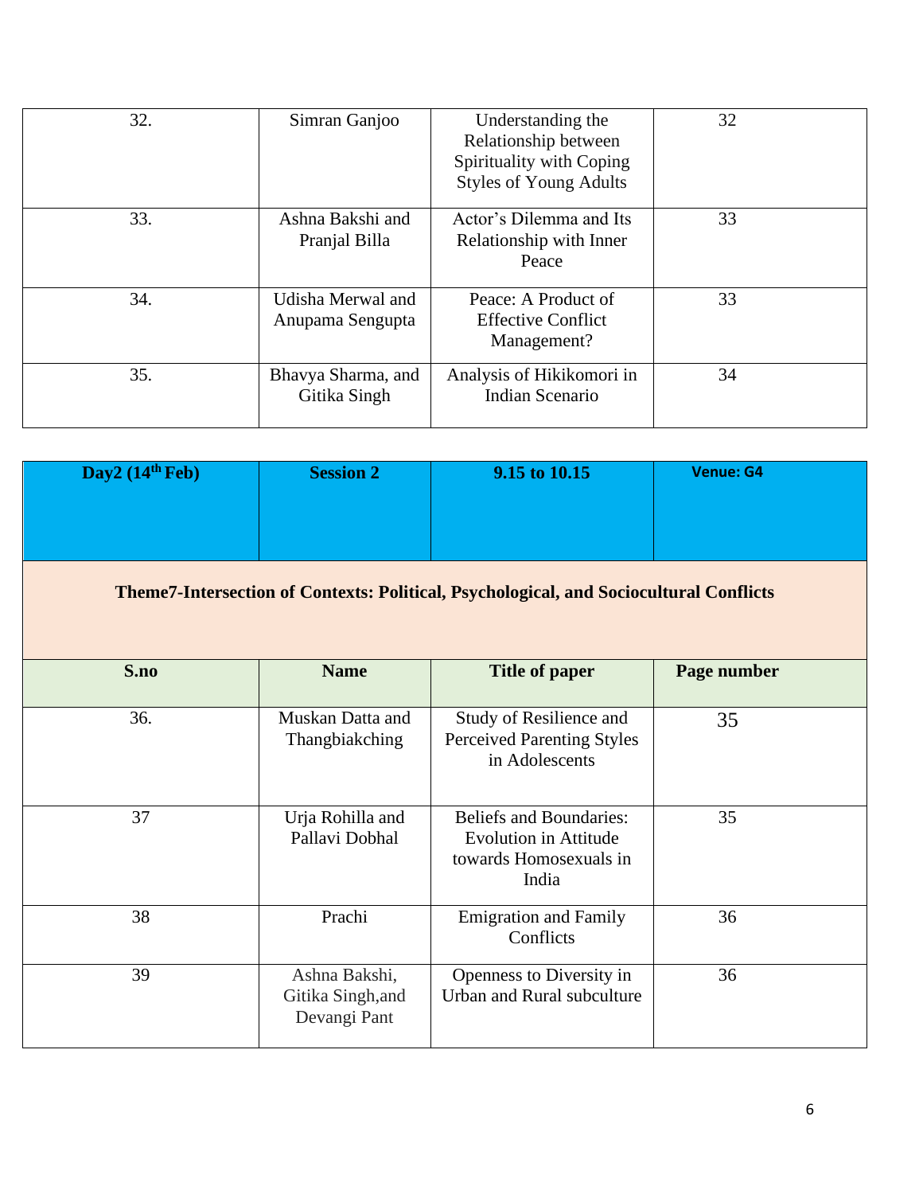| 32. | Simran Ganjoo | Understanding the Relationship between Spirituality with Coping Styles of Young Adults | 32 |
|---|---|---|---|
| 33. | Ashna Bakshi and Pranjal Billa | Actor's Dilemma and Its Relationship with Inner Peace | 33 |
| 34. | Udisha Merwal and Anupama Sengupta | Peace: A Product of Effective Conflict Management? | 33 |
| 35. | Bhavya Sharma, and Gitika Singh | Analysis of Hikikomori in Indian Scenario | 34 |

| **Day2 (14th Feb)** | **Session 2** | **9.15 to 10.15** | **Venue: G4** |
|---|---|---|---|
| **Theme7-Intersection of Contexts: Political, Psychological, and Sociocultural Conflicts** | | | |
| **S.no** | **Name** | **Title of paper** | **Page number** |
| 36. | Muskan Datta and Thangbiakching | Study of Resilience and Perceived Parenting Styles in Adolescents | 35 |
| 37 | Urja Rohilla and Pallavi Dobhal | Beliefs and Boundaries: Evolution in Attitude towards Homosexuals in India | 35 |
| 38 | Prachi | Emigration and Family Conflicts | 36 |
| 39 | Ashna Bakshi, Gitika Singh,and Devangi Pant | Openness to Diversity in Urban and Rural subculture | 36 |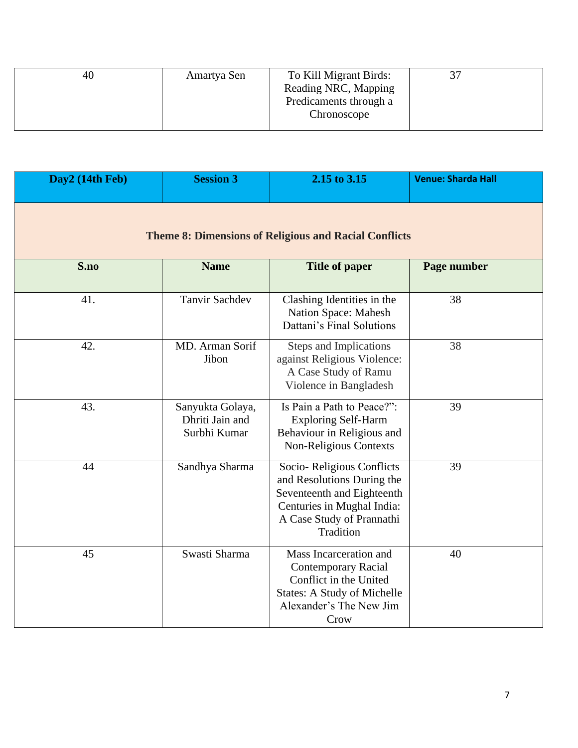| 40 | Amartya Sen | To Kill Migrant Birds: Reading NRC, Mapping Predicaments through a Chronoscope | 37 |
|---|---|---|---|

| **Day2 (14th Feb)** | **Session 3** | **2.15 to 3.15** | **Venue: Sharda Hall** |
|---|---|---|---|
| **Theme 8: Dimensions of Religious and Racial Conflicts** | | | |
| **S.no** | **Name** | **Title of paper** | **Page number** |
| 41. | Tanvir Sachdev | Clashing Identities in the Nation Space: Mahesh Dattani's Final Solutions | 38 |
| 42. | MD. Arman Sorif Jibon | Steps and Implications against Religious Violence: A Case Study of Ramu Violence in Bangladesh | 38 |
| 43. | Sanyukta Golaya, Dhriti Jain and Surbhi Kumar | Is Pain a Path to Peace?": Exploring Self-Harm Behaviour in Religious and Non-Religious Contexts | 39 |
| 44 | Sandhya Sharma | Socio- Religious Conflicts and Resolutions During the Seventeenth and Eighteenth Centuries in Mughal India: A Case Study of Prannathi Tradition | 39 |
| 45 | Swasti Sharma | Mass Incarceration and Contemporary Racial Conflict in the United States: A Study of Michelle Alexander's The New Jim Crow | 40 |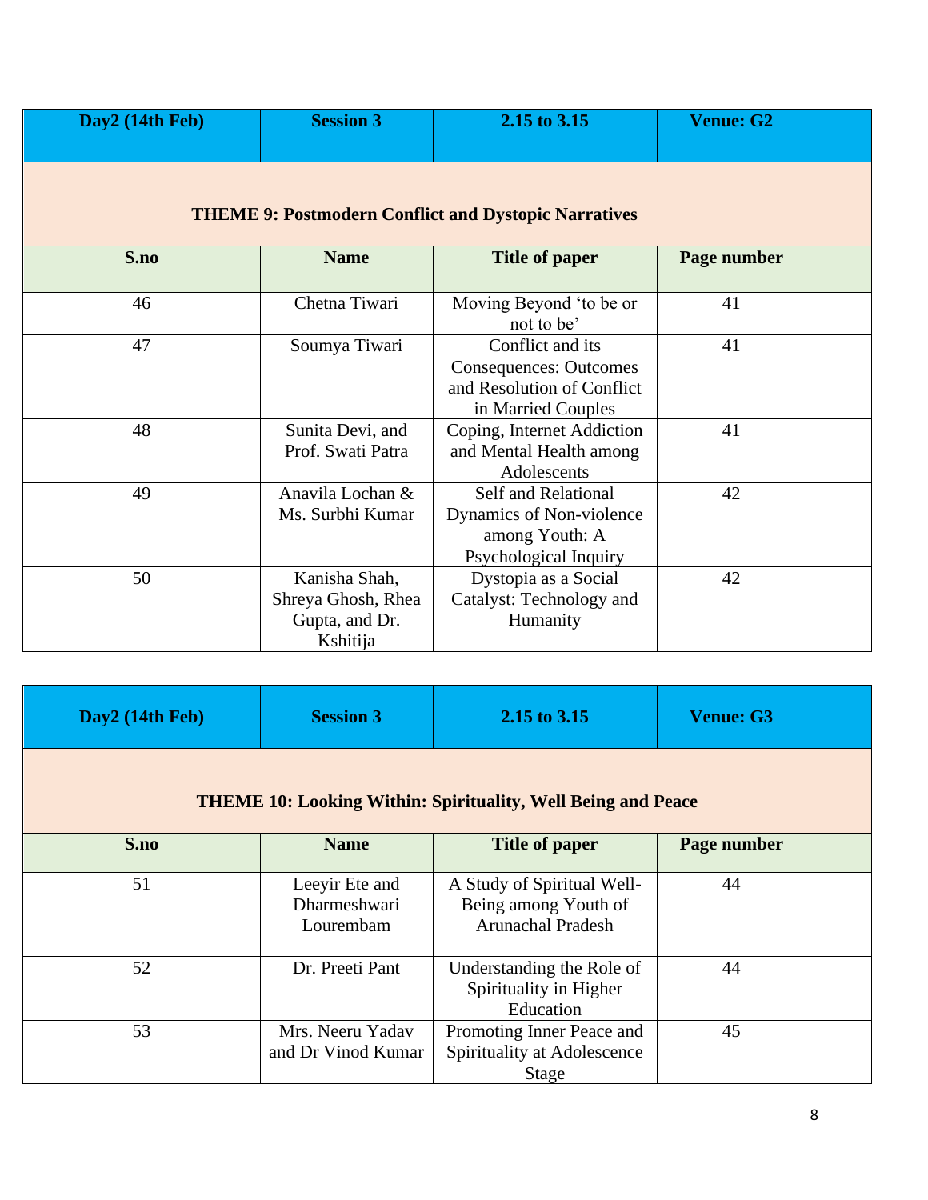| Day2 (14th Feb) | Session 3 | 2.15 to 3.15 | Venue: G2 |
|---|---|---|---|
| **THEME 9: Postmodern Conflict and Dystopic Narratives** | | | |
| **S.no** | **Name** | **Title of paper** | **Page number** |
| 46 | Chetna Tiwari | Moving Beyond 'to be or not to be' | 41 |
| 47 | Soumya Tiwari | Conflict and its Consequences: Outcomes and Resolution of Conflict in Married Couples | 41 |
| 48 | Sunita Devi, and Prof. Swati Patra | Coping, Internet Addiction and Mental Health among Adolescents | 41 |
| 49 | Anavila Lochan & Ms. Surbhi Kumar | Self and Relational Dynamics of Non-violence among Youth: A Psychological Inquiry | 42 |
| 50 | Kanisha Shah, Shreya Ghosh, Rhea Gupta, and Dr. Kshitija | Dystopia as a Social Catalyst: Technology and Humanity | 42 |

| Day2 (14th Feb) | Session 3 | 2.15 to 3.15 | Venue: G3 |
|---|---|---|---|
| **THEME 10: Looking Within: Spirituality, Well Being and Peace** | | | |
| **S.no** | **Name** | **Title of paper** | **Page number** |
| 51 | Leeyir Ete and Dharmeshwari Lourembam | A Study of Spiritual Well-Being among Youth of Arunachal Pradesh | 44 |
| 52 | Dr. Preeti Pant | Understanding the Role of Spirituality in Higher Education | 44 |
| 53 | Mrs. Neeru Yadav and Dr Vinod Kumar | Promoting Inner Peace and Spirituality at Adolescence Stage | 45 |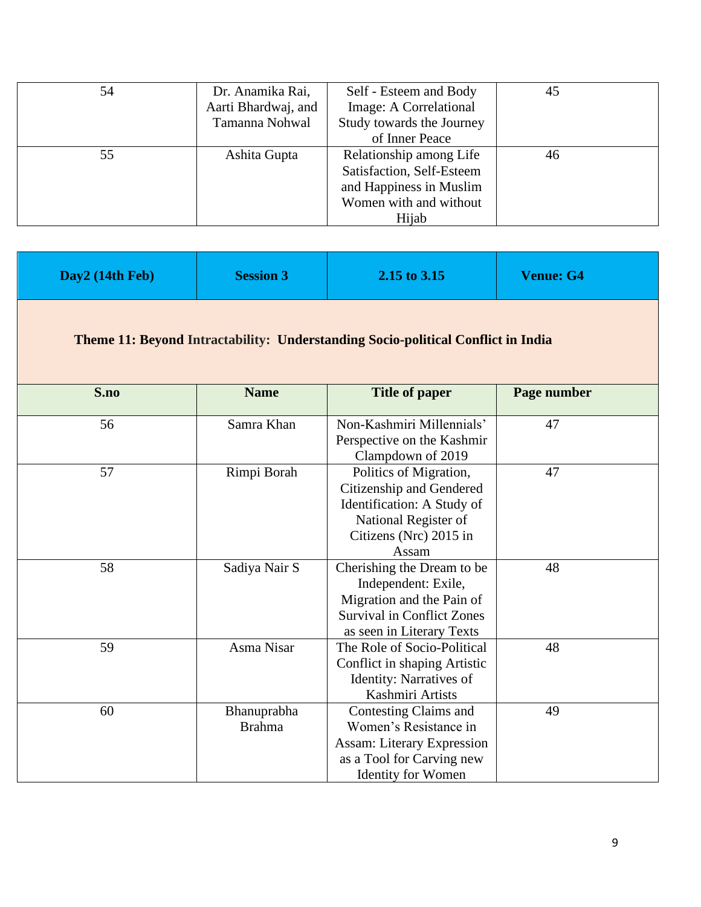| 54 | Dr. Anamika Rai, Aarti Bhardwaj, and Tamanna Nohwal | Self - Esteem and Body Image: A Correlational Study towards the Journey of Inner Peace | 45 |
|---|---|---|---|
| 55 | Ashita Gupta | Relationship among Life Satisfaction, Self-Esteem and Happiness in Muslim Women with and without Hijab | 46 |

| **Day2 (14th Feb)** | **Session 3** | **2.15 to 3.15** | **Venue: G4** |
|---|---|---|---|
| **Theme 11: Beyond Intractability: Understanding Socio-political Conflict in India** | | | |
| **S.no** | **Name** | **Title of paper** | **Page number** |
| 56 | Samra Khan | Non-Kashmiri Millennials' Perspective on the Kashmir Clampdown of 2019 | 47 |
| 57 | Rimpi Borah | Politics of Migration, Citizenship and Gendered Identification: A Study of National Register of Citizens (Nrc) 2015 in Assam | 47 |
| 58 | Sadiya Nair S | Cherishing the Dream to be Independent: Exile, Migration and the Pain of Survival in Conflict Zones as seen in Literary Texts | 48 |
| 59 | Asma Nisar | The Role of Socio-Political Conflict in shaping Artistic Identity: Narratives of Kashmiri Artists | 48 |
| 60 | Bhanuprabha Brahma | Contesting Claims and Women's Resistance in Assam: Literary Expression as a Tool for Carving new Identity for Women | 49 |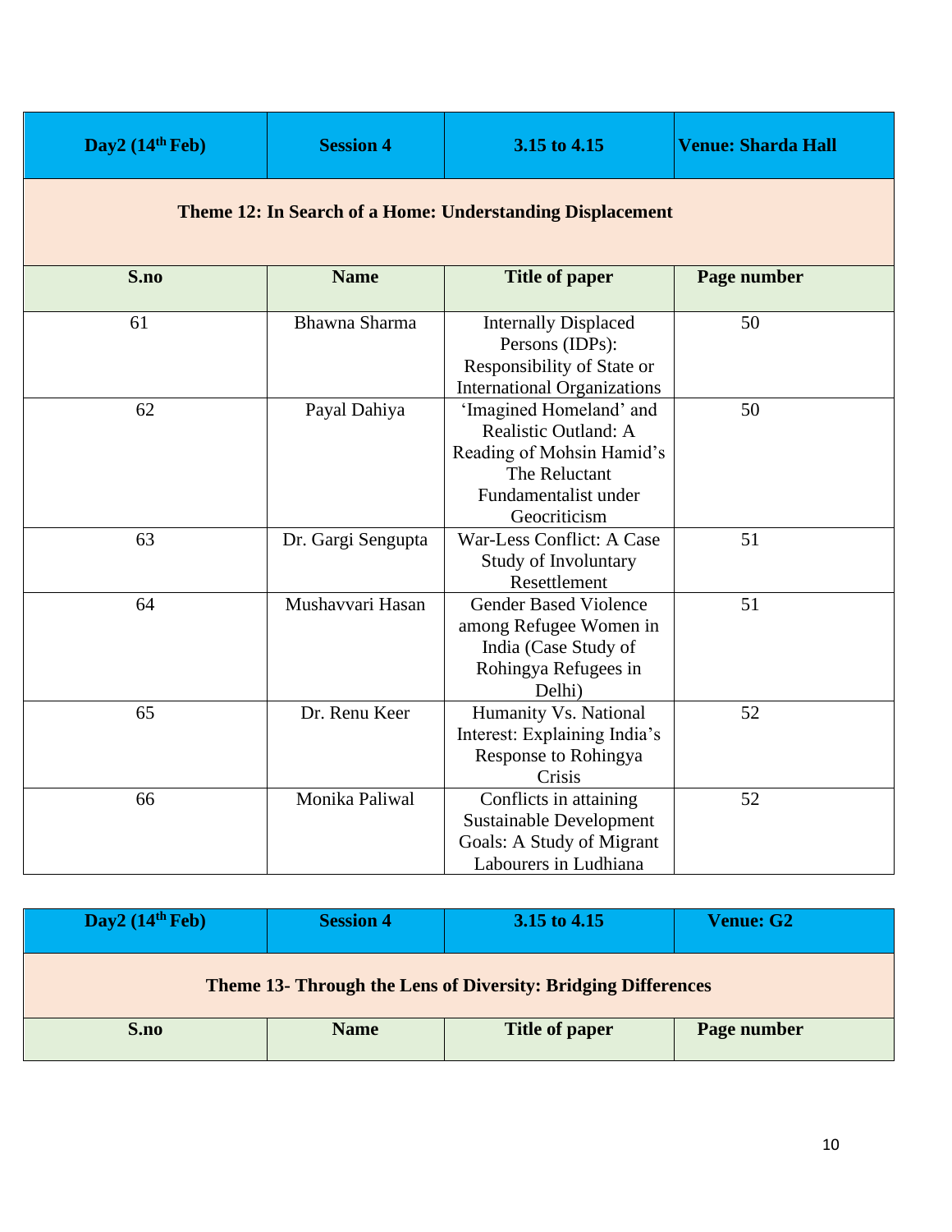| Day2 (14th Feb) | Session 4 | 3.15 to 4.15 | Venue: Sharda Hall |
|---|---|---|---|
| **Theme 12: In Search of a Home: Understanding Displacement** | | | |
| **S.no** | **Name** | **Title of paper** | **Page number** |
| 61 | Bhawna Sharma | Internally Displaced Persons (IDPs): Responsibility of State or International Organizations | 50 |
| 62 | Payal Dahiya | 'Imagined Homeland' and Realistic Outland: A Reading of Mohsin Hamid's The Reluctant Fundamentalist under Geocriticism | 50 |
| 63 | Dr. Gargi Sengupta | War-Less Conflict: A Case Study of Involuntary Resettlement | 51 |
| 64 | Mushavvari Hasan | Gender Based Violence among Refugee Women in India (Case Study of Rohingya Refugees in Delhi) | 51 |
| 65 | Dr. Renu Keer | Humanity Vs. National Interest: Explaining India's Response to Rohingya Crisis | 52 |
| 66 | Monika Paliwal | Conflicts in attaining Sustainable Development Goals: A Study of Migrant Labourers in Ludhiana | 52 |

| Day2 (14th Feb) | Session 4 | 3.15 to 4.15 | Venue: G2 |
|---|---|---|---|
| **Theme 13- Through the Lens of Diversity: Bridging Differences** | | | |
| **S.no** | **Name** | **Title of paper** | **Page number** |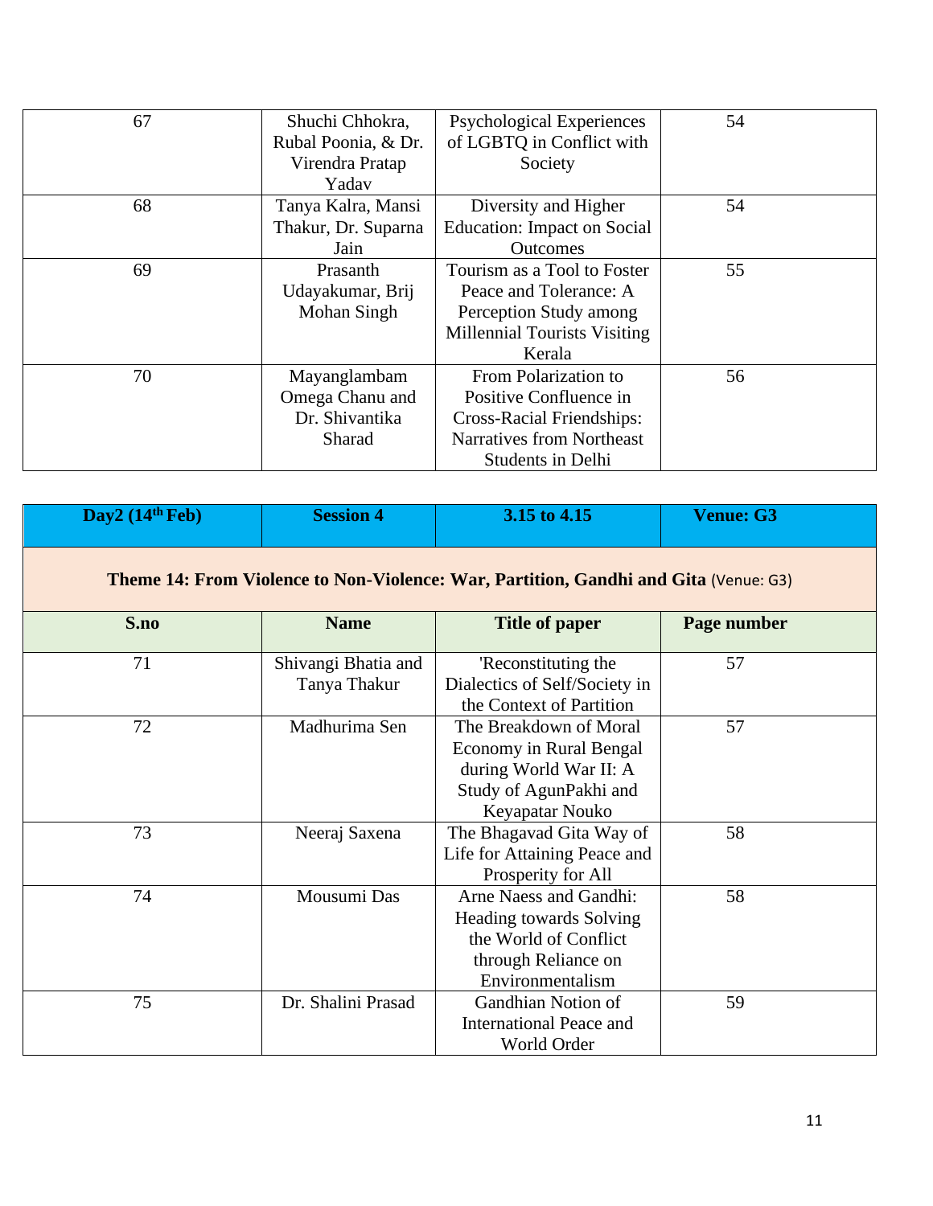| 67 | Shuchi Chhokra, Rubal Poonia, & Dr. Virendra Pratap Yadav | Psychological Experiences of LGBTQ in Conflict with Society | 54 |
|---|---|---|---|
| 68 | Tanya Kalra, Mansi Thakur, Dr. Suparna Jain | Diversity and Higher Education: Impact on Social Outcomes | 54 |
| 69 | Prasanth Udayakumar, Brij Mohan Singh | Tourism as a Tool to Foster Peace and Tolerance: A Perception Study among Millennial Tourists Visiting Kerala | 55 |
| 70 | Mayanglambam Omega Chanu and Dr. Shivantika Sharad | From Polarization to Positive Confluence in Cross-Racial Friendships: Narratives from Northeast Students in Delhi | 56 |

| **Day2 (14th Feb)** | **Session 4** | **3.15 to 4.15** | **Venue: G3** |
|---|---|---|---|
| **Theme 14: From Violence to Non-Violence: War, Partition, Gandhi and Gita** (Venue: G3) | | | |
| **S.no** | **Name** | **Title of paper** | **Page number** |
| 71 | Shivangi Bhatia and Tanya Thakur | 'Reconstituting the Dialectics of Self/Society in the Context of Partition | 57 |
| 72 | Madhurima Sen | The Breakdown of Moral Economy in Rural Bengal during World War II: A Study of AgunPakhi and Keyapatar Nouko | 57 |
| 73 | Neeraj Saxena | The Bhagavad Gita Way of Life for Attaining Peace and Prosperity for All | 58 |
| 74 | Mousumi Das | Arne Naess and Gandhi: Heading towards Solving the World of Conflict through Reliance on Environmentalism | 58 |
| 75 | Dr. Shalini Prasad | Gandhian Notion of International Peace and World Order | 59 |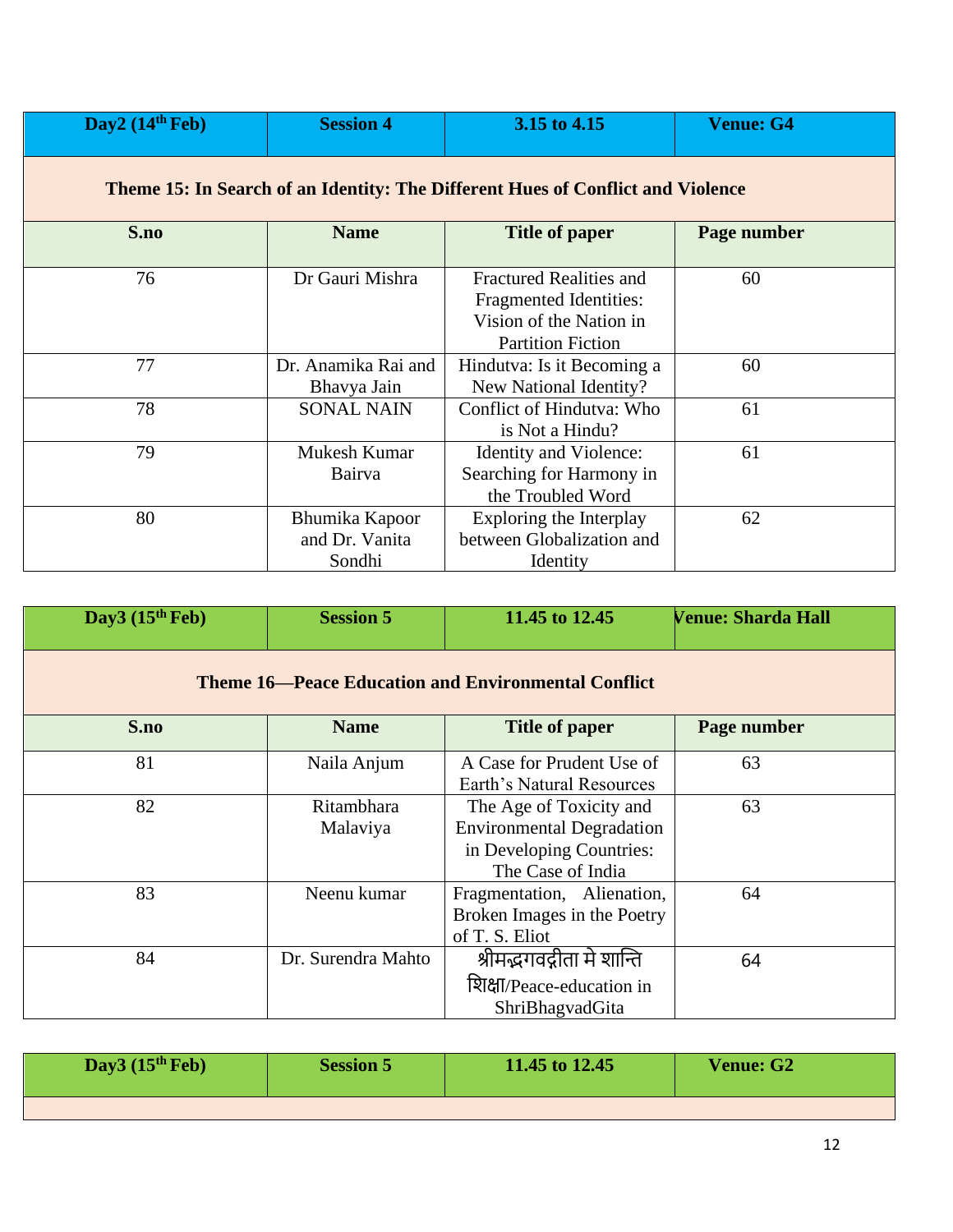| Day2 (14th Feb) | Session 4 | 3.15 to 4.15 | Venue: G4 |
|---|---|---|---|

**Theme 15: In Search of an Identity: The Different Hues of Conflict and Violence**

| S.no | Name | Title of paper | Page number |
|---|---|---|---|
| 76 | Dr Gauri Mishra | Fractured Realities and Fragmented Identities: Vision of the Nation in Partition Fiction | 60 |
| 77 | Dr. Anamika Rai and Bhavya Jain | Hindutva: Is it Becoming a New National Identity? | 60 |
| 78 | SONAL NAIN | Conflict of Hindutva: Who is Not a Hindu? | 61 |
| 79 | Mukesh Kumar Bairva | Identity and Violence: Searching for Harmony in the Troubled Word | 61 |
| 80 | Bhumika Kapoor and Dr. Vanita Sondhi | Exploring the Interplay between Globalization and Identity | 62 |

| Day3 (15th Feb) | Session 5 | 11.45 to 12.45 | Venue: Sharda Hall |
|---|---|---|---|

**Theme 16—Peace Education and Environmental Conflict**

| S.no | Name | Title of paper | Page number |
|---|---|---|---|
| 81 | Naila Anjum | A Case for Prudent Use of Earth's Natural Resources | 63 |
| 82 | Ritambhara Malaviya | The Age of Toxicity and Environmental Degradation in Developing Countries: The Case of India | 63 |
| 83 | Neenu kumar | Fragmentation, Alienation, Broken Images in the Poetry of T. S. Eliot | 64 |
| 84 | Dr. Surendra Mahto | श्रीमद्भगवद्गीता मे शान्ति शिक्षा/Peace-education in ShriBhagvadGita | 64 |

| Day3 (15th Feb) | Session 5 | 11.45 to 12.45 | Venue: G2 |
|---|---|---|---|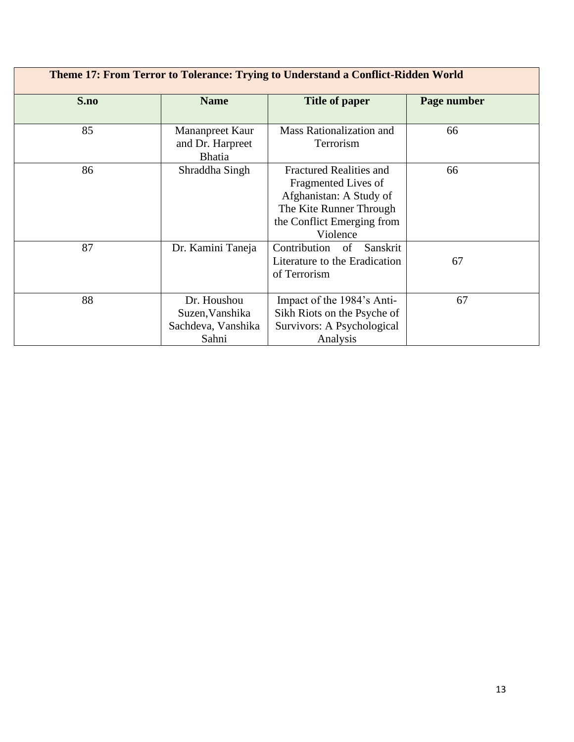| Theme 17: From Terror to Tolerance: Trying to Understand a Conflict-Ridden World | | | |
|---|---|---|---|
| **S.no** | **Name** | **Title of paper** | **Page number** |
| 85 | Mananpreet Kaur and Dr. Harpreet Bhatia | Mass Rationalization and Terrorism | 66 |
| 86 | Shraddha Singh | Fractured Realities and Fragmented Lives of Afghanistan: A Study of The Kite Runner Through the Conflict Emerging from Violence | 66 |
| 87 | Dr. Kamini Taneja | Contribution of Sanskrit Literature to the Eradication of Terrorism | 67 |
| 88 | Dr. Houshou Suzen,Vanshika Sachdeva, Vanshika Sahni | Impact of the 1984's Anti-Sikh Riots on the Psyche of Survivors: A Psychological Analysis | 67 |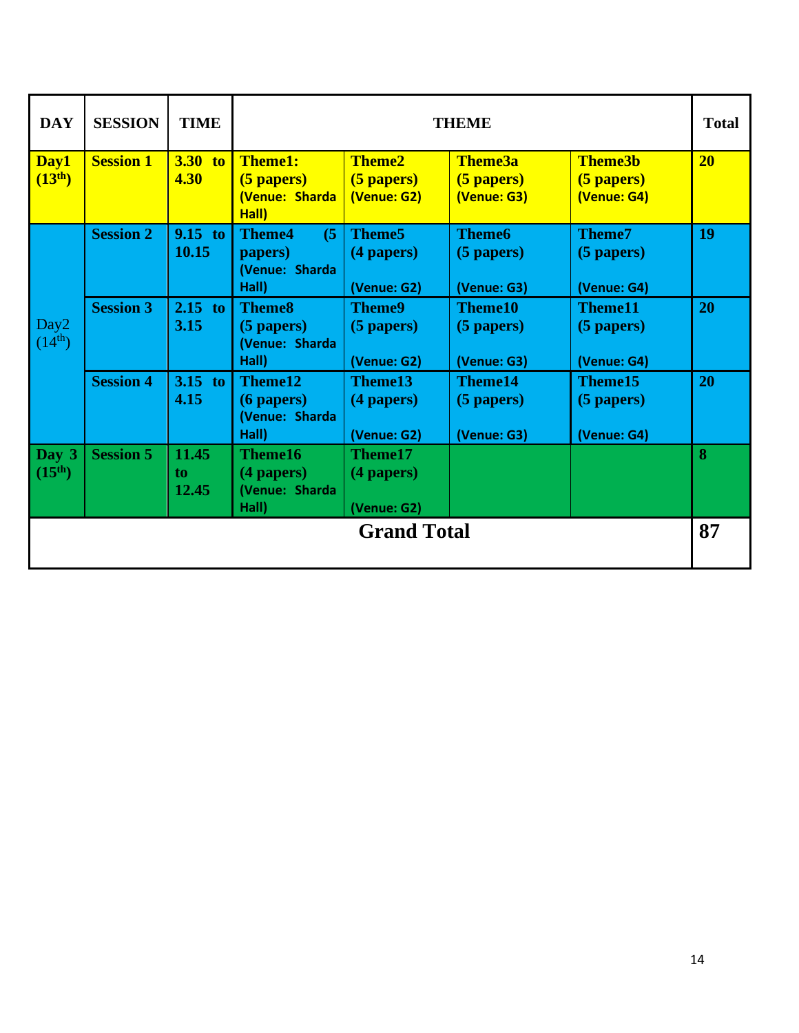| DAY | SESSION | TIME | THEME | | | | Total |
|---|---|---|---|---|---|---|---|
| **Day1 (13th)** | **Session 1** | **3.30 to 4.30** | **Theme1: (5 papers) (Venue: Sharda Hall)** | **Theme2 (5 papers) (Venue: G2)** | **Theme3a (5 papers) (Venue: G3)** | **Theme3b (5 papers) (Venue: G4)** | **20** |
| Day2 (14th) | **Session 2** | **9.15 to 10.15** | **Theme4 (5 papers) (Venue: Sharda Hall)** | **Theme5 (4 papers) (Venue: G2)** | **Theme6 (5 papers) (Venue: G3)** | **Theme7 (5 papers) (Venue: G4)** | **19** |
| | **Session 3** | **2.15 to 3.15** | **Theme8 (5 papers) (Venue: Sharda Hall)** | **Theme9 (5 papers) (Venue: G2)** | **Theme10 (5 papers) (Venue: G3)** | **Theme11 (5 papers) (Venue: G4)** | **20** |
| | **Session 4** | **3.15 to 4.15** | **Theme12 (6 papers) (Venue: Sharda Hall)** | **Theme13 (4 papers) (Venue: G2)** | **Theme14 (5 papers) (Venue: G3)** | **Theme15 (5 papers) (Venue: G4)** | **20** |
| **Day 3 (15th)** | **Session 5** | **11.45 to 12.45** | **Theme16 (4 papers) (Venue: Sharda Hall)** | **Theme17 (4 papers) (Venue: G2)** | | | **8** |
| **Grand Total** | | | | | | | **87** |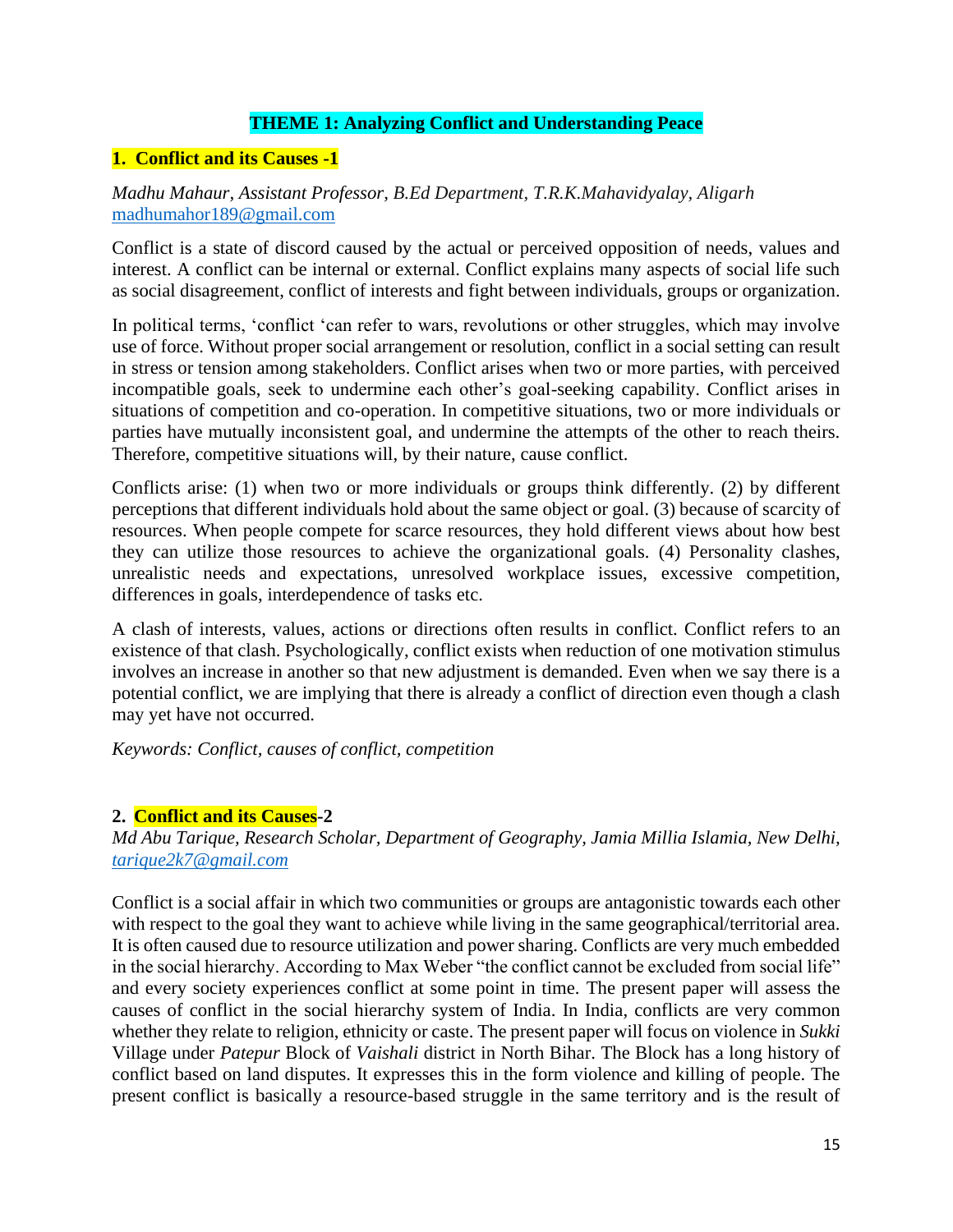# THEME 1: Analyzing Conflict and Understanding Peace

## 1. Conflict and its Causes -1

*Madhu Mahaur, Assistant Professor, B.Ed Department, T.R.K.Mahavidyalay, Aligarh*
madhumahor189@gmail.com

Conflict is a state of discord caused by the actual or perceived opposition of needs, values and interest. A conflict can be internal or external. Conflict explains many aspects of social life such as social disagreement, conflict of interests and fight between individuals, groups or organization.

In political terms, 'conflict 'can refer to wars, revolutions or other struggles, which may involve use of force. Without proper social arrangement or resolution, conflict in a social setting can result in stress or tension among stakeholders. Conflict arises when two or more parties, with perceived incompatible goals, seek to undermine each other's goal-seeking capability. Conflict arises in situations of competition and co-operation. In competitive situations, two or more individuals or parties have mutually inconsistent goal, and undermine the attempts of the other to reach theirs. Therefore, competitive situations will, by their nature, cause conflict.

Conflicts arise: (1) when two or more individuals or groups think differently. (2) by different perceptions that different individuals hold about the same object or goal. (3) because of scarcity of resources. When people compete for scarce resources, they hold different views about how best they can utilize those resources to achieve the organizational goals. (4) Personality clashes, unrealistic needs and expectations, unresolved workplace issues, excessive competition, differences in goals, interdependence of tasks etc.

A clash of interests, values, actions or directions often results in conflict. Conflict refers to an existence of that clash. Psychologically, conflict exists when reduction of one motivation stimulus involves an increase in another so that new adjustment is demanded. Even when we say there is a potential conflict, we are implying that there is already a conflict of direction even though a clash may yet have not occurred.

*Keywords: Conflict, causes of conflict, competition*

## 2. Conflict and its Causes-2

*Md Abu Tarique, Research Scholar, Department of Geography, Jamia Millia Islamia, New Delhi, tarique2k7@gmail.com*

Conflict is a social affair in which two communities or groups are antagonistic towards each other with respect to the goal they want to achieve while living in the same geographical/territorial area. It is often caused due to resource utilization and power sharing. Conflicts are very much embedded in the social hierarchy. According to Max Weber "the conflict cannot be excluded from social life" and every society experiences conflict at some point in time. The present paper will assess the causes of conflict in the social hierarchy system of India. In India, conflicts are very common whether they relate to religion, ethnicity or caste. The present paper will focus on violence in *Sukki* Village under *Patepur* Block of *Vaishali* district in North Bihar. The Block has a long history of conflict based on land disputes. It expresses this in the form violence and killing of people. The present conflict is basically a resource-based struggle in the same territory and is the result of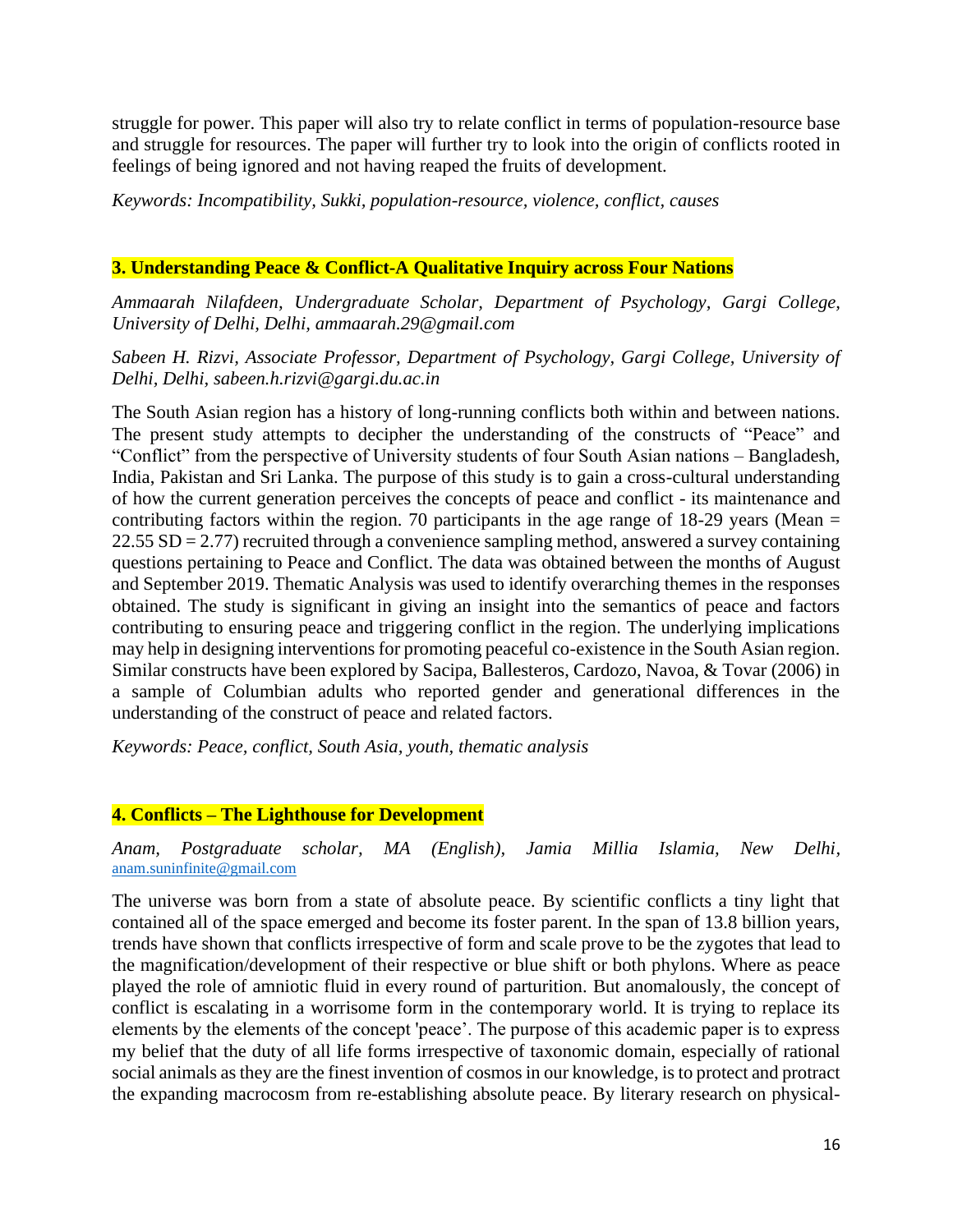struggle for power. This paper will also try to relate conflict in terms of population-resource base and struggle for resources. The paper will further try to look into the origin of conflicts rooted in feelings of being ignored and not having reaped the fruits of development.

*Keywords: Incompatibility, Sukki, population-resource, violence, conflict, causes*

### 3. Understanding Peace & Conflict-A Qualitative Inquiry across Four Nations

*Ammaarah Nilafdeen, Undergraduate Scholar, Department of Psychology, Gargi College, University of Delhi, Delhi, ammaarah.29@gmail.com*

*Sabeen H. Rizvi, Associate Professor, Department of Psychology, Gargi College, University of Delhi, Delhi, sabeen.h.rizvi@gargi.du.ac.in*

The South Asian region has a history of long-running conflicts both within and between nations. The present study attempts to decipher the understanding of the constructs of "Peace" and "Conflict" from the perspective of University students of four South Asian nations – Bangladesh, India, Pakistan and Sri Lanka. The purpose of this study is to gain a cross-cultural understanding of how the current generation perceives the concepts of peace and conflict - its maintenance and contributing factors within the region. 70 participants in the age range of 18-29 years (Mean = 22.55 SD = 2.77) recruited through a convenience sampling method, answered a survey containing questions pertaining to Peace and Conflict. The data was obtained between the months of August and September 2019. Thematic Analysis was used to identify overarching themes in the responses obtained. The study is significant in giving an insight into the semantics of peace and factors contributing to ensuring peace and triggering conflict in the region. The underlying implications may help in designing interventions for promoting peaceful co-existence in the South Asian region. Similar constructs have been explored by Sacipa, Ballesteros, Cardozo, Navoa, & Tovar (2006) in a sample of Columbian adults who reported gender and generational differences in the understanding of the construct of peace and related factors.

*Keywords: Peace, conflict, South Asia, youth, thematic analysis*

### 4. Conflicts – The Lighthouse for Development

*Anam, Postgraduate scholar, MA (English), Jamia Millia Islamia, New Delhi,* anam.suninfinite@gmail.com

The universe was born from a state of absolute peace. By scientific conflicts a tiny light that contained all of the space emerged and become its foster parent. In the span of 13.8 billion years, trends have shown that conflicts irrespective of form and scale prove to be the zygotes that lead to the magnification/development of their respective or blue shift or both phylons. Where as peace played the role of amniotic fluid in every round of parturition. But anomalously, the concept of conflict is escalating in a worrisome form in the contemporary world. It is trying to replace its elements by the elements of the concept 'peace'. The purpose of this academic paper is to express my belief that the duty of all life forms irrespective of taxonomic domain, especially of rational social animals as they are the finest invention of cosmos in our knowledge, is to protect and protract the expanding macrocosm from re-establishing absolute peace. By literary research on physical-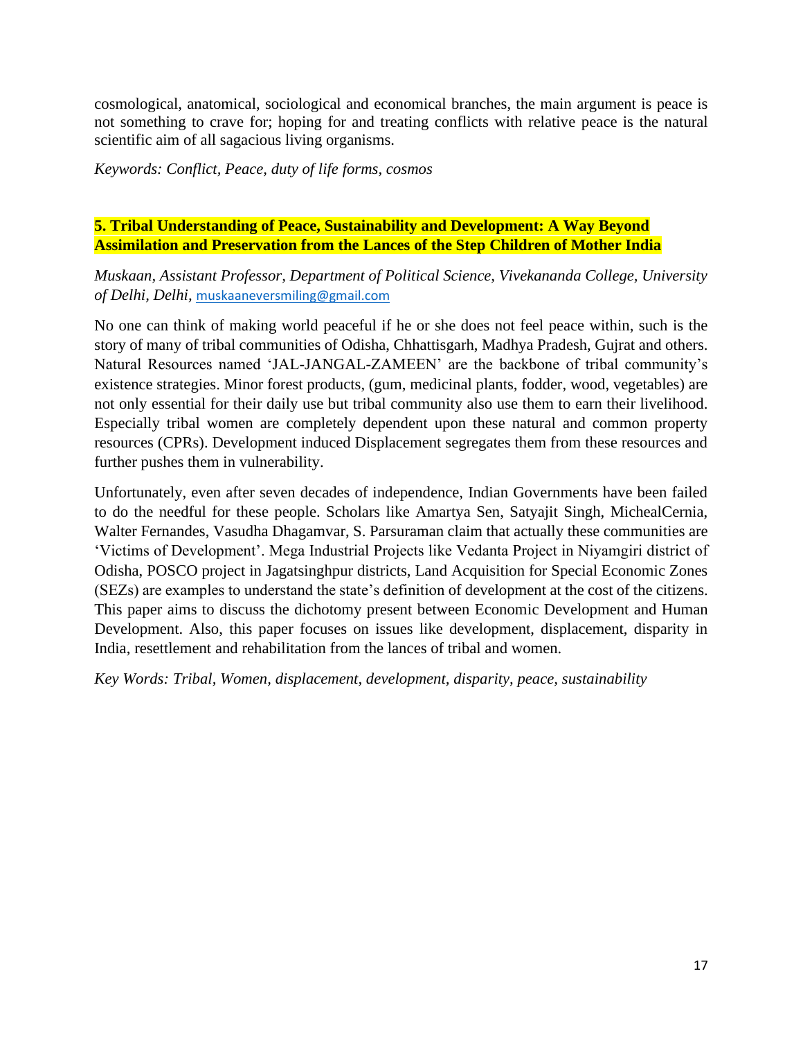cosmological, anatomical, sociological and economical branches, the main argument is peace is not something to crave for; hoping for and treating conflicts with relative peace is the natural scientific aim of all sagacious living organisms.

*Keywords: Conflict, Peace, duty of life forms, cosmos*

## 5. Tribal Understanding of Peace, Sustainability and Development: A Way Beyond Assimilation and Preservation from the Lances of the Step Children of Mother India

*Muskaan, Assistant Professor, Department of Political Science, Vivekananda College, University of Delhi, Delhi,* muskaaneversmiling@gmail.com

No one can think of making world peaceful if he or she does not feel peace within, such is the story of many of tribal communities of Odisha, Chhattisgarh, Madhya Pradesh, Gujrat and others. Natural Resources named 'JAL-JANGAL-ZAMEEN' are the backbone of tribal community's existence strategies. Minor forest products, (gum, medicinal plants, fodder, wood, vegetables) are not only essential for their daily use but tribal community also use them to earn their livelihood. Especially tribal women are completely dependent upon these natural and common property resources (CPRs). Development induced Displacement segregates them from these resources and further pushes them in vulnerability.

Unfortunately, even after seven decades of independence, Indian Governments have been failed to do the needful for these people. Scholars like Amartya Sen, Satyajit Singh, MichealCernia, Walter Fernandes, Vasudha Dhagamvar, S. Parsuraman claim that actually these communities are 'Victims of Development'. Mega Industrial Projects like Vedanta Project in Niyamgiri district of Odisha, POSCO project in Jagatsinghpur districts, Land Acquisition for Special Economic Zones (SEZs) are examples to understand the state's definition of development at the cost of the citizens. This paper aims to discuss the dichotomy present between Economic Development and Human Development. Also, this paper focuses on issues like development, displacement, disparity in India, resettlement and rehabilitation from the lances of tribal and women.

*Key Words: Tribal, Women, displacement, development, disparity, peace, sustainability*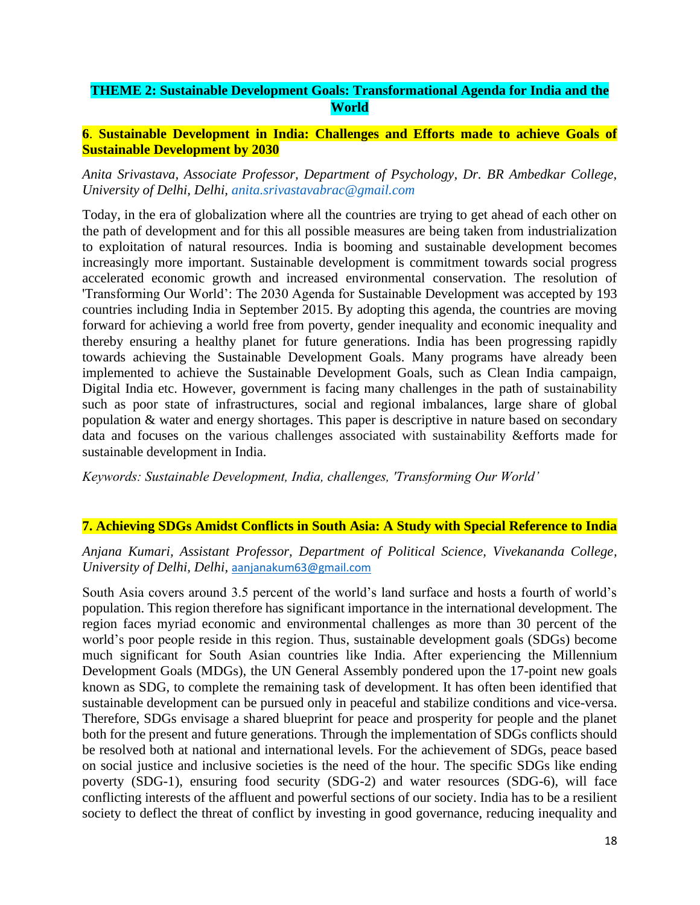## THEME 2: Sustainable Development Goals: Transformational Agenda for India and the World

### 6. Sustainable Development in India: Challenges and Efforts made to achieve Goals of Sustainable Development by 2030

*Anita Srivastava, Associate Professor, Department of Psychology, Dr. BR Ambedkar College, University of Delhi, Delhi, anita.srivastavabrac@gmail.com*

Today, in the era of globalization where all the countries are trying to get ahead of each other on the path of development and for this all possible measures are being taken from industrialization to exploitation of natural resources. India is booming and sustainable development becomes increasingly more important. Sustainable development is commitment towards social progress accelerated economic growth and increased environmental conservation. The resolution of 'Transforming Our World': The 2030 Agenda for Sustainable Development was accepted by 193 countries including India in September 2015. By adopting this agenda, the countries are moving forward for achieving a world free from poverty, gender inequality and economic inequality and thereby ensuring a healthy planet for future generations. India has been progressing rapidly towards achieving the Sustainable Development Goals. Many programs have already been implemented to achieve the Sustainable Development Goals, such as Clean India campaign, Digital India etc. However, government is facing many challenges in the path of sustainability such as poor state of infrastructures, social and regional imbalances, large share of global population & water and energy shortages. This paper is descriptive in nature based on secondary data and focuses on the various challenges associated with sustainability &efforts made for sustainable development in India.

*Keywords: Sustainable Development, India, challenges, 'Transforming Our World'*

### 7. Achieving SDGs Amidst Conflicts in South Asia: A Study with Special Reference to India

*Anjana Kumari, Assistant Professor, Department of Political Science, Vivekananda College, University of Delhi, Delhi,* aanjanakum63@gmail.com

South Asia covers around 3.5 percent of the world's land surface and hosts a fourth of world's population. This region therefore has significant importance in the international development. The region faces myriad economic and environmental challenges as more than 30 percent of the world's poor people reside in this region. Thus, sustainable development goals (SDGs) become much significant for South Asian countries like India. After experiencing the Millennium Development Goals (MDGs), the UN General Assembly pondered upon the 17-point new goals known as SDG, to complete the remaining task of development. It has often been identified that sustainable development can be pursued only in peaceful and stabilize conditions and vice-versa. Therefore, SDGs envisage a shared blueprint for peace and prosperity for people and the planet both for the present and future generations. Through the implementation of SDGs conflicts should be resolved both at national and international levels. For the achievement of SDGs, peace based on social justice and inclusive societies is the need of the hour. The specific SDGs like ending poverty (SDG-1), ensuring food security (SDG-2) and water resources (SDG-6), will face conflicting interests of the affluent and powerful sections of our society. India has to be a resilient society to deflect the threat of conflict by investing in good governance, reducing inequality and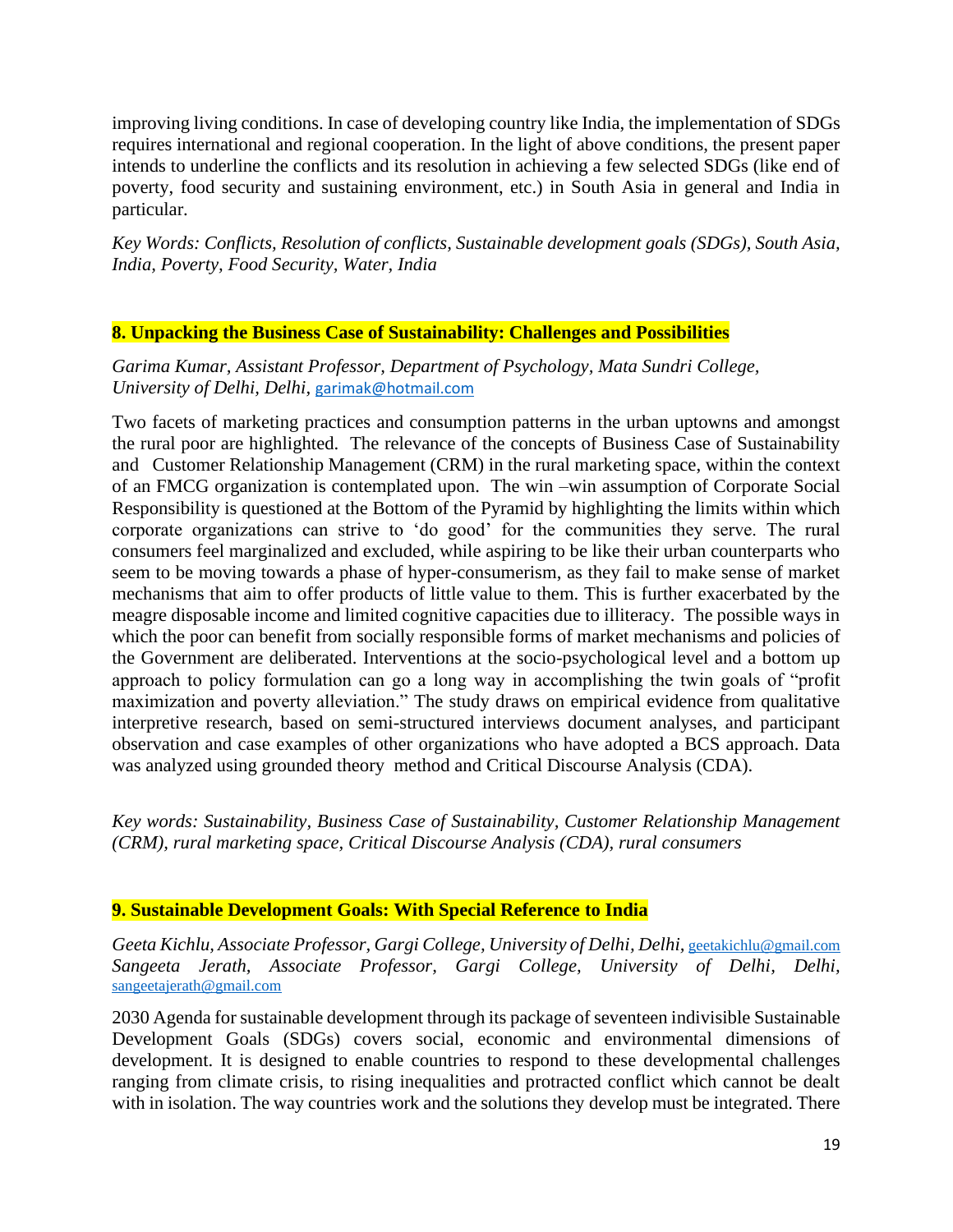improving living conditions. In case of developing country like India, the implementation of SDGs requires international and regional cooperation. In the light of above conditions, the present paper intends to underline the conflicts and its resolution in achieving a few selected SDGs (like end of poverty, food security and sustaining environment, etc.) in South Asia in general and India in particular.

*Key Words: Conflicts, Resolution of conflicts, Sustainable development goals (SDGs), South Asia, India, Poverty, Food Security, Water, India*

## 8. Unpacking the Business Case of Sustainability: Challenges and Possibilities

*Garima Kumar, Assistant Professor, Department of Psychology, Mata Sundri College, University of Delhi, Delhi*, garimak@hotmail.com

Two facets of marketing practices and consumption patterns in the urban uptowns and amongst the rural poor are highlighted. The relevance of the concepts of Business Case of Sustainability and Customer Relationship Management (CRM) in the rural marketing space, within the context of an FMCG organization is contemplated upon. The win –win assumption of Corporate Social Responsibility is questioned at the Bottom of the Pyramid by highlighting the limits within which corporate organizations can strive to 'do good' for the communities they serve. The rural consumers feel marginalized and excluded, while aspiring to be like their urban counterparts who seem to be moving towards a phase of hyper-consumerism, as they fail to make sense of market mechanisms that aim to offer products of little value to them. This is further exacerbated by the meagre disposable income and limited cognitive capacities due to illiteracy. The possible ways in which the poor can benefit from socially responsible forms of market mechanisms and policies of the Government are deliberated. Interventions at the socio-psychological level and a bottom up approach to policy formulation can go a long way in accomplishing the twin goals of "profit maximization and poverty alleviation." The study draws on empirical evidence from qualitative interpretive research, based on semi-structured interviews document analyses, and participant observation and case examples of other organizations who have adopted a BCS approach. Data was analyzed using grounded theory method and Critical Discourse Analysis (CDA).

*Key words: Sustainability, Business Case of Sustainability, Customer Relationship Management (CRM), rural marketing space, Critical Discourse Analysis (CDA), rural consumers*

## 9. Sustainable Development Goals: With Special Reference to India

*Geeta Kichlu, Associate Professor, Gargi College, University of Delhi, Delhi*, geetakichlu@gmail.com
*Sangeeta Jerath, Associate Professor, Gargi College, University of Delhi, Delhi*, sangeetajerath@gmail.com

2030 Agenda for sustainable development through its package of seventeen indivisible Sustainable Development Goals (SDGs) covers social, economic and environmental dimensions of development. It is designed to enable countries to respond to these developmental challenges ranging from climate crisis, to rising inequalities and protracted conflict which cannot be dealt with in isolation. The way countries work and the solutions they develop must be integrated. There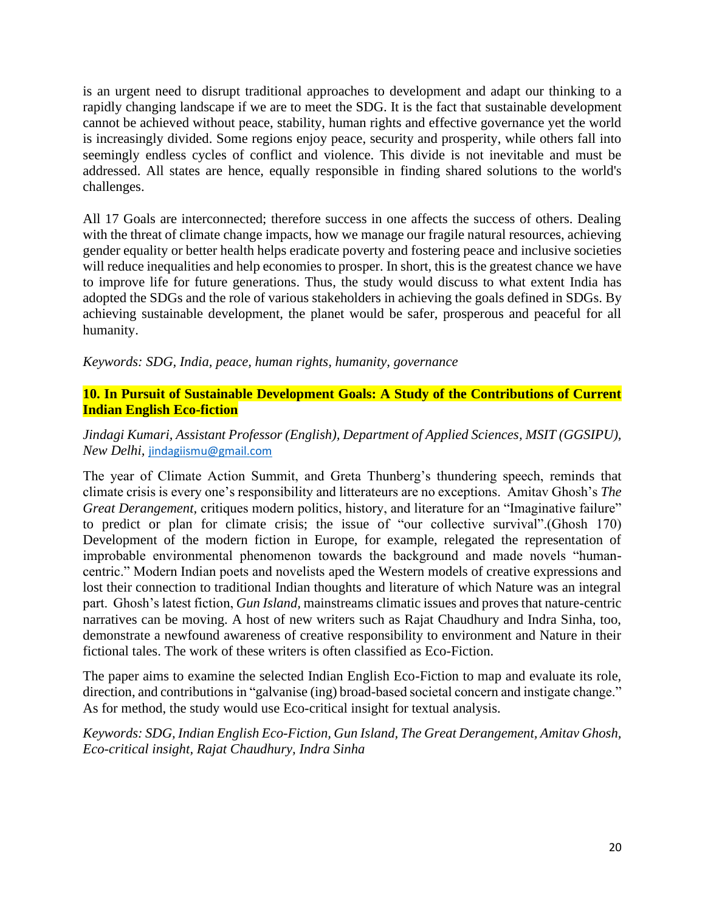is an urgent need to disrupt traditional approaches to development and adapt our thinking to a rapidly changing landscape if we are to meet the SDG. It is the fact that sustainable development cannot be achieved without peace, stability, human rights and effective governance yet the world is increasingly divided. Some regions enjoy peace, security and prosperity, while others fall into seemingly endless cycles of conflict and violence. This divide is not inevitable and must be addressed. All states are hence, equally responsible in finding shared solutions to the world's challenges.

All 17 Goals are interconnected; therefore success in one affects the success of others. Dealing with the threat of climate change impacts, how we manage our fragile natural resources, achieving gender equality or better health helps eradicate poverty and fostering peace and inclusive societies will reduce inequalities and help economies to prosper. In short, this is the greatest chance we have to improve life for future generations. Thus, the study would discuss to what extent India has adopted the SDGs and the role of various stakeholders in achieving the goals defined in SDGs. By achieving sustainable development, the planet would be safer, prosperous and peaceful for all humanity.

*Keywords: SDG, India, peace, human rights, humanity, governance*

### 10. In Pursuit of Sustainable Development Goals: A Study of the Contributions of Current Indian English Eco-fiction

*Jindagi Kumari, Assistant Professor (English), Department of Applied Sciences, MSIT (GGSIPU), New Delhi,* jindagiismu@gmail.com

The year of Climate Action Summit, and Greta Thunberg's thundering speech, reminds that climate crisis is every one's responsibility and litterateurs are no exceptions. Amitav Ghosh's *The Great Derangement*, critiques modern politics, history, and literature for an "Imaginative failure" to predict or plan for climate crisis; the issue of "our collective survival".(Ghosh 170) Development of the modern fiction in Europe, for example, relegated the representation of improbable environmental phenomenon towards the background and made novels "human-centric." Modern Indian poets and novelists aped the Western models of creative expressions and lost their connection to traditional Indian thoughts and literature of which Nature was an integral part. Ghosh's latest fiction, *Gun Island,* mainstreams climatic issues and proves that nature-centric narratives can be moving. A host of new writers such as Rajat Chaudhury and Indra Sinha, too, demonstrate a newfound awareness of creative responsibility to environment and Nature in their fictional tales. The work of these writers is often classified as Eco-Fiction.

The paper aims to examine the selected Indian English Eco-Fiction to map and evaluate its role, direction, and contributions in "galvanise (ing) broad-based societal concern and instigate change." As for method, the study would use Eco-critical insight for textual analysis.

*Keywords: SDG, Indian English Eco-Fiction, Gun Island, The Great Derangement, Amitav Ghosh, Eco-critical insight, Rajat Chaudhury, Indra Sinha*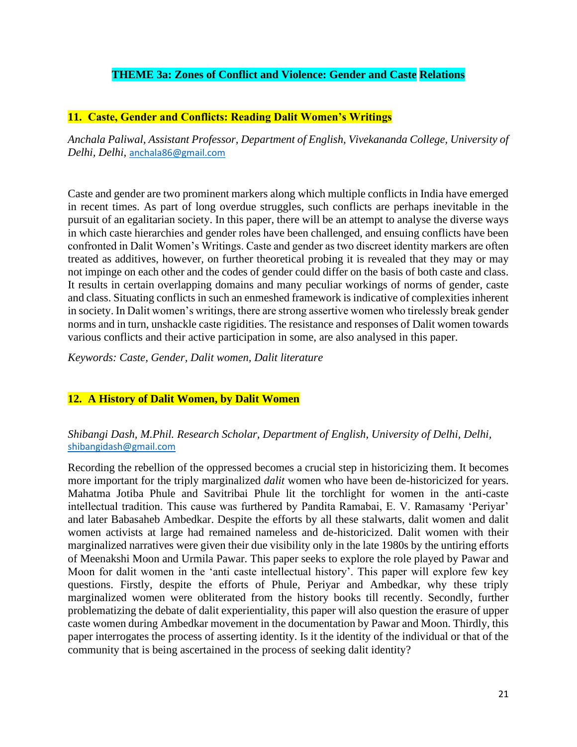## THEME 3a: Zones of Conflict and Violence: Gender and Caste Relations

### 11. Caste, Gender and Conflicts: Reading Dalit Women's Writings

*Anchala Paliwal, Assistant Professor, Department of English, Vivekananda College, University of Delhi, Delhi,* anchala86@gmail.com

Caste and gender are two prominent markers along which multiple conflicts in India have emerged in recent times. As part of long overdue struggles, such conflicts are perhaps inevitable in the pursuit of an egalitarian society. In this paper, there will be an attempt to analyse the diverse ways in which caste hierarchies and gender roles have been challenged, and ensuing conflicts have been confronted in Dalit Women's Writings. Caste and gender as two discreet identity markers are often treated as additives, however, on further theoretical probing it is revealed that they may or may not impinge on each other and the codes of gender could differ on the basis of both caste and class. It results in certain overlapping domains and many peculiar workings of norms of gender, caste and class. Situating conflicts in such an enmeshed framework is indicative of complexities inherent in society. In Dalit women's writings, there are strong assertive women who tirelessly break gender norms and in turn, unshackle caste rigidities. The resistance and responses of Dalit women towards various conflicts and their active participation in some, are also analysed in this paper.

*Keywords: Caste, Gender, Dalit women, Dalit literature*

### 12. A History of Dalit Women, by Dalit Women

*Shibangi Dash, M.Phil. Research Scholar, Department of English, University of Delhi, Delhi,* shibangidash@gmail.com

Recording the rebellion of the oppressed becomes a crucial step in historicizing them. It becomes more important for the triply marginalized *dalit* women who have been de-historicized for years. Mahatma Jotiba Phule and Savitribai Phule lit the torchlight for women in the anti-caste intellectual tradition. This cause was furthered by Pandita Ramabai, E. V. Ramasamy 'Periyar' and later Babasaheb Ambedkar. Despite the efforts by all these stalwarts, dalit women and dalit women activists at large had remained nameless and de-historicized. Dalit women with their marginalized narratives were given their due visibility only in the late 1980s by the untiring efforts of Meenakshi Moon and Urmila Pawar. This paper seeks to explore the role played by Pawar and Moon for dalit women in the 'anti caste intellectual history'. This paper will explore few key questions. Firstly, despite the efforts of Phule, Periyar and Ambedkar, why these triply marginalized women were obliterated from the history books till recently. Secondly, further problematizing the debate of dalit experientiality, this paper will also question the erasure of upper caste women during Ambedkar movement in the documentation by Pawar and Moon. Thirdly, this paper interrogates the process of asserting identity. Is it the identity of the individual or that of the community that is being ascertained in the process of seeking dalit identity?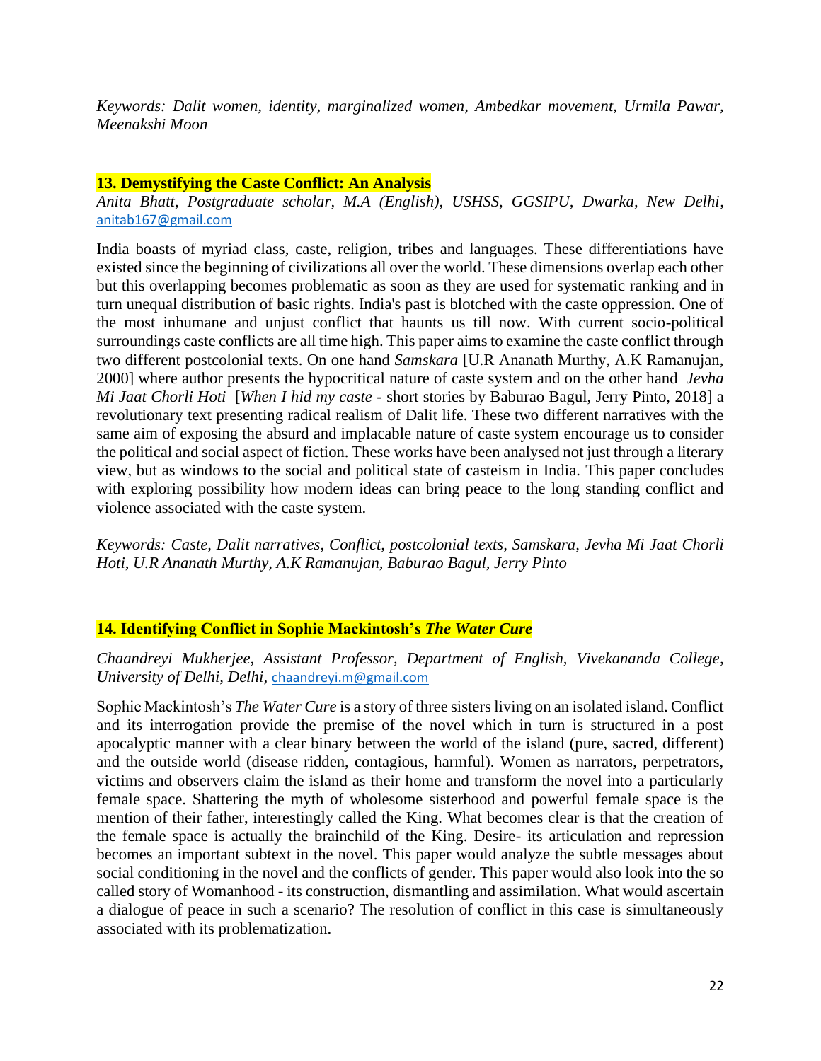*Keywords: Dalit women, identity, marginalized women, Ambedkar movement, Urmila Pawar, Meenakshi Moon*

## 13. Demystifying the Caste Conflict: An Analysis

*Anita Bhatt, Postgraduate scholar, M.A (English), USHSS, GGSIPU, Dwarka, New Delhi,* anitab167@gmail.com

India boasts of myriad class, caste, religion, tribes and languages. These differentiations have existed since the beginning of civilizations all over the world. These dimensions overlap each other but this overlapping becomes problematic as soon as they are used for systematic ranking and in turn unequal distribution of basic rights. India's past is blotched with the caste oppression. One of the most inhumane and unjust conflict that haunts us till now. With current socio-political surroundings caste conflicts are all time high. This paper aims to examine the caste conflict through two different postcolonial texts. On one hand *Samskara* [U.R Ananath Murthy, A.K Ramanujan, 2000] where author presents the hypocritical nature of caste system and on the other hand *Jevha Mi Jaat Chorli Hoti* [*When I hid my caste* - short stories by Baburao Bagul, Jerry Pinto, 2018] a revolutionary text presenting radical realism of Dalit life. These two different narratives with the same aim of exposing the absurd and implacable nature of caste system encourage us to consider the political and social aspect of fiction. These works have been analysed not just through a literary view, but as windows to the social and political state of casteism in India. This paper concludes with exploring possibility how modern ideas can bring peace to the long standing conflict and violence associated with the caste system.

*Keywords: Caste, Dalit narratives, Conflict, postcolonial texts, Samskara, Jevha Mi Jaat Chorli Hoti, U.R Ananath Murthy, A.K Ramanujan, Baburao Bagul, Jerry Pinto*

## 14. Identifying Conflict in Sophie Mackintosh's *The Water Cure*

*Chaandreyi Mukherjee, Assistant Professor, Department of English, Vivekananda College, University of Delhi, Delhi,* chaandreyi.m@gmail.com

Sophie Mackintosh's *The Water Cure* is a story of three sisters living on an isolated island. Conflict and its interrogation provide the premise of the novel which in turn is structured in a post apocalyptic manner with a clear binary between the world of the island (pure, sacred, different) and the outside world (disease ridden, contagious, harmful). Women as narrators, perpetrators, victims and observers claim the island as their home and transform the novel into a particularly female space. Shattering the myth of wholesome sisterhood and powerful female space is the mention of their father, interestingly called the King. What becomes clear is that the creation of the female space is actually the brainchild of the King. Desire- its articulation and repression becomes an important subtext in the novel. This paper would analyze the subtle messages about social conditioning in the novel and the conflicts of gender. This paper would also look into the so called story of Womanhood - its construction, dismantling and assimilation. What would ascertain a dialogue of peace in such a scenario? The resolution of conflict in this case is simultaneously associated with its problematization.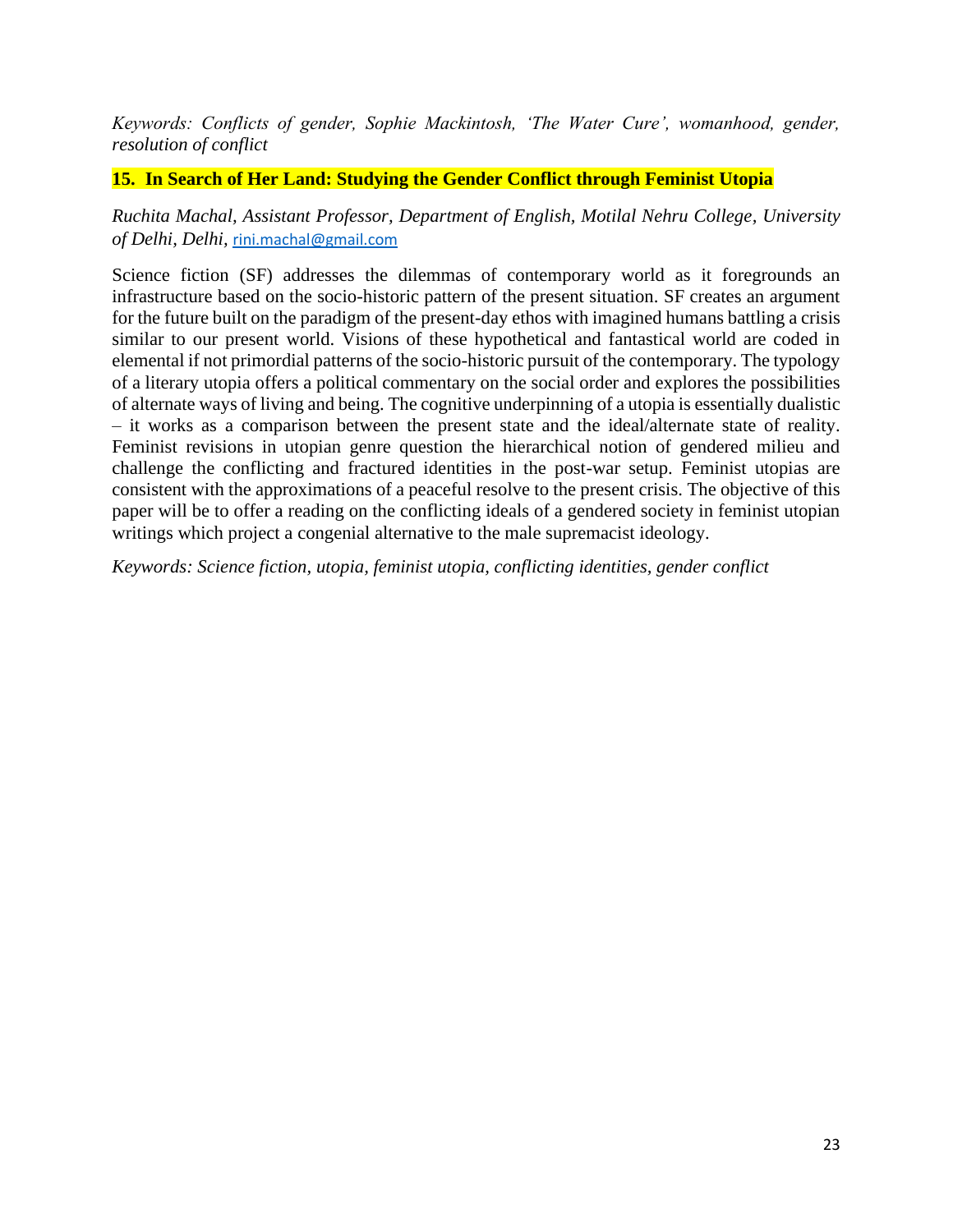*Keywords: Conflicts of gender, Sophie Mackintosh, 'The Water Cure', womanhood, gender, resolution of conflict*

## 15. In Search of Her Land: Studying the Gender Conflict through Feminist Utopia

*Ruchita Machal, Assistant Professor, Department of English, Motilal Nehru College, University of Delhi, Delhi,* rini.machal@gmail.com

Science fiction (SF) addresses the dilemmas of contemporary world as it foregrounds an infrastructure based on the socio-historic pattern of the present situation. SF creates an argument for the future built on the paradigm of the present-day ethos with imagined humans battling a crisis similar to our present world. Visions of these hypothetical and fantastical world are coded in elemental if not primordial patterns of the socio-historic pursuit of the contemporary. The typology of a literary utopia offers a political commentary on the social order and explores the possibilities of alternate ways of living and being. The cognitive underpinning of a utopia is essentially dualistic – it works as a comparison between the present state and the ideal/alternate state of reality. Feminist revisions in utopian genre question the hierarchical notion of gendered milieu and challenge the conflicting and fractured identities in the post-war setup. Feminist utopias are consistent with the approximations of a peaceful resolve to the present crisis. The objective of this paper will be to offer a reading on the conflicting ideals of a gendered society in feminist utopian writings which project a congenial alternative to the male supremacist ideology.

*Keywords: Science fiction, utopia, feminist utopia, conflicting identities, gender conflict*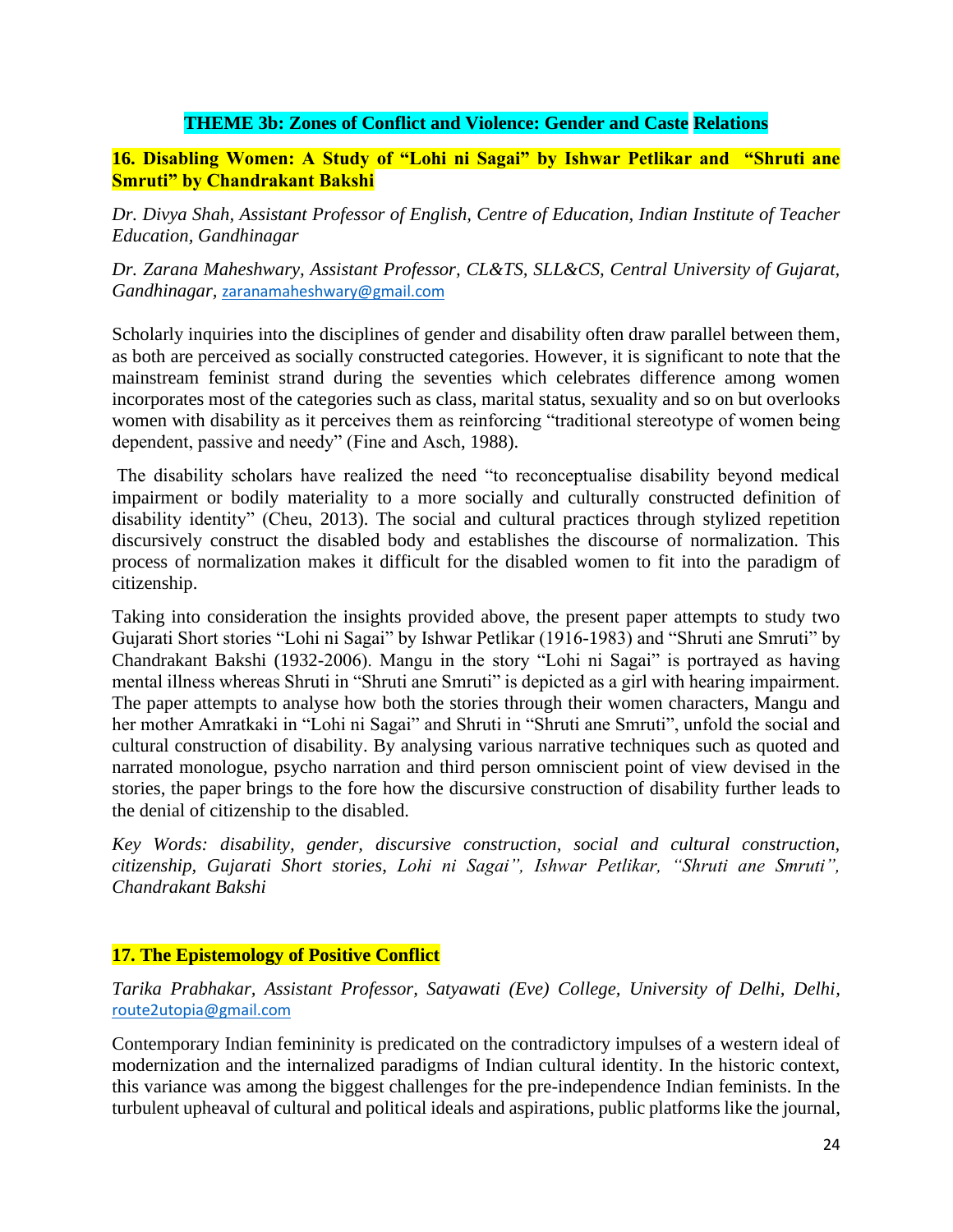## THEME 3b: Zones of Conflict and Violence: Gender and Caste Relations

### 16. Disabling Women: A Study of "Lohi ni Sagai" by Ishwar Petlikar and "Shruti ane Smruti" by Chandrakant Bakshi

*Dr. Divya Shah, Assistant Professor of English, Centre of Education, Indian Institute of Teacher Education, Gandhinagar*

*Dr. Zarana Maheshwary, Assistant Professor, CL&TS, SLL&CS, Central University of Gujarat, Gandhinagar,* zaranamaheshwary@gmail.com

Scholarly inquiries into the disciplines of gender and disability often draw parallel between them, as both are perceived as socially constructed categories. However, it is significant to note that the mainstream feminist strand during the seventies which celebrates difference among women incorporates most of the categories such as class, marital status, sexuality and so on but overlooks women with disability as it perceives them as reinforcing "traditional stereotype of women being dependent, passive and needy" (Fine and Asch, 1988).

The disability scholars have realized the need "to reconceptualise disability beyond medical impairment or bodily materiality to a more socially and culturally constructed definition of disability identity" (Cheu, 2013). The social and cultural practices through stylized repetition discursively construct the disabled body and establishes the discourse of normalization. This process of normalization makes it difficult for the disabled women to fit into the paradigm of citizenship.

Taking into consideration the insights provided above, the present paper attempts to study two Gujarati Short stories "Lohi ni Sagai" by Ishwar Petlikar (1916-1983) and "Shruti ane Smruti" by Chandrakant Bakshi (1932-2006). Mangu in the story "Lohi ni Sagai" is portrayed as having mental illness whereas Shruti in "Shruti ane Smruti" is depicted as a girl with hearing impairment. The paper attempts to analyse how both the stories through their women characters, Mangu and her mother Amratkaki in "Lohi ni Sagai" and Shruti in "Shruti ane Smruti", unfold the social and cultural construction of disability. By analysing various narrative techniques such as quoted and narrated monologue, psycho narration and third person omniscient point of view devised in the stories, the paper brings to the fore how the discursive construction of disability further leads to the denial of citizenship to the disabled.

*Key Words: disability, gender, discursive construction, social and cultural construction, citizenship, Gujarati Short stories, Lohi ni Sagai", Ishwar Petlikar, "Shruti ane Smruti", Chandrakant Bakshi*

### 17. The Epistemology of Positive Conflict

*Tarika Prabhakar, Assistant Professor, Satyawati (Eve) College, University of Delhi, Delhi,* route2utopia@gmail.com

Contemporary Indian femininity is predicated on the contradictory impulses of a western ideal of modernization and the internalized paradigms of Indian cultural identity. In the historic context, this variance was among the biggest challenges for the pre-independence Indian feminists. In the turbulent upheaval of cultural and political ideals and aspirations, public platforms like the journal,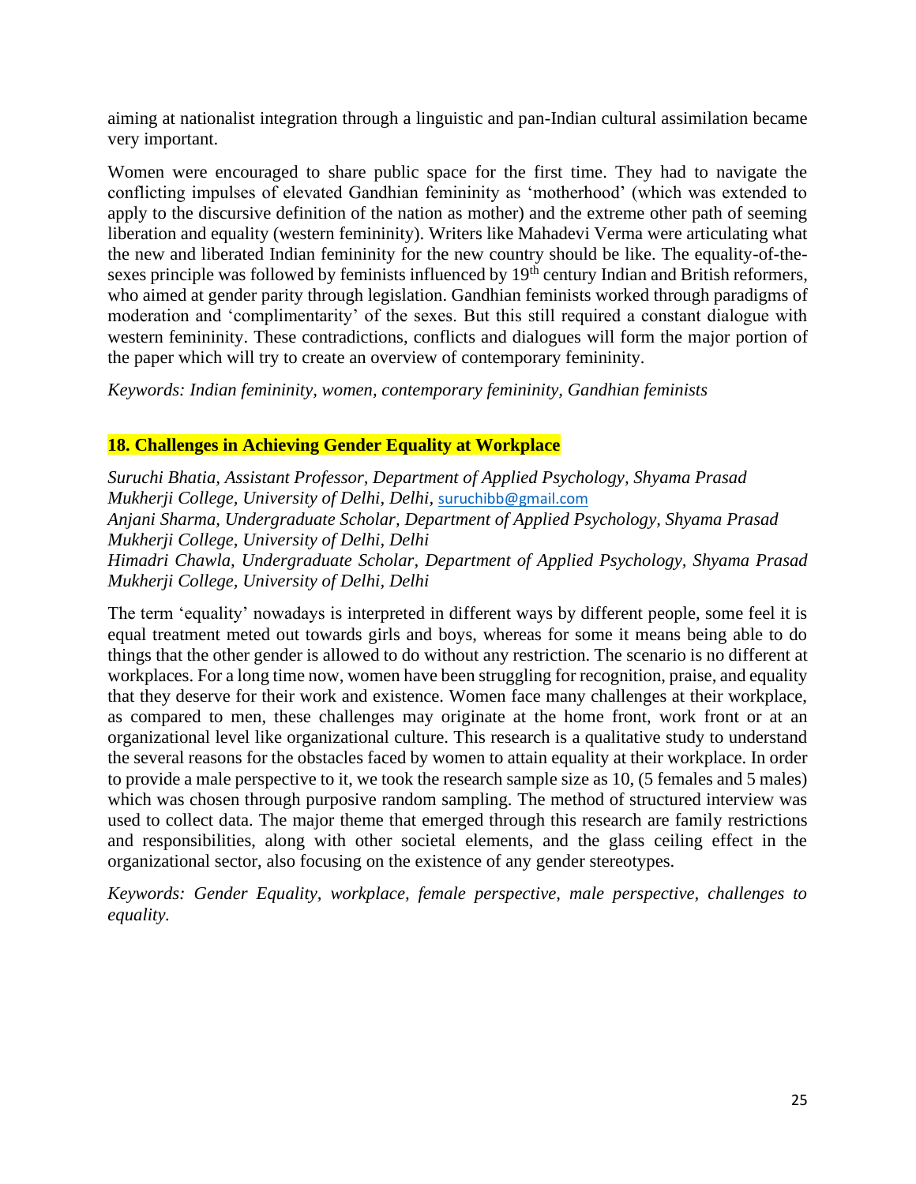aiming at nationalist integration through a linguistic and pan-Indian cultural assimilation became very important.

Women were encouraged to share public space for the first time. They had to navigate the conflicting impulses of elevated Gandhian femininity as 'motherhood' (which was extended to apply to the discursive definition of the nation as mother) and the extreme other path of seeming liberation and equality (western femininity). Writers like Mahadevi Verma were articulating what the new and liberated Indian femininity for the new country should be like. The equality-of-the-sexes principle was followed by feminists influenced by 19th century Indian and British reformers, who aimed at gender parity through legislation. Gandhian feminists worked through paradigms of moderation and 'complimentarity' of the sexes. But this still required a constant dialogue with western femininity. These contradictions, conflicts and dialogues will form the major portion of the paper which will try to create an overview of contemporary femininity.

*Keywords: Indian femininity, women, contemporary femininity, Gandhian feminists*

## 18. Challenges in Achieving Gender Equality at Workplace

*Suruchi Bhatia, Assistant Professor, Department of Applied Psychology, Shyama Prasad Mukherji College, University of Delhi, Delhi,* suruchibb@gmail.com
*Anjani Sharma, Undergraduate Scholar, Department of Applied Psychology, Shyama Prasad Mukherji College, University of Delhi, Delhi*
*Himadri Chawla, Undergraduate Scholar, Department of Applied Psychology, Shyama Prasad Mukherji College, University of Delhi, Delhi*

The term 'equality' nowadays is interpreted in different ways by different people, some feel it is equal treatment meted out towards girls and boys, whereas for some it means being able to do things that the other gender is allowed to do without any restriction. The scenario is no different at workplaces. For a long time now, women have been struggling for recognition, praise, and equality that they deserve for their work and existence. Women face many challenges at their workplace, as compared to men, these challenges may originate at the home front, work front or at an organizational level like organizational culture. This research is a qualitative study to understand the several reasons for the obstacles faced by women to attain equality at their workplace. In order to provide a male perspective to it, we took the research sample size as 10, (5 females and 5 males) which was chosen through purposive random sampling. The method of structured interview was used to collect data. The major theme that emerged through this research are family restrictions and responsibilities, along with other societal elements, and the glass ceiling effect in the organizational sector, also focusing on the existence of any gender stereotypes.

*Keywords: Gender Equality, workplace, female perspective, male perspective, challenges to equality.*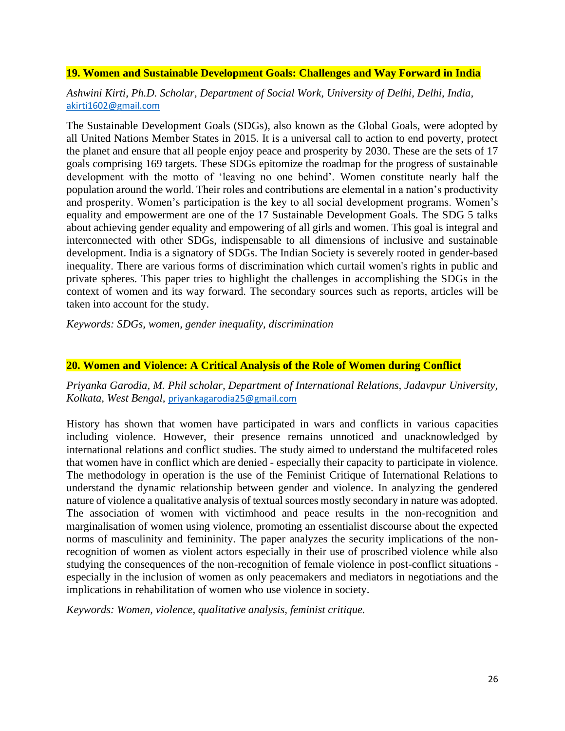## 19. Women and Sustainable Development Goals: Challenges and Way Forward in India

*Ashwini Kirti, Ph.D. Scholar, Department of Social Work, University of Delhi, Delhi, India,* akirti1602@gmail.com

The Sustainable Development Goals (SDGs), also known as the Global Goals, were adopted by all United Nations Member States in 2015. It is a universal call to action to end poverty, protect the planet and ensure that all people enjoy peace and prosperity by 2030. These are the sets of 17 goals comprising 169 targets. These SDGs epitomize the roadmap for the progress of sustainable development with the motto of 'leaving no one behind'. Women constitute nearly half the population around the world. Their roles and contributions are elemental in a nation's productivity and prosperity. Women's participation is the key to all social development programs. Women's equality and empowerment are one of the 17 Sustainable Development Goals. The SDG 5 talks about achieving gender equality and empowering of all girls and women. This goal is integral and interconnected with other SDGs, indispensable to all dimensions of inclusive and sustainable development. India is a signatory of SDGs. The Indian Society is severely rooted in gender-based inequality. There are various forms of discrimination which curtail women's rights in public and private spheres. This paper tries to highlight the challenges in accomplishing the SDGs in the context of women and its way forward. The secondary sources such as reports, articles will be taken into account for the study.

*Keywords: SDGs, women, gender inequality, discrimination*

## 20. Women and Violence: A Critical Analysis of the Role of Women during Conflict

*Priyanka Garodia, M. Phil scholar, Department of International Relations, Jadavpur University, Kolkata, West Bengal,* priyankagarodia25@gmail.com

History has shown that women have participated in wars and conflicts in various capacities including violence. However, their presence remains unnoticed and unacknowledged by international relations and conflict studies. The study aimed to understand the multifaceted roles that women have in conflict which are denied - especially their capacity to participate in violence. The methodology in operation is the use of the Feminist Critique of International Relations to understand the dynamic relationship between gender and violence. In analyzing the gendered nature of violence a qualitative analysis of textual sources mostly secondary in nature was adopted. The association of women with victimhood and peace results in the non-recognition and marginalisation of women using violence, promoting an essentialist discourse about the expected norms of masculinity and femininity. The paper analyzes the security implications of the non-recognition of women as violent actors especially in their use of proscribed violence while also studying the consequences of the non-recognition of female violence in post-conflict situations - especially in the inclusion of women as only peacemakers and mediators in negotiations and the implications in rehabilitation of women who use violence in society.

*Keywords: Women, violence, qualitative analysis, feminist critique.*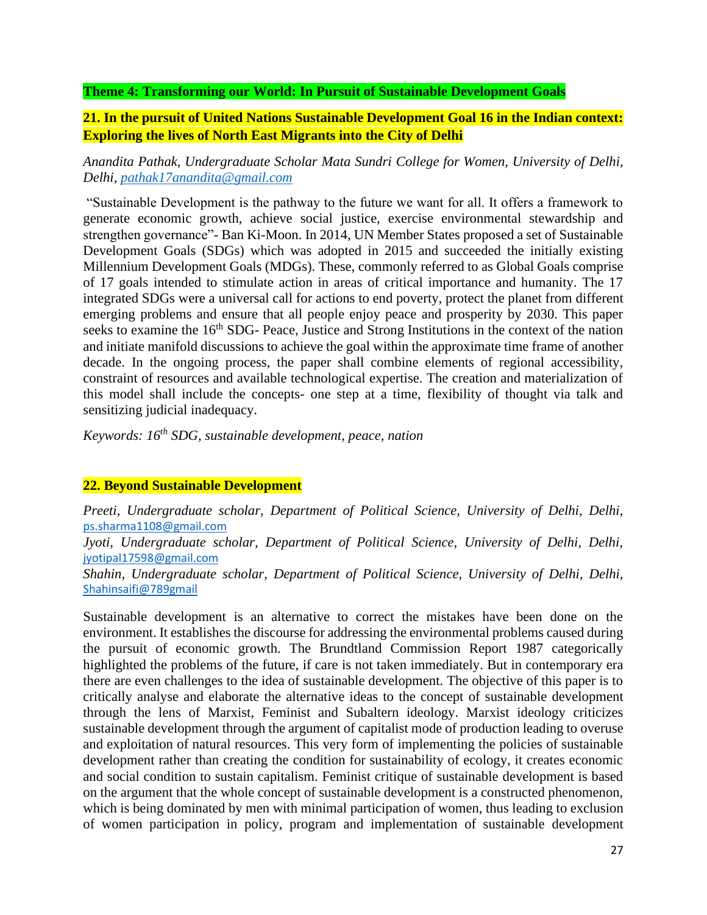**Theme 4: Transforming our World: In Pursuit of Sustainable Development Goals**

## 21. In the pursuit of United Nations Sustainable Development Goal 16 in the Indian context: Exploring the lives of North East Migrants into the City of Delhi

*Anandita Pathak, Undergraduate Scholar Mata Sundri College for Women, University of Delhi, Delhi, pathak17anandita@gmail.com*

"Sustainable Development is the pathway to the future we want for all. It offers a framework to generate economic growth, achieve social justice, exercise environmental stewardship and strengthen governance"- Ban Ki-Moon. In 2014, UN Member States proposed a set of Sustainable Development Goals (SDGs) which was adopted in 2015 and succeeded the initially existing Millennium Development Goals (MDGs). These, commonly referred to as Global Goals comprise of 17 goals intended to stimulate action in areas of critical importance and humanity. The 17 integrated SDGs were a universal call for actions to end poverty, protect the planet from different emerging problems and ensure that all people enjoy peace and prosperity by 2030. This paper seeks to examine the 16th SDG- Peace, Justice and Strong Institutions in the context of the nation and initiate manifold discussions to achieve the goal within the approximate time frame of another decade. In the ongoing process, the paper shall combine elements of regional accessibility, constraint of resources and available technological expertise. The creation and materialization of this model shall include the concepts- one step at a time, flexibility of thought via talk and sensitizing judicial inadequacy.

*Keywords: 16th SDG, sustainable development, peace, nation*

## 22. Beyond Sustainable Development

*Preeti, Undergraduate scholar, Department of Political Science, University of Delhi, Delhi,* ps.sharma1108@gmail.com

*Jyoti, Undergraduate scholar, Department of Political Science, University of Delhi, Delhi,* jyotipal17598@gmail.com

*Shahin, Undergraduate scholar, Department of Political Science, University of Delhi, Delhi,* Shahinsaifi@789gmail

Sustainable development is an alternative to correct the mistakes have been done on the environment. It establishes the discourse for addressing the environmental problems caused during the pursuit of economic growth. The Brundtland Commission Report 1987 categorically highlighted the problems of the future, if care is not taken immediately. But in contemporary era there are even challenges to the idea of sustainable development. The objective of this paper is to critically analyse and elaborate the alternative ideas to the concept of sustainable development through the lens of Marxist, Feminist and Subaltern ideology. Marxist ideology criticizes sustainable development through the argument of capitalist mode of production leading to overuse and exploitation of natural resources. This very form of implementing the policies of sustainable development rather than creating the condition for sustainability of ecology, it creates economic and social condition to sustain capitalism. Feminist critique of sustainable development is based on the argument that the whole concept of sustainable development is a constructed phenomenon, which is being dominated by men with minimal participation of women, thus leading to exclusion of women participation in policy, program and implementation of sustainable development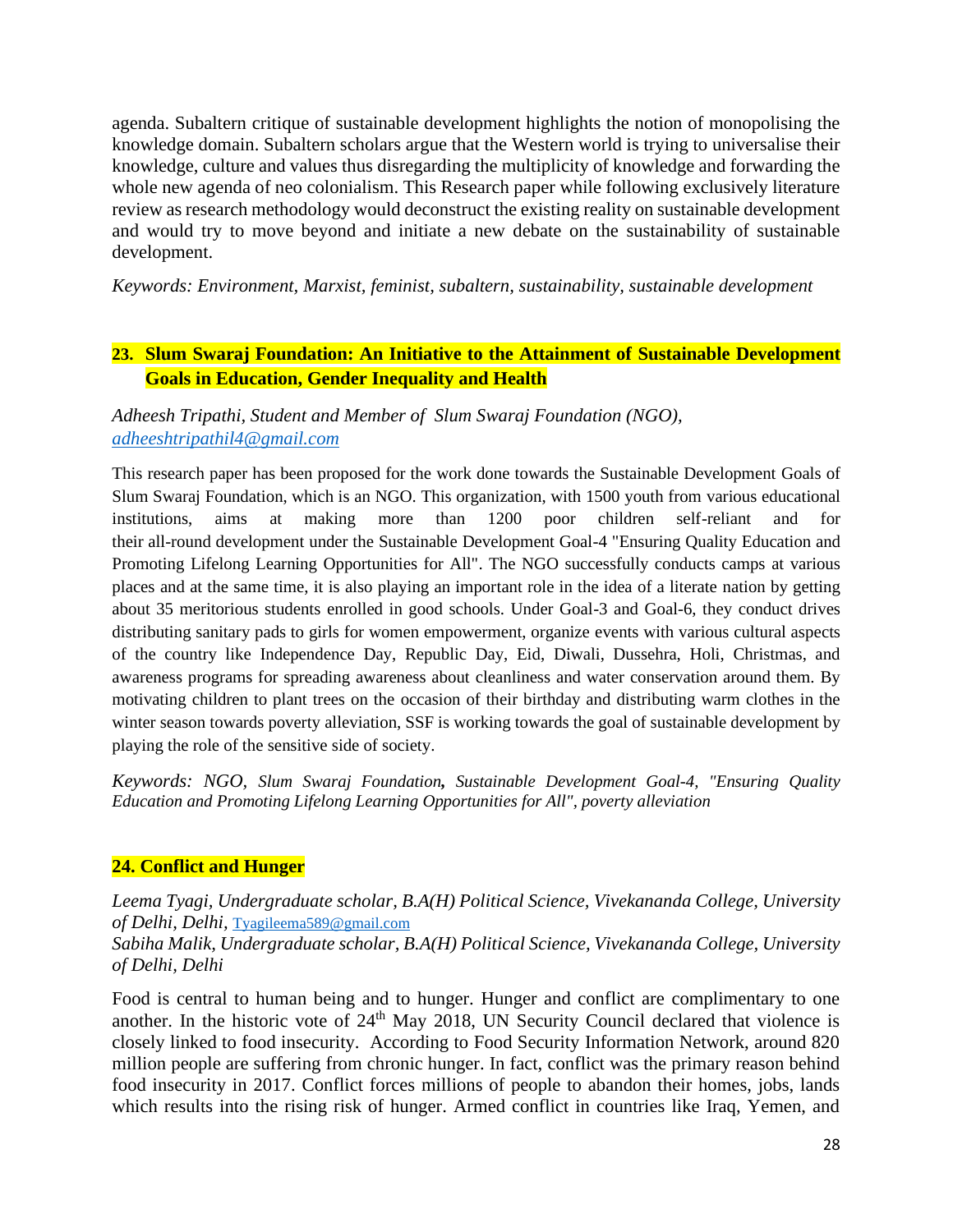agenda. Subaltern critique of sustainable development highlights the notion of monopolising the knowledge domain. Subaltern scholars argue that the Western world is trying to universalise their knowledge, culture and values thus disregarding the multiplicity of knowledge and forwarding the whole new agenda of neo colonialism. This Research paper while following exclusively literature review as research methodology would deconstruct the existing reality on sustainable development and would try to move beyond and initiate a new debate on the sustainability of sustainable development.

*Keywords: Environment, Marxist, feminist, subaltern, sustainability, sustainable development*

## 23. Slum Swaraj Foundation: An Initiative to the Attainment of Sustainable Development Goals in Education, Gender Inequality and Health

*Adheesh Tripathi, Student and Member of Slum Swaraj Foundation (NGO), adheeshtripathil4@gmail.com*

This research paper has been proposed for the work done towards the Sustainable Development Goals of Slum Swaraj Foundation, which is an NGO. This organization, with 1500 youth from various educational institutions, aims at making more than 1200 poor children self-reliant and for their all-round development under the Sustainable Development Goal-4 "Ensuring Quality Education and Promoting Lifelong Learning Opportunities for All". The NGO successfully conducts camps at various places and at the same time, it is also playing an important role in the idea of a literate nation by getting about 35 meritorious students enrolled in good schools. Under Goal-3 and Goal-6, they conduct drives distributing sanitary pads to girls for women empowerment, organize events with various cultural aspects of the country like Independence Day, Republic Day, Eid, Diwali, Dussehra, Holi, Christmas, and awareness programs for spreading awareness about cleanliness and water conservation around them. By motivating children to plant trees on the occasion of their birthday and distributing warm clothes in the winter season towards poverty alleviation, SSF is working towards the goal of sustainable development by playing the role of the sensitive side of society.

*Keywords: NGO, Slum Swaraj Foundation, Sustainable Development Goal-4, "Ensuring Quality Education and Promoting Lifelong Learning Opportunities for All", poverty alleviation*

## 24. Conflict and Hunger

*Leema Tyagi, Undergraduate scholar, B.A(H) Political Science, Vivekananda College, University of Delhi, Delhi,* Tyagileema589@gmail.com
*Sabiha Malik, Undergraduate scholar, B.A(H) Political Science, Vivekananda College, University of Delhi, Delhi*

Food is central to human being and to hunger. Hunger and conflict are complimentary to one another. In the historic vote of 24th May 2018, UN Security Council declared that violence is closely linked to food insecurity. According to Food Security Information Network, around 820 million people are suffering from chronic hunger. In fact, conflict was the primary reason behind food insecurity in 2017. Conflict forces millions of people to abandon their homes, jobs, lands which results into the rising risk of hunger. Armed conflict in countries like Iraq, Yemen, and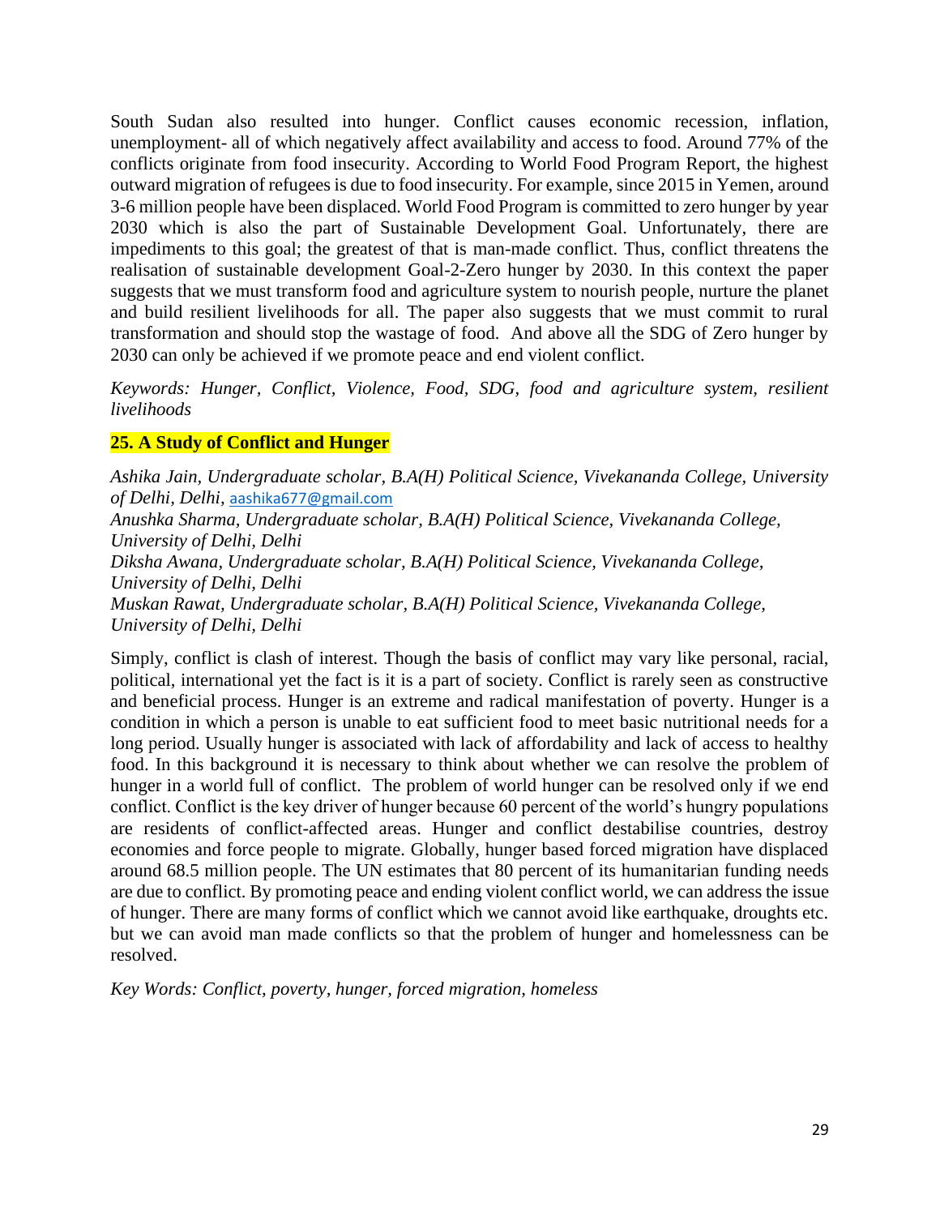South Sudan also resulted into hunger. Conflict causes economic recession, inflation, unemployment- all of which negatively affect availability and access to food. Around 77% of the conflicts originate from food insecurity. According to World Food Program Report, the highest outward migration of refugees is due to food insecurity. For example, since 2015 in Yemen, around 3-6 million people have been displaced. World Food Program is committed to zero hunger by year 2030 which is also the part of Sustainable Development Goal. Unfortunately, there are impediments to this goal; the greatest of that is man-made conflict. Thus, conflict threatens the realisation of sustainable development Goal-2-Zero hunger by 2030. In this context the paper suggests that we must transform food and agriculture system to nourish people, nurture the planet and build resilient livelihoods for all. The paper also suggests that we must commit to rural transformation and should stop the wastage of food. And above all the SDG of Zero hunger by 2030 can only be achieved if we promote peace and end violent conflict.

*Keywords: Hunger, Conflict, Violence, Food, SDG, food and agriculture system, resilient livelihoods*

## 25. A Study of Conflict and Hunger

*Ashika Jain, Undergraduate scholar, B.A(H) Political Science, Vivekananda College, University of Delhi, Delhi,* aashika677@gmail.com
*Anushka Sharma, Undergraduate scholar, B.A(H) Political Science, Vivekananda College, University of Delhi, Delhi*
*Diksha Awana, Undergraduate scholar, B.A(H) Political Science, Vivekananda College, University of Delhi, Delhi*
*Muskan Rawat, Undergraduate scholar, B.A(H) Political Science, Vivekananda College, University of Delhi, Delhi*

Simply, conflict is clash of interest. Though the basis of conflict may vary like personal, racial, political, international yet the fact is it is a part of society. Conflict is rarely seen as constructive and beneficial process. Hunger is an extreme and radical manifestation of poverty. Hunger is a condition in which a person is unable to eat sufficient food to meet basic nutritional needs for a long period. Usually hunger is associated with lack of affordability and lack of access to healthy food. In this background it is necessary to think about whether we can resolve the problem of hunger in a world full of conflict. The problem of world hunger can be resolved only if we end conflict. Conflict is the key driver of hunger because 60 percent of the world's hungry populations are residents of conflict-affected areas. Hunger and conflict destabilise countries, destroy economies and force people to migrate. Globally, hunger based forced migration have displaced around 68.5 million people. The UN estimates that 80 percent of its humanitarian funding needs are due to conflict. By promoting peace and ending violent conflict world, we can address the issue of hunger. There are many forms of conflict which we cannot avoid like earthquake, droughts etc. but we can avoid man made conflicts so that the problem of hunger and homelessness can be resolved.

*Key Words: Conflict, poverty, hunger, forced migration, homeless*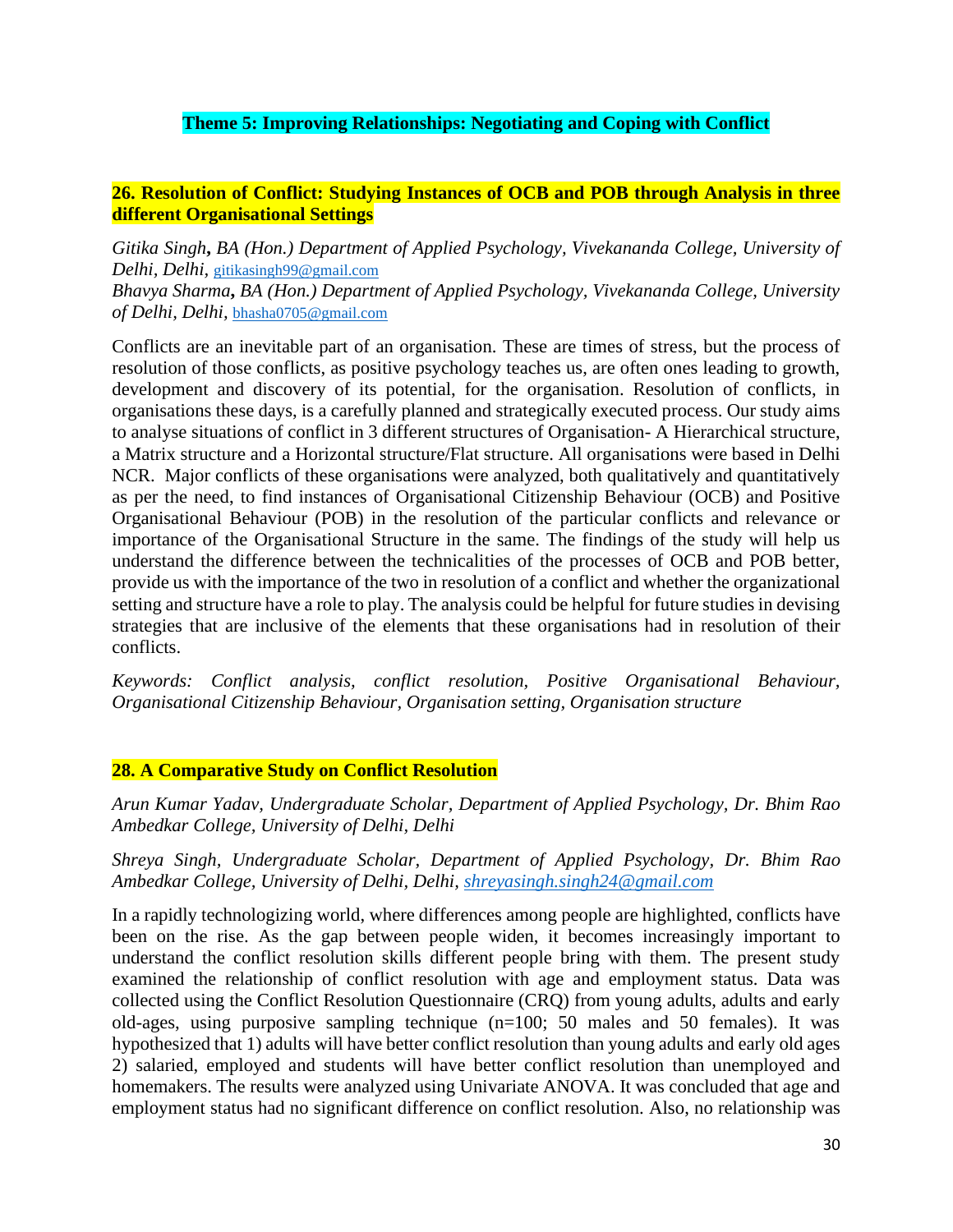## Theme 5: Improving Relationships: Negotiating and Coping with Conflict

### 26. Resolution of Conflict: Studying Instances of OCB and POB through Analysis in three different Organisational Settings

*Gitika Singh**, BA (Hon.) Department of Applied Psychology, Vivekananda College, University of Delhi, Delhi*, gitikasingh99@gmail.com
*Bhavya Sharma**, BA (Hon.) Department of Applied Psychology, Vivekananda College, University of Delhi, Delhi*, bhasha0705@gmail.com

Conflicts are an inevitable part of an organisation. These are times of stress, but the process of resolution of those conflicts, as positive psychology teaches us, are often ones leading to growth, development and discovery of its potential, for the organisation. Resolution of conflicts, in organisations these days, is a carefully planned and strategically executed process. Our study aims to analyse situations of conflict in 3 different structures of Organisation- A Hierarchical structure, a Matrix structure and a Horizontal structure/Flat structure. All organisations were based in Delhi NCR. Major conflicts of these organisations were analyzed, both qualitatively and quantitatively as per the need, to find instances of Organisational Citizenship Behaviour (OCB) and Positive Organisational Behaviour (POB) in the resolution of the particular conflicts and relevance or importance of the Organisational Structure in the same. The findings of the study will help us understand the difference between the technicalities of the processes of OCB and POB better, provide us with the importance of the two in resolution of a conflict and whether the organizational setting and structure have a role to play. The analysis could be helpful for future studies in devising strategies that are inclusive of the elements that these organisations had in resolution of their conflicts.

*Keywords: Conflict analysis, conflict resolution, Positive Organisational Behaviour, Organisational Citizenship Behaviour, Organisation setting, Organisation structure*

### 28. A Comparative Study on Conflict Resolution

*Arun Kumar Yadav, Undergraduate Scholar, Department of Applied Psychology, Dr. Bhim Rao Ambedkar College, University of Delhi, Delhi*

*Shreya Singh, Undergraduate Scholar, Department of Applied Psychology, Dr. Bhim Rao Ambedkar College, University of Delhi, Delhi, shreyasingh.singh24@gmail.com*

In a rapidly technologizing world, where differences among people are highlighted, conflicts have been on the rise. As the gap between people widen, it becomes increasingly important to understand the conflict resolution skills different people bring with them. The present study examined the relationship of conflict resolution with age and employment status. Data was collected using the Conflict Resolution Questionnaire (CRQ) from young adults, adults and early old-ages, using purposive sampling technique (n=100; 50 males and 50 females). It was hypothesized that 1) adults will have better conflict resolution than young adults and early old ages 2) salaried, employed and students will have better conflict resolution than unemployed and homemakers. The results were analyzed using Univariate ANOVA. It was concluded that age and employment status had no significant difference on conflict resolution. Also, no relationship was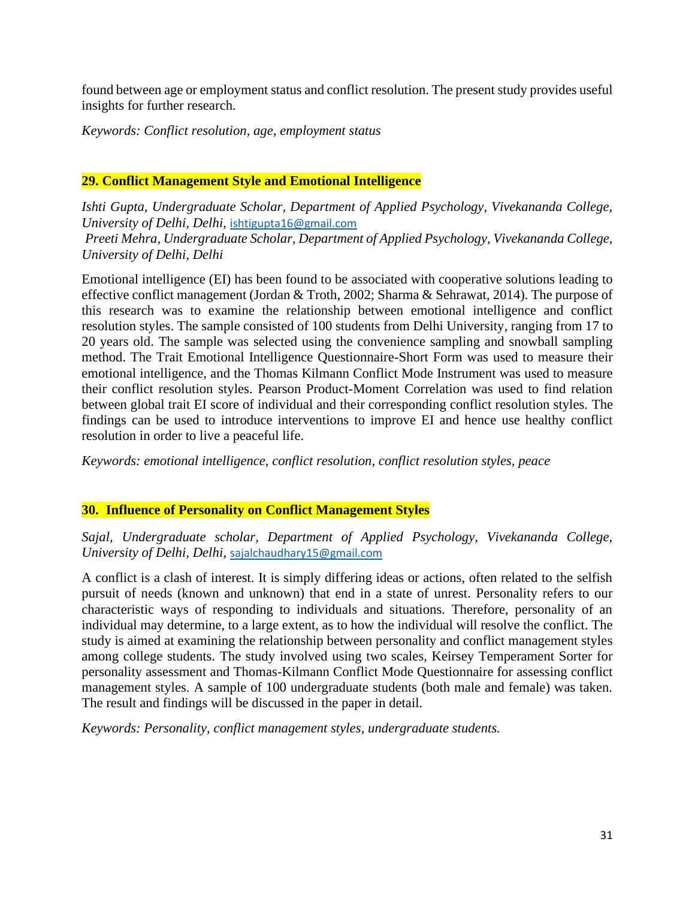found between age or employment status and conflict resolution. The present study provides useful insights for further research.

*Keywords: Conflict resolution, age, employment status*

## 29. Conflict Management Style and Emotional Intelligence

*Ishti Gupta, Undergraduate Scholar, Department of Applied Psychology, Vivekananda College, University of Delhi, Delhi*, ishtigupta16@gmail.com
*Preeti Mehra, Undergraduate Scholar, Department of Applied Psychology, Vivekananda College, University of Delhi, Delhi*

Emotional intelligence (EI) has been found to be associated with cooperative solutions leading to effective conflict management (Jordan & Troth, 2002; Sharma & Sehrawat, 2014). The purpose of this research was to examine the relationship between emotional intelligence and conflict resolution styles. The sample consisted of 100 students from Delhi University, ranging from 17 to 20 years old. The sample was selected using the convenience sampling and snowball sampling method. The Trait Emotional Intelligence Questionnaire-Short Form was used to measure their emotional intelligence, and the Thomas Kilmann Conflict Mode Instrument was used to measure their conflict resolution styles. Pearson Product-Moment Correlation was used to find relation between global trait EI score of individual and their corresponding conflict resolution styles. The findings can be used to introduce interventions to improve EI and hence use healthy conflict resolution in order to live a peaceful life.

*Keywords: emotional intelligence, conflict resolution, conflict resolution styles, peace*

## 30. Influence of Personality on Conflict Management Styles

*Sajal, Undergraduate scholar, Department of Applied Psychology, Vivekananda College, University of Delhi, Delhi*, sajalchaudhary15@gmail.com

A conflict is a clash of interest. It is simply differing ideas or actions, often related to the selfish pursuit of needs (known and unknown) that end in a state of unrest. Personality refers to our characteristic ways of responding to individuals and situations. Therefore, personality of an individual may determine, to a large extent, as to how the individual will resolve the conflict. The study is aimed at examining the relationship between personality and conflict management styles among college students. The study involved using two scales, Keirsey Temperament Sorter for personality assessment and Thomas-Kilmann Conflict Mode Questionnaire for assessing conflict management styles. A sample of 100 undergraduate students (both male and female) was taken. The result and findings will be discussed in the paper in detail.

*Keywords: Personality, conflict management styles, undergraduate students.*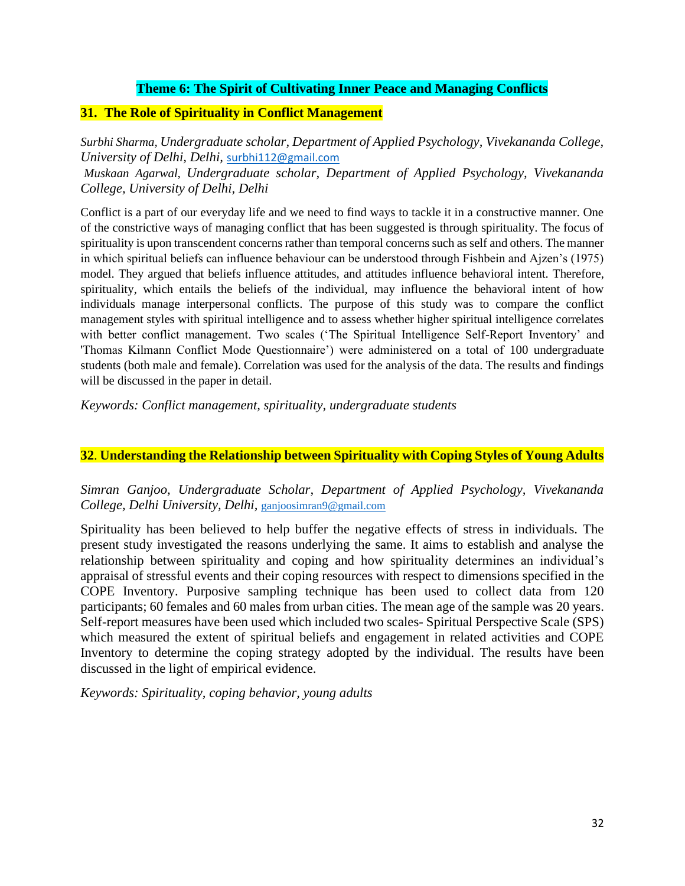## Theme 6: The Spirit of Cultivating Inner Peace and Managing Conflicts

### 31. The Role of Spirituality in Conflict Management

*Surbhi Sharma, Undergraduate scholar, Department of Applied Psychology, Vivekananda College, University of Delhi, Delhi,* surbhi112@gmail.com
*Muskaan Agarwal, Undergraduate scholar, Department of Applied Psychology, Vivekananda College, University of Delhi, Delhi*

Conflict is a part of our everyday life and we need to find ways to tackle it in a constructive manner. One of the constrictive ways of managing conflict that has been suggested is through spirituality. The focus of spirituality is upon transcendent concerns rather than temporal concerns such as self and others. The manner in which spiritual beliefs can influence behaviour can be understood through Fishbein and Ajzen's (1975) model. They argued that beliefs influence attitudes, and attitudes influence behavioral intent. Therefore, spirituality, which entails the beliefs of the individual, may influence the behavioral intent of how individuals manage interpersonal conflicts. The purpose of this study was to compare the conflict management styles with spiritual intelligence and to assess whether higher spiritual intelligence correlates with better conflict management. Two scales ('The Spiritual Intelligence Self-Report Inventory' and 'Thomas Kilmann Conflict Mode Questionnaire') were administered on a total of 100 undergraduate students (both male and female). Correlation was used for the analysis of the data. The results and findings will be discussed in the paper in detail.

*Keywords: Conflict management, spirituality, undergraduate students*

### 32. Understanding the Relationship between Spirituality with Coping Styles of Young Adults

*Simran Ganjoo, Undergraduate Scholar, Department of Applied Psychology, Vivekananda College, Delhi University, Delhi,* ganjoosimran9@gmail.com

Spirituality has been believed to help buffer the negative effects of stress in individuals. The present study investigated the reasons underlying the same. It aims to establish and analyse the relationship between spirituality and coping and how spirituality determines an individual's appraisal of stressful events and their coping resources with respect to dimensions specified in the COPE Inventory. Purposive sampling technique has been used to collect data from 120 participants; 60 females and 60 males from urban cities. The mean age of the sample was 20 years. Self-report measures have been used which included two scales- Spiritual Perspective Scale (SPS) which measured the extent of spiritual beliefs and engagement in related activities and COPE Inventory to determine the coping strategy adopted by the individual. The results have been discussed in the light of empirical evidence.

*Keywords: Spirituality, coping behavior, young adults*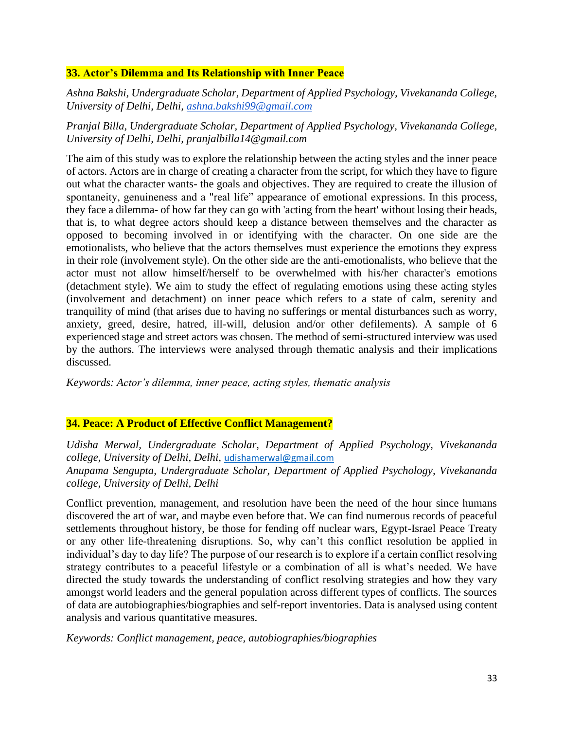## 33. Actor's Dilemma and Its Relationship with Inner Peace

*Ashna Bakshi, Undergraduate Scholar, Department of Applied Psychology, Vivekananda College, University of Delhi, Delhi, ashna.bakshi99@gmail.com*

*Pranjal Billa, Undergraduate Scholar, Department of Applied Psychology, Vivekananda College, University of Delhi, Delhi, pranjalbilla14@gmail.com*

The aim of this study was to explore the relationship between the acting styles and the inner peace of actors. Actors are in charge of creating a character from the script, for which they have to figure out what the character wants- the goals and objectives. They are required to create the illusion of spontaneity, genuineness and a "real life" appearance of emotional expressions. In this process, they face a dilemma- of how far they can go with 'acting from the heart' without losing their heads, that is, to what degree actors should keep a distance between themselves and the character as opposed to becoming involved in or identifying with the character. On one side are the emotionalists, who believe that the actors themselves must experience the emotions they express in their role (involvement style). On the other side are the anti-emotionalists, who believe that the actor must not allow himself/herself to be overwhelmed with his/her character's emotions (detachment style). We aim to study the effect of regulating emotions using these acting styles (involvement and detachment) on inner peace which refers to a state of calm, serenity and tranquility of mind (that arises due to having no sufferings or mental disturbances such as worry, anxiety, greed, desire, hatred, ill-will, delusion and/or other defilements). A sample of 6 experienced stage and street actors was chosen. The method of semi-structured interview was used by the authors. The interviews were analysed through thematic analysis and their implications discussed.

*Keywords: Actor's dilemma, inner peace, acting styles, thematic analysis*

## 34. Peace: A Product of Effective Conflict Management?

*Udisha Merwal, Undergraduate Scholar, Department of Applied Psychology, Vivekananda college, University of Delhi, Delhi, udishamerwal@gmail.com*
*Anupama Sengupta, Undergraduate Scholar, Department of Applied Psychology, Vivekananda college, University of Delhi, Delhi*

Conflict prevention, management, and resolution have been the need of the hour since humans discovered the art of war, and maybe even before that. We can find numerous records of peaceful settlements throughout history, be those for fending off nuclear wars, Egypt-Israel Peace Treaty or any other life-threatening disruptions. So, why can't this conflict resolution be applied in individual's day to day life? The purpose of our research is to explore if a certain conflict resolving strategy contributes to a peaceful lifestyle or a combination of all is what's needed. We have directed the study towards the understanding of conflict resolving strategies and how they vary amongst world leaders and the general population across different types of conflicts. The sources of data are autobiographies/biographies and self-report inventories. Data is analysed using content analysis and various quantitative measures.

*Keywords: Conflict management, peace, autobiographies/biographies*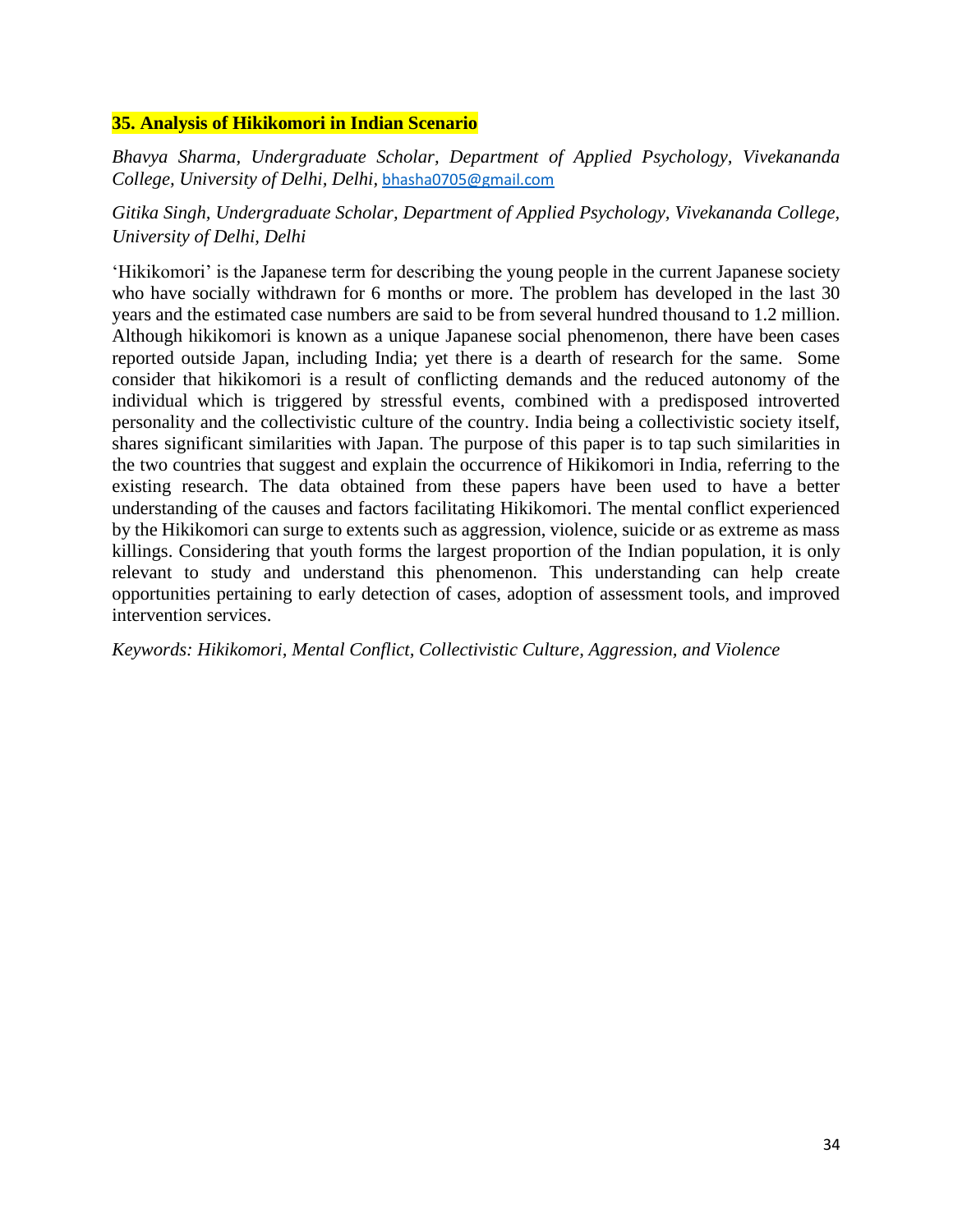### 35. Analysis of Hikikomori in Indian Scenario

*Bhavya Sharma, Undergraduate Scholar, Department of Applied Psychology, Vivekananda College, University of Delhi, Delhi,* bhasha0705@gmail.com

*Gitika Singh, Undergraduate Scholar, Department of Applied Psychology, Vivekananda College, University of Delhi, Delhi*

'Hikikomori' is the Japanese term for describing the young people in the current Japanese society who have socially withdrawn for 6 months or more. The problem has developed in the last 30 years and the estimated case numbers are said to be from several hundred thousand to 1.2 million. Although hikikomori is known as a unique Japanese social phenomenon, there have been cases reported outside Japan, including India; yet there is a dearth of research for the same. Some consider that hikikomori is a result of conflicting demands and the reduced autonomy of the individual which is triggered by stressful events, combined with a predisposed introverted personality and the collectivistic culture of the country. India being a collectivistic society itself, shares significant similarities with Japan. The purpose of this paper is to tap such similarities in the two countries that suggest and explain the occurrence of Hikikomori in India, referring to the existing research. The data obtained from these papers have been used to have a better understanding of the causes and factors facilitating Hikikomori. The mental conflict experienced by the Hikikomori can surge to extents such as aggression, violence, suicide or as extreme as mass killings. Considering that youth forms the largest proportion of the Indian population, it is only relevant to study and understand this phenomenon. This understanding can help create opportunities pertaining to early detection of cases, adoption of assessment tools, and improved intervention services.

*Keywords: Hikikomori, Mental Conflict, Collectivistic Culture, Aggression, and Violence*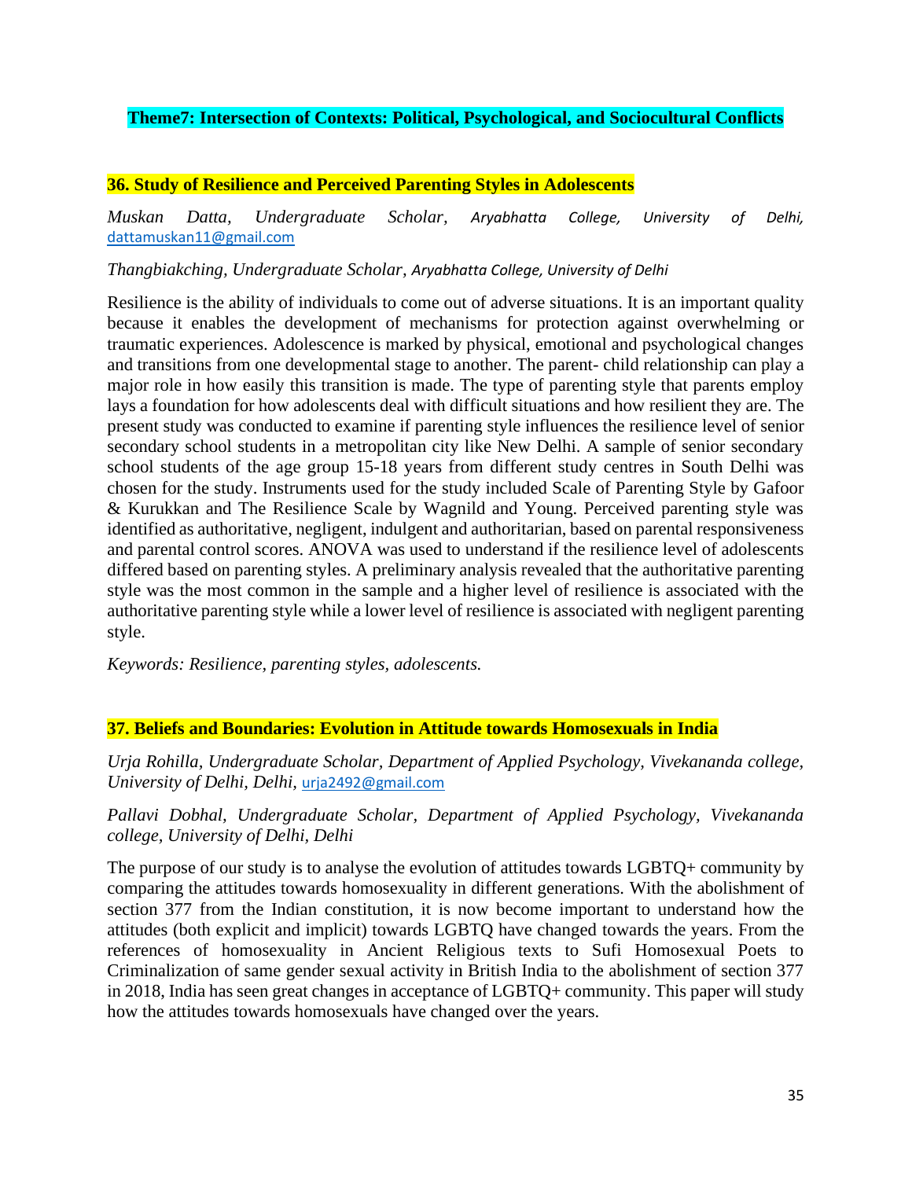## Theme7: Intersection of Contexts: Political, Psychological, and Sociocultural Conflicts

### 36. Study of Resilience and Perceived Parenting Styles in Adolescents

*Muskan Datta, Undergraduate Scholar, Aryabhatta College, University of Delhi,* dattamuskan11@gmail.com

*Thangbiakching, Undergraduate Scholar, Aryabhatta College, University of Delhi*

Resilience is the ability of individuals to come out of adverse situations. It is an important quality because it enables the development of mechanisms for protection against overwhelming or traumatic experiences. Adolescence is marked by physical, emotional and psychological changes and transitions from one developmental stage to another. The parent- child relationship can play a major role in how easily this transition is made. The type of parenting style that parents employ lays a foundation for how adolescents deal with difficult situations and how resilient they are. The present study was conducted to examine if parenting style influences the resilience level of senior secondary school students in a metropolitan city like New Delhi. A sample of senior secondary school students of the age group 15-18 years from different study centres in South Delhi was chosen for the study. Instruments used for the study included Scale of Parenting Style by Gafoor & Kurukkan and The Resilience Scale by Wagnild and Young. Perceived parenting style was identified as authoritative, negligent, indulgent and authoritarian, based on parental responsiveness and parental control scores. ANOVA was used to understand if the resilience level of adolescents differed based on parenting styles. A preliminary analysis revealed that the authoritative parenting style was the most common in the sample and a higher level of resilience is associated with the authoritative parenting style while a lower level of resilience is associated with negligent parenting style.

*Keywords: Resilience, parenting styles, adolescents.*

### 37. Beliefs and Boundaries: Evolution in Attitude towards Homosexuals in India

*Urja Rohilla, Undergraduate Scholar, Department of Applied Psychology, Vivekananda college, University of Delhi, Delhi,* urja2492@gmail.com

*Pallavi Dobhal, Undergraduate Scholar, Department of Applied Psychology, Vivekananda college, University of Delhi, Delhi*

The purpose of our study is to analyse the evolution of attitudes towards LGBTQ+ community by comparing the attitudes towards homosexuality in different generations. With the abolishment of section 377 from the Indian constitution, it is now become important to understand how the attitudes (both explicit and implicit) towards LGBTQ have changed towards the years. From the references of homosexuality in Ancient Religious texts to Sufi Homosexual Poets to Criminalization of same gender sexual activity in British India to the abolishment of section 377 in 2018, India has seen great changes in acceptance of LGBTQ+ community. This paper will study how the attitudes towards homosexuals have changed over the years.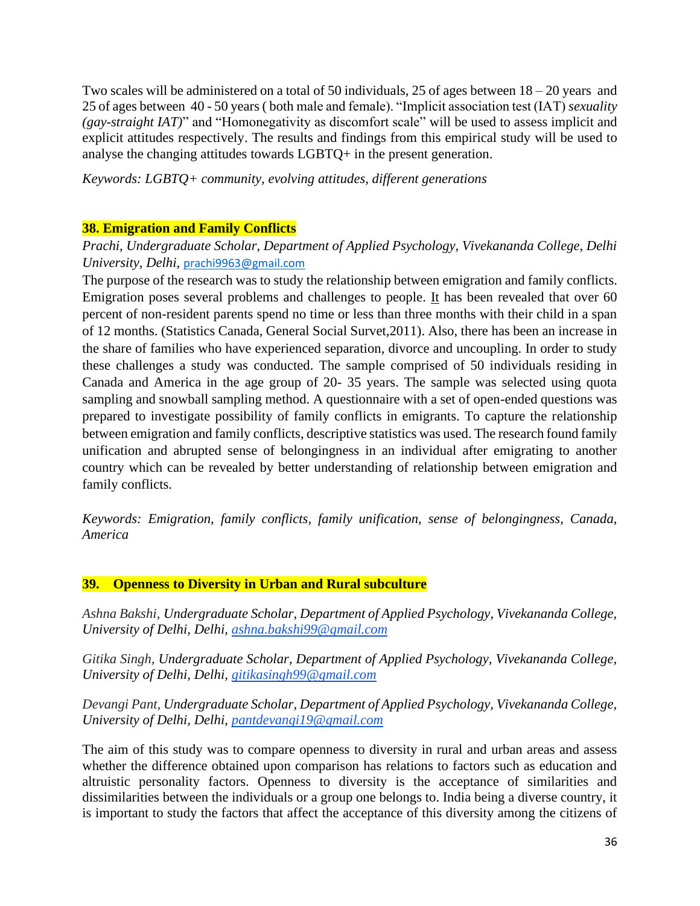Two scales will be administered on a total of 50 individuals, 25 of ages between 18 – 20 years and 25 of ages between 40 - 50 years ( both male and female). "Implicit association test (IAT) *sexuality (gay-straight IAT)*" and "Homonegativity as discomfort scale" will be used to assess implicit and explicit attitudes respectively. The results and findings from this empirical study will be used to analyse the changing attitudes towards LGBTQ+ in the present generation.

*Keywords: LGBTQ+ community, evolving attitudes, different generations*

### 38. Emigration and Family Conflicts

*Prachi, Undergraduate Scholar, Department of Applied Psychology, Vivekananda College, Delhi University, Delhi,* prachi9963@gmail.com

The purpose of the research was to study the relationship between emigration and family conflicts. Emigration poses several problems and challenges to people. It has been revealed that over 60 percent of non-resident parents spend no time or less than three months with their child in a span of 12 months. (Statistics Canada, General Social Survet,2011). Also, there has been an increase in the share of families who have experienced separation, divorce and uncoupling. In order to study these challenges a study was conducted. The sample comprised of 50 individuals residing in Canada and America in the age group of 20- 35 years. The sample was selected using quota sampling and snowball sampling method. A questionnaire with a set of open-ended questions was prepared to investigate possibility of family conflicts in emigrants. To capture the relationship between emigration and family conflicts, descriptive statistics was used. The research found family unification and abrupted sense of belongingness in an individual after emigrating to another country which can be revealed by better understanding of relationship between emigration and family conflicts.

*Keywords: Emigration, family conflicts, family unification, sense of belongingness, Canada, America*

### 39. Openness to Diversity in Urban and Rural subculture

*Ashna Bakshi, Undergraduate Scholar, Department of Applied Psychology, Vivekananda College, University of Delhi, Delhi, ashna.bakshi99@gmail.com*

*Gitika Singh, Undergraduate Scholar, Department of Applied Psychology, Vivekananda College, University of Delhi, Delhi, gitikasingh99@gmail.com*

*Devangi Pant, Undergraduate Scholar, Department of Applied Psychology, Vivekananda College, University of Delhi, Delhi, pantdevangi19@gmail.com*

The aim of this study was to compare openness to diversity in rural and urban areas and assess whether the difference obtained upon comparison has relations to factors such as education and altruistic personality factors. Openness to diversity is the acceptance of similarities and dissimilarities between the individuals or a group one belongs to. India being a diverse country, it is important to study the factors that affect the acceptance of this diversity among the citizens of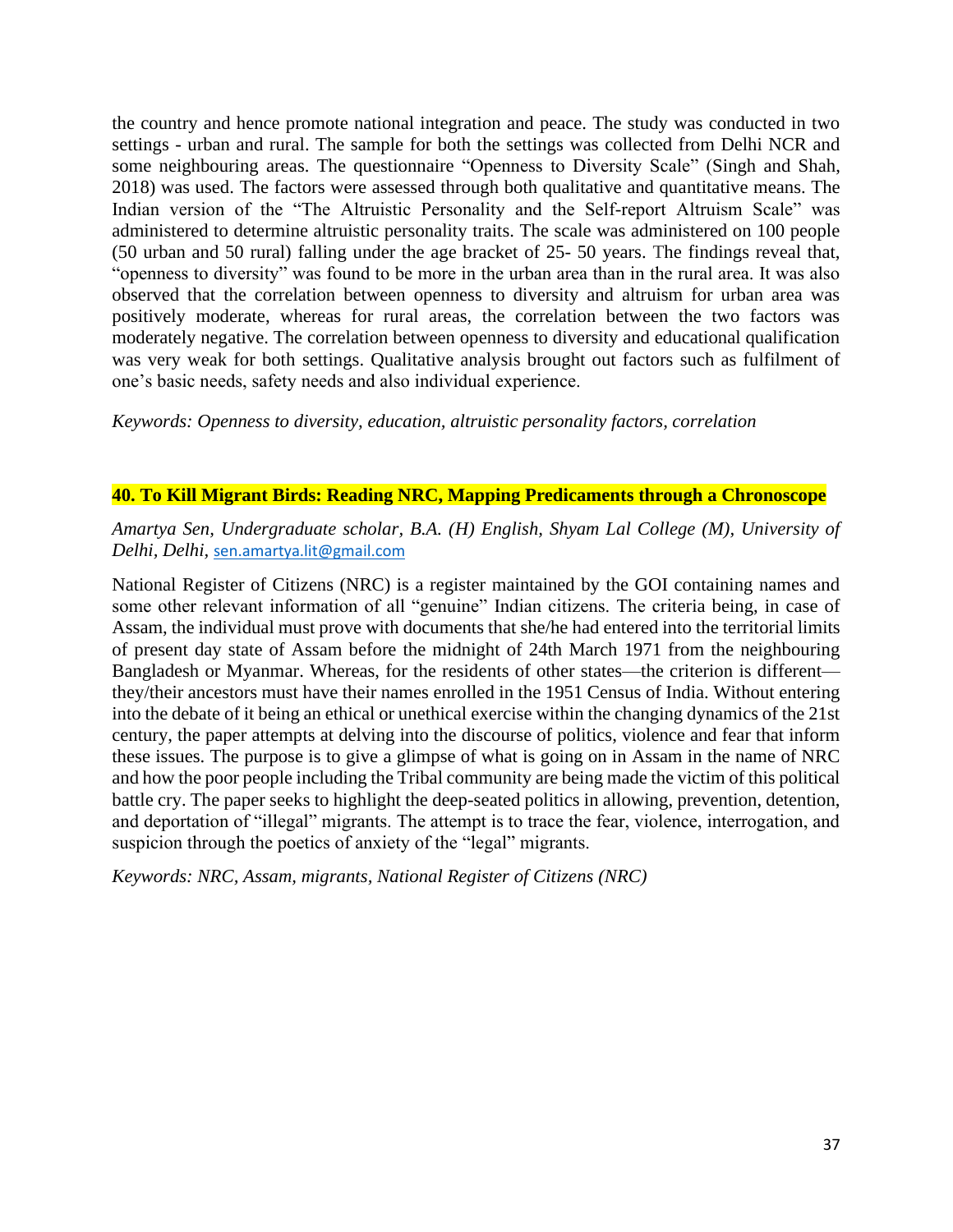the country and hence promote national integration and peace. The study was conducted in two settings - urban and rural. The sample for both the settings was collected from Delhi NCR and some neighbouring areas. The questionnaire "Openness to Diversity Scale" (Singh and Shah, 2018) was used. The factors were assessed through both qualitative and quantitative means. The Indian version of the "The Altruistic Personality and the Self-report Altruism Scale" was administered to determine altruistic personality traits. The scale was administered on 100 people (50 urban and 50 rural) falling under the age bracket of 25- 50 years. The findings reveal that, "openness to diversity" was found to be more in the urban area than in the rural area. It was also observed that the correlation between openness to diversity and altruism for urban area was positively moderate, whereas for rural areas, the correlation between the two factors was moderately negative. The correlation between openness to diversity and educational qualification was very weak for both settings. Qualitative analysis brought out factors such as fulfilment of one's basic needs, safety needs and also individual experience.

*Keywords: Openness to diversity, education, altruistic personality factors, correlation*

### 40. To Kill Migrant Birds: Reading NRC, Mapping Predicaments through a Chronoscope

*Amartya Sen, Undergraduate scholar, B.A. (H) English, Shyam Lal College (M), University of Delhi, Delhi,* sen.amartya.lit@gmail.com

National Register of Citizens (NRC) is a register maintained by the GOI containing names and some other relevant information of all "genuine" Indian citizens. The criteria being, in case of Assam, the individual must prove with documents that she/he had entered into the territorial limits of present day state of Assam before the midnight of 24th March 1971 from the neighbouring Bangladesh or Myanmar. Whereas, for the residents of other states—the criterion is different—they/their ancestors must have their names enrolled in the 1951 Census of India. Without entering into the debate of it being an ethical or unethical exercise within the changing dynamics of the 21st century, the paper attempts at delving into the discourse of politics, violence and fear that inform these issues. The purpose is to give a glimpse of what is going on in Assam in the name of NRC and how the poor people including the Tribal community are being made the victim of this political battle cry. The paper seeks to highlight the deep-seated politics in allowing, prevention, detention, and deportation of "illegal" migrants. The attempt is to trace the fear, violence, interrogation, and suspicion through the poetics of anxiety of the "legal" migrants.

*Keywords: NRC, Assam, migrants, National Register of Citizens (NRC)*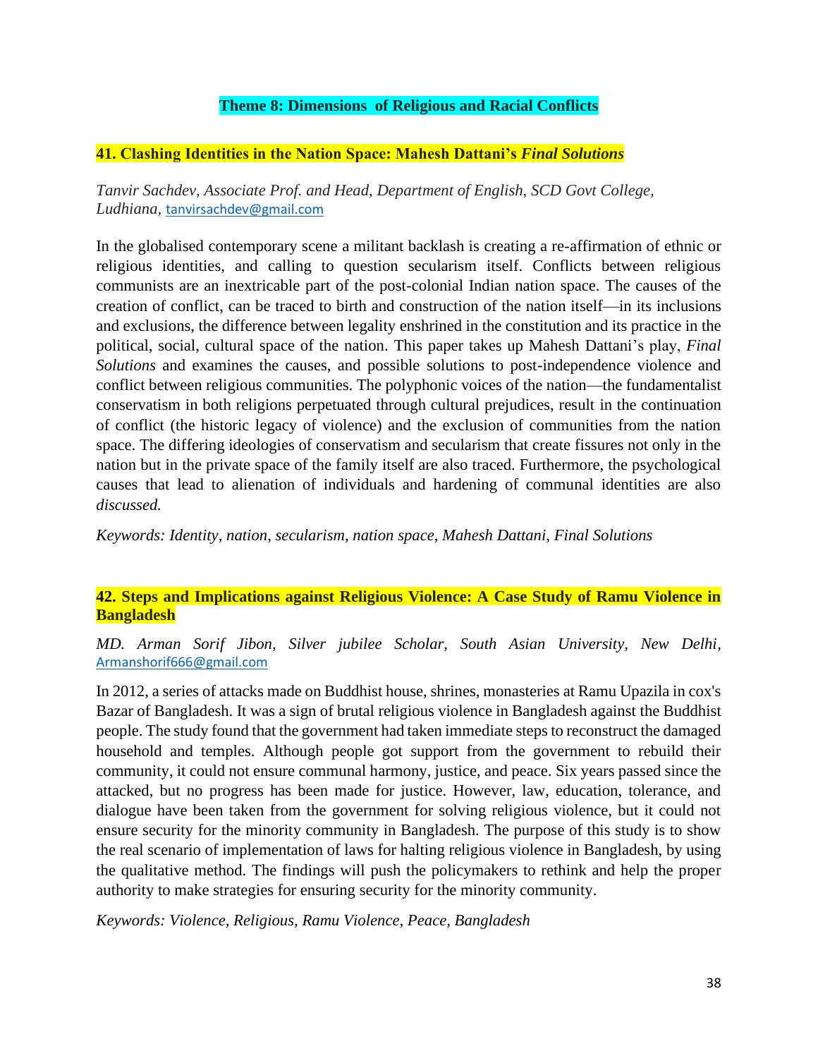## Theme 8: Dimensions of Religious and Racial Conflicts

### 41. Clashing Identities in the Nation Space: Mahesh Dattani's *Final Solutions*

*Tanvir Sachdev, Associate Prof. and Head, Department of English, SCD Govt College, Ludhiana,* tanvirsachdev@gmail.com

In the globalised contemporary scene a militant backlash is creating a re-affirmation of ethnic or religious identities, and calling to question secularism itself. Conflicts between religious communists are an inextricable part of the post-colonial Indian nation space. The causes of the creation of conflict, can be traced to birth and construction of the nation itself—in its inclusions and exclusions, the difference between legality enshrined in the constitution and its practice in the political, social, cultural space of the nation. This paper takes up Mahesh Dattani's play, *Final Solutions* and examines the causes, and possible solutions to post-independence violence and conflict between religious communities. The polyphonic voices of the nation—the fundamentalist conservatism in both religions perpetuated through cultural prejudices, result in the continuation of conflict (the historic legacy of violence) and the exclusion of communities from the nation space. The differing ideologies of conservatism and secularism that create fissures not only in the nation but in the private space of the family itself are also traced. Furthermore, the psychological causes that lead to alienation of individuals and hardening of communal identities are also *discussed.*

*Keywords: Identity, nation, secularism, nation space, Mahesh Dattani, Final Solutions*

### 42. Steps and Implications against Religious Violence: A Case Study of Ramu Violence in Bangladesh

*MD. Arman Sorif Jibon, Silver jubilee Scholar, South Asian University, New Delhi,* Armanshorif666@gmail.com

In 2012, a series of attacks made on Buddhist house, shrines, monasteries at Ramu Upazila in cox's Bazar of Bangladesh. It was a sign of brutal religious violence in Bangladesh against the Buddhist people. The study found that the government had taken immediate steps to reconstruct the damaged household and temples. Although people got support from the government to rebuild their community, it could not ensure communal harmony, justice, and peace. Six years passed since the attacked, but no progress has been made for justice. However, law, education, tolerance, and dialogue have been taken from the government for solving religious violence, but it could not ensure security for the minority community in Bangladesh. The purpose of this study is to show the real scenario of implementation of laws for halting religious violence in Bangladesh, by using the qualitative method. The findings will push the policymakers to rethink and help the proper authority to make strategies for ensuring security for the minority community.

*Keywords: Violence, Religious, Ramu Violence, Peace, Bangladesh*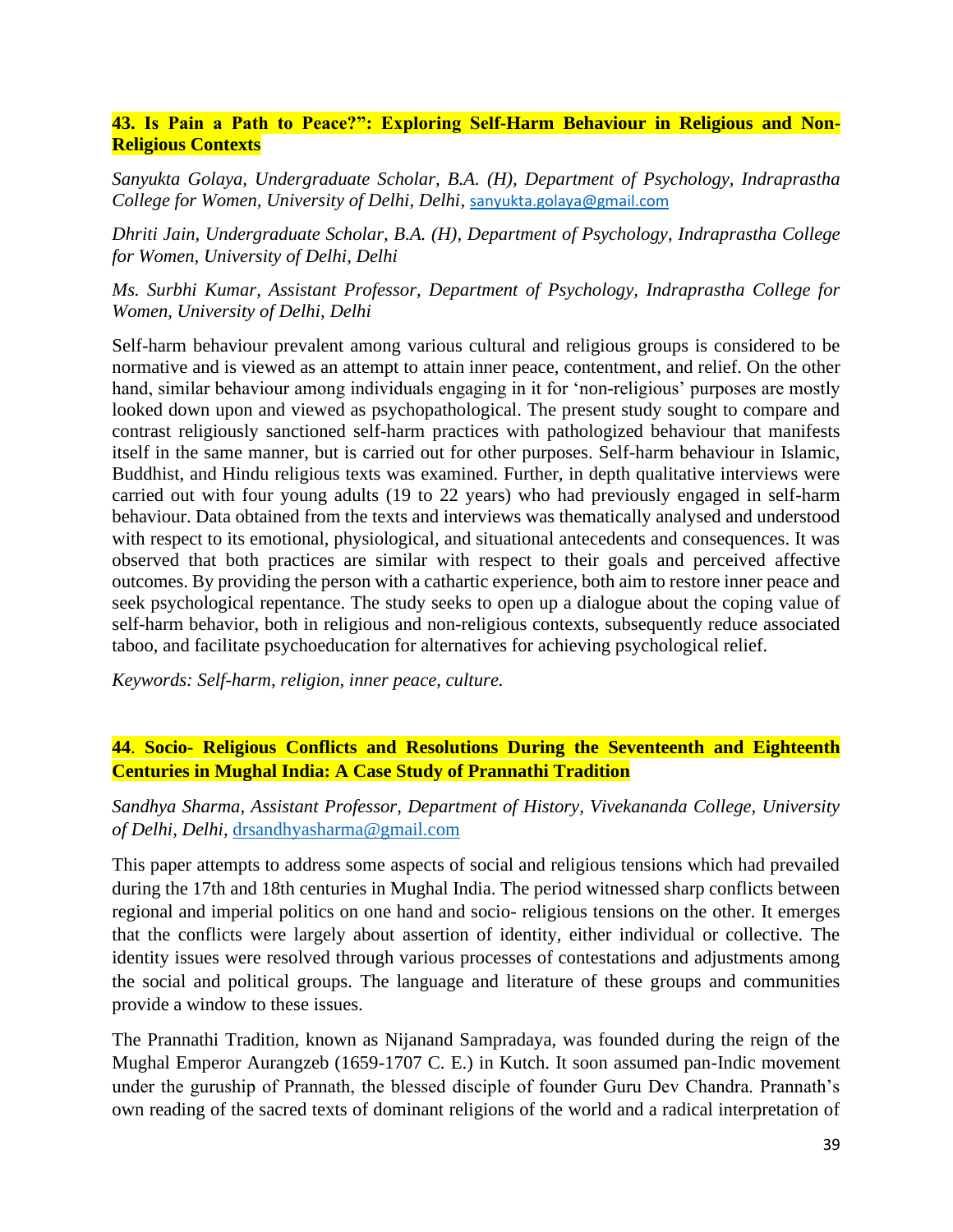## 43. Is Pain a Path to Peace?": Exploring Self-Harm Behaviour in Religious and Non-Religious Contexts

*Sanyukta Golaya, Undergraduate Scholar, B.A. (H), Department of Psychology, Indraprastha College for Women, University of Delhi, Delhi,* sanyukta.golaya@gmail.com

*Dhriti Jain, Undergraduate Scholar, B.A. (H), Department of Psychology, Indraprastha College for Women, University of Delhi, Delhi*

*Ms. Surbhi Kumar, Assistant Professor, Department of Psychology, Indraprastha College for Women, University of Delhi, Delhi*

Self-harm behaviour prevalent among various cultural and religious groups is considered to be normative and is viewed as an attempt to attain inner peace, contentment, and relief. On the other hand, similar behaviour among individuals engaging in it for 'non-religious' purposes are mostly looked down upon and viewed as psychopathological. The present study sought to compare and contrast religiously sanctioned self-harm practices with pathologized behaviour that manifests itself in the same manner, but is carried out for other purposes. Self-harm behaviour in Islamic, Buddhist, and Hindu religious texts was examined. Further, in depth qualitative interviews were carried out with four young adults (19 to 22 years) who had previously engaged in self-harm behaviour. Data obtained from the texts and interviews was thematically analysed and understood with respect to its emotional, physiological, and situational antecedents and consequences. It was observed that both practices are similar with respect to their goals and perceived affective outcomes. By providing the person with a cathartic experience, both aim to restore inner peace and seek psychological repentance. The study seeks to open up a dialogue about the coping value of self-harm behavior, both in religious and non-religious contexts, subsequently reduce associated taboo, and facilitate psychoeducation for alternatives for achieving psychological relief.

*Keywords: Self-harm, religion, inner peace, culture.*

## 44. Socio- Religious Conflicts and Resolutions During the Seventeenth and Eighteenth Centuries in Mughal India: A Case Study of Prannathi Tradition

*Sandhya Sharma, Assistant Professor, Department of History, Vivekananda College, University of Delhi, Delhi,* drsandhyasharma@gmail.com

This paper attempts to address some aspects of social and religious tensions which had prevailed during the 17th and 18th centuries in Mughal India. The period witnessed sharp conflicts between regional and imperial politics on one hand and socio- religious tensions on the other. It emerges that the conflicts were largely about assertion of identity, either individual or collective. The identity issues were resolved through various processes of contestations and adjustments among the social and political groups. The language and literature of these groups and communities provide a window to these issues.

The Prannathi Tradition, known as Nijanand Sampradaya, was founded during the reign of the Mughal Emperor Aurangzeb (1659-1707 C. E.) in Kutch. It soon assumed pan-Indic movement under the guruship of Prannath, the blessed disciple of founder Guru Dev Chandra. Prannath's own reading of the sacred texts of dominant religions of the world and a radical interpretation of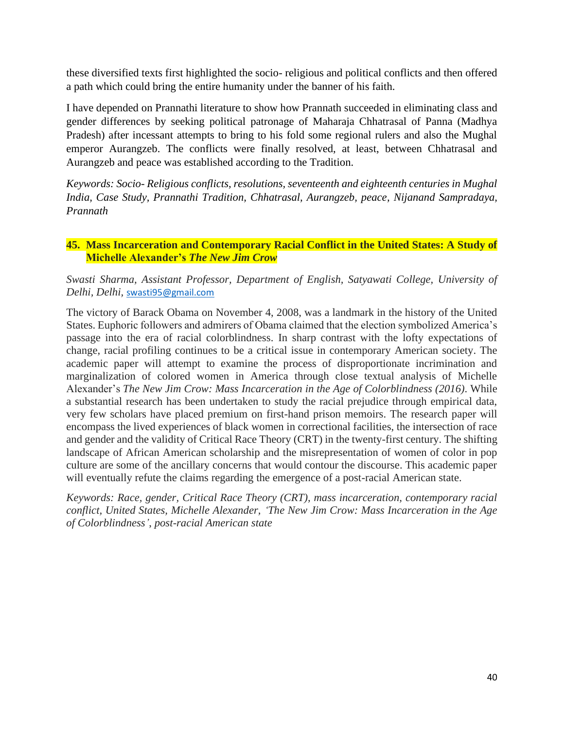these diversified texts first highlighted the socio- religious and political conflicts and then offered a path which could bring the entire humanity under the banner of his faith.

I have depended on Prannathi literature to show how Prannath succeeded in eliminating class and gender differences by seeking political patronage of Maharaja Chhatrasal of Panna (Madhya Pradesh) after incessant attempts to bring to his fold some regional rulers and also the Mughal emperor Aurangzeb. The conflicts were finally resolved, at least, between Chhatrasal and Aurangzeb and peace was established according to the Tradition.

*Keywords: Socio- Religious conflicts, resolutions, seventeenth and eighteenth centuries in Mughal India, Case Study, Prannathi Tradition, Chhatrasal, Aurangzeb, peace, Nijanand Sampradaya, Prannath*

### 45. Mass Incarceration and Contemporary Racial Conflict in the United States: A Study of Michelle Alexander's *The New Jim Crow*

*Swasti Sharma, Assistant Professor, Department of English, Satyawati College, University of Delhi, Delhi,* swasti95@gmail.com

The victory of Barack Obama on November 4, 2008, was a landmark in the history of the United States. Euphoric followers and admirers of Obama claimed that the election symbolized America's passage into the era of racial colorblindness. In sharp contrast with the lofty expectations of change, racial profiling continues to be a critical issue in contemporary American society. The academic paper will attempt to examine the process of disproportionate incrimination and marginalization of colored women in America through close textual analysis of Michelle Alexander's *The New Jim Crow: Mass Incarceration in the Age of Colorblindness (2016)*. While a substantial research has been undertaken to study the racial prejudice through empirical data, very few scholars have placed premium on first-hand prison memoirs. The research paper will encompass the lived experiences of black women in correctional facilities, the intersection of race and gender and the validity of Critical Race Theory (CRT) in the twenty-first century. The shifting landscape of African American scholarship and the misrepresentation of women of color in pop culture are some of the ancillary concerns that would contour the discourse. This academic paper will eventually refute the claims regarding the emergence of a post-racial American state.

*Keywords: Race, gender, Critical Race Theory (CRT), mass incarceration, contemporary racial conflict, United States, Michelle Alexander, 'The New Jim Crow: Mass Incarceration in the Age of Colorblindness', post-racial American state*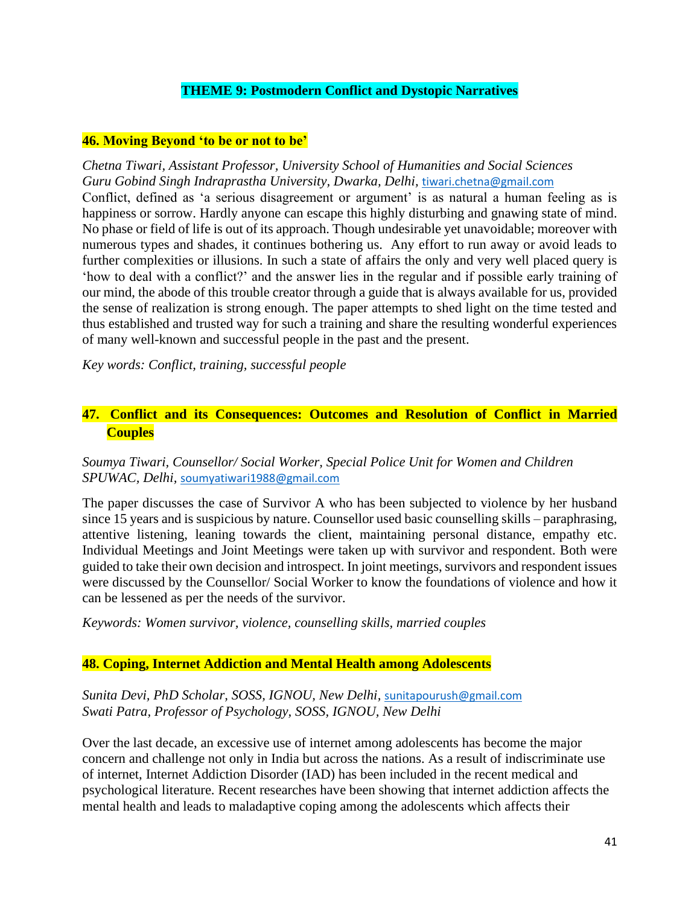## THEME 9: Postmodern Conflict and Dystopic Narratives

### 46. Moving Beyond 'to be or not to be'

*Chetna Tiwari, Assistant Professor, University School of Humanities and Social Sciences*
*Guru Gobind Singh Indraprastha University, Dwarka, Delhi,* tiwari.chetna@gmail.com

Conflict, defined as 'a serious disagreement or argument' is as natural a human feeling as is happiness or sorrow. Hardly anyone can escape this highly disturbing and gnawing state of mind. No phase or field of life is out of its approach. Though undesirable yet unavoidable; moreover with numerous types and shades, it continues bothering us. Any effort to run away or avoid leads to further complexities or illusions. In such a state of affairs the only and very well placed query is 'how to deal with a conflict?' and the answer lies in the regular and if possible early training of our mind, the abode of this trouble creator through a guide that is always available for us, provided the sense of realization is strong enough. The paper attempts to shed light on the time tested and thus established and trusted way for such a training and share the resulting wonderful experiences of many well-known and successful people in the past and the present.

*Key words: Conflict, training, successful people*

### 47. Conflict and its Consequences: Outcomes and Resolution of Conflict in Married Couples

*Soumya Tiwari, Counsellor/ Social Worker, Special Police Unit for Women and Children SPUWAC, Delhi,* soumyatiwari1988@gmail.com

The paper discusses the case of Survivor A who has been subjected to violence by her husband since 15 years and is suspicious by nature. Counsellor used basic counselling skills – paraphrasing, attentive listening, leaning towards the client, maintaining personal distance, empathy etc. Individual Meetings and Joint Meetings were taken up with survivor and respondent. Both were guided to take their own decision and introspect. In joint meetings, survivors and respondent issues were discussed by the Counsellor/ Social Worker to know the foundations of violence and how it can be lessened as per the needs of the survivor.

*Keywords: Women survivor, violence, counselling skills, married couples*

### 48. Coping, Internet Addiction and Mental Health among Adolescents

*Sunita Devi, PhD Scholar, SOSS, IGNOU, New Delhi,* sunitapourush@gmail.com
*Swati Patra, Professor of Psychology, SOSS, IGNOU, New Delhi*

Over the last decade, an excessive use of internet among adolescents has become the major concern and challenge not only in India but across the nations. As a result of indiscriminate use of internet, Internet Addiction Disorder (IAD) has been included in the recent medical and psychological literature. Recent researches have been showing that internet addiction affects the mental health and leads to maladaptive coping among the adolescents which affects their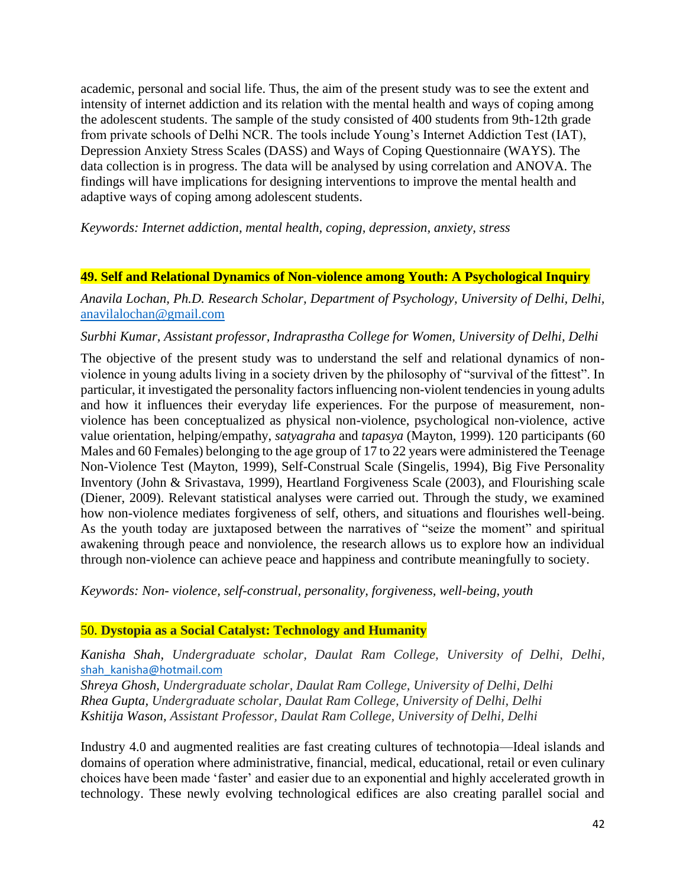academic, personal and social life. Thus, the aim of the present study was to see the extent and intensity of internet addiction and its relation with the mental health and ways of coping among the adolescent students. The sample of the study consisted of 400 students from 9th-12th grade from private schools of Delhi NCR. The tools include Young's Internet Addiction Test (IAT), Depression Anxiety Stress Scales (DASS) and Ways of Coping Questionnaire (WAYS). The data collection is in progress. The data will be analysed by using correlation and ANOVA. The findings will have implications for designing interventions to improve the mental health and adaptive ways of coping among adolescent students.

*Keywords: Internet addiction, mental health, coping, depression, anxiety, stress*

## 49. Self and Relational Dynamics of Non-violence among Youth: A Psychological Inquiry

*Anavila Lochan, Ph.D. Research Scholar, Department of Psychology, University of Delhi, Delhi,* anavilalochan@gmail.com

*Surbhi Kumar, Assistant professor, Indraprastha College for Women, University of Delhi, Delhi*

The objective of the present study was to understand the self and relational dynamics of non-violence in young adults living in a society driven by the philosophy of "survival of the fittest". In particular, it investigated the personality factors influencing non-violent tendencies in young adults and how it influences their everyday life experiences. For the purpose of measurement, non-violence has been conceptualized as physical non-violence, psychological non-violence, active value orientation, helping/empathy, *satyagraha* and *tapasya* (Mayton, 1999). 120 participants (60 Males and 60 Females) belonging to the age group of 17 to 22 years were administered the Teenage Non-Violence Test (Mayton, 1999), Self-Construal Scale (Singelis, 1994), Big Five Personality Inventory (John & Srivastava, 1999), Heartland Forgiveness Scale (2003), and Flourishing scale (Diener, 2009). Relevant statistical analyses were carried out. Through the study, we examined how non-violence mediates forgiveness of self, others, and situations and flourishes well-being. As the youth today are juxtaposed between the narratives of "seize the moment" and spiritual awakening through peace and nonviolence, the research allows us to explore how an individual through non-violence can achieve peace and happiness and contribute meaningfully to society.

*Keywords: Non- violence, self-construal, personality, forgiveness, well-being, youth*

## 50. Dystopia as a Social Catalyst: Technology and Humanity

*Kanisha Shah, Undergraduate scholar, Daulat Ram College, University of Delhi, Delhi,* shah_kanisha@hotmail.com
*Shreya Ghosh, Undergraduate scholar, Daulat Ram College, University of Delhi, Delhi*
*Rhea Gupta, Undergraduate scholar, Daulat Ram College, University of Delhi, Delhi*
*Kshitija Wason, Assistant Professor, Daulat Ram College, University of Delhi, Delhi*

Industry 4.0 and augmented realities are fast creating cultures of technotopia—Ideal islands and domains of operation where administrative, financial, medical, educational, retail or even culinary choices have been made 'faster' and easier due to an exponential and highly accelerated growth in technology. These newly evolving technological edifices are also creating parallel social and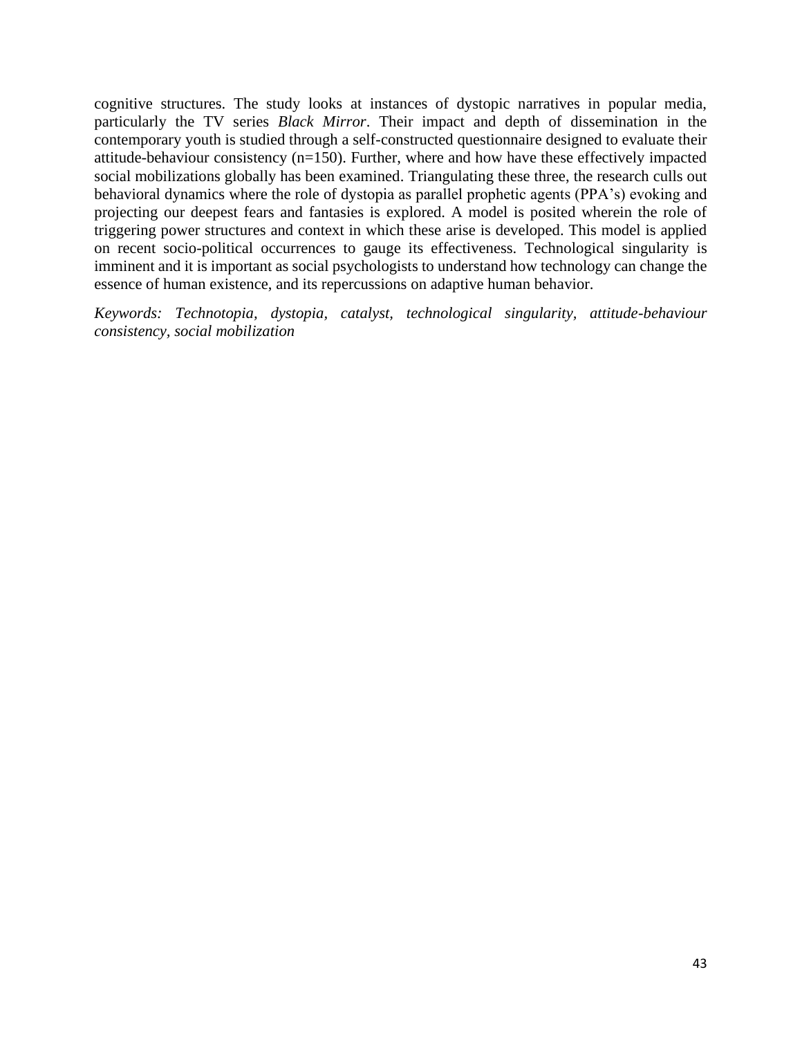cognitive structures. The study looks at instances of dystopic narratives in popular media, particularly the TV series *Black Mirror*. Their impact and depth of dissemination in the contemporary youth is studied through a self-constructed questionnaire designed to evaluate their attitude-behaviour consistency (n=150). Further, where and how have these effectively impacted social mobilizations globally has been examined. Triangulating these three, the research culls out behavioral dynamics where the role of dystopia as parallel prophetic agents (PPA's) evoking and projecting our deepest fears and fantasies is explored. A model is posited wherein the role of triggering power structures and context in which these arise is developed. This model is applied on recent socio-political occurrences to gauge its effectiveness. Technological singularity is imminent and it is important as social psychologists to understand how technology can change the essence of human existence, and its repercussions on adaptive human behavior.

*Keywords: Technotopia, dystopia, catalyst, technological singularity, attitude-behaviour consistency, social mobilization*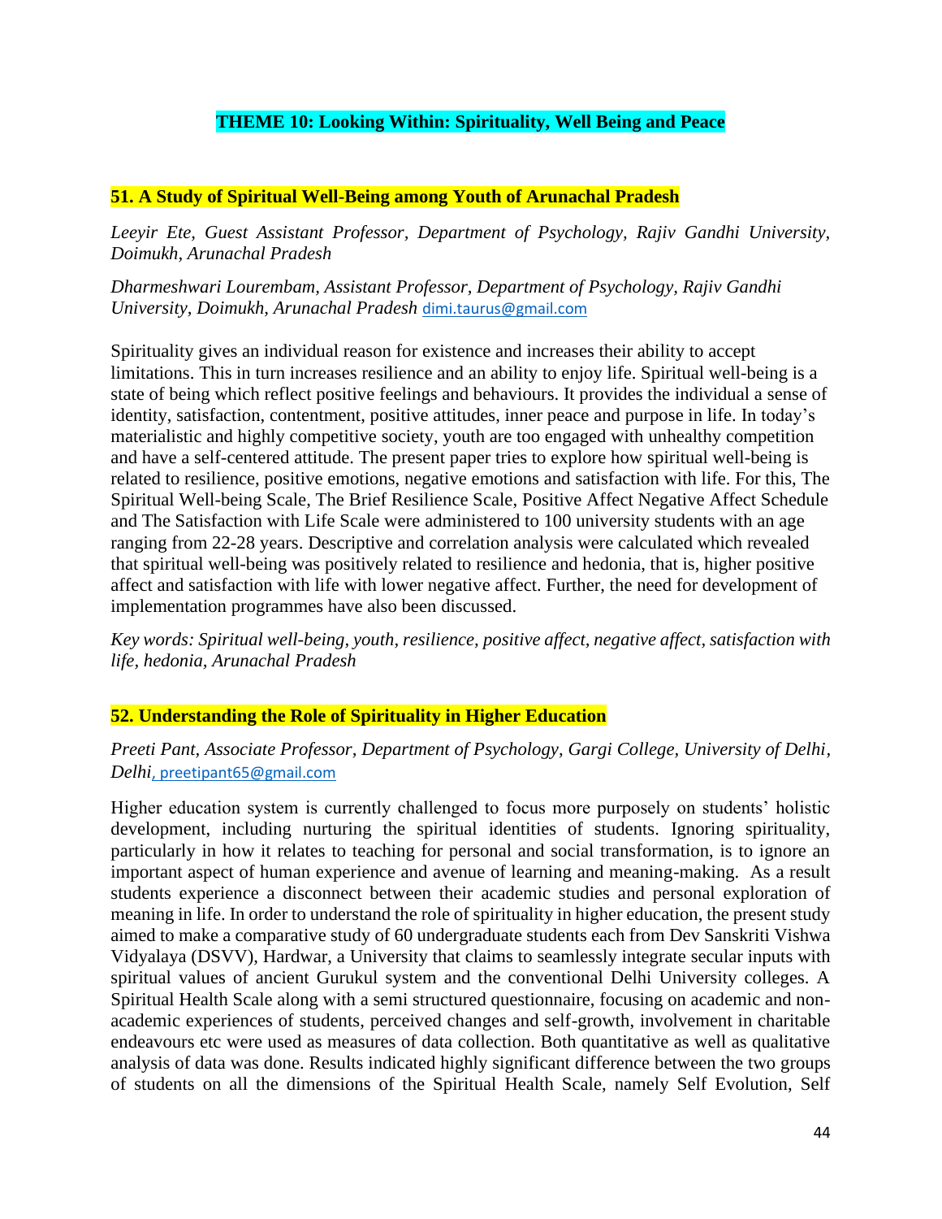## THEME 10: Looking Within: Spirituality, Well Being and Peace

### 51. A Study of Spiritual Well-Being among Youth of Arunachal Pradesh

*Leeyir Ete, Guest Assistant Professor, Department of Psychology, Rajiv Gandhi University, Doimukh, Arunachal Pradesh*

*Dharmeshwari Lourembam, Assistant Professor, Department of Psychology, Rajiv Gandhi University, Doimukh, Arunachal Pradesh* dimi.taurus@gmail.com

Spirituality gives an individual reason for existence and increases their ability to accept limitations. This in turn increases resilience and an ability to enjoy life. Spiritual well-being is a state of being which reflect positive feelings and behaviours. It provides the individual a sense of identity, satisfaction, contentment, positive attitudes, inner peace and purpose in life. In today's materialistic and highly competitive society, youth are too engaged with unhealthy competition and have a self-centered attitude. The present paper tries to explore how spiritual well-being is related to resilience, positive emotions, negative emotions and satisfaction with life. For this, The Spiritual Well-being Scale, The Brief Resilience Scale, Positive Affect Negative Affect Schedule and The Satisfaction with Life Scale were administered to 100 university students with an age ranging from 22-28 years. Descriptive and correlation analysis were calculated which revealed that spiritual well-being was positively related to resilience and hedonia, that is, higher positive affect and satisfaction with life with lower negative affect. Further, the need for development of implementation programmes have also been discussed.

*Key words: Spiritual well-being, youth, resilience, positive affect, negative affect, satisfaction with life, hedonia, Arunachal Pradesh*

### 52. Understanding the Role of Spirituality in Higher Education

*Preeti Pant, Associate Professor, Department of Psychology, Gargi College, University of Delhi, Delhi*, preetipant65@gmail.com

Higher education system is currently challenged to focus more purposely on students' holistic development, including nurturing the spiritual identities of students. Ignoring spirituality, particularly in how it relates to teaching for personal and social transformation, is to ignore an important aspect of human experience and avenue of learning and meaning-making. As a result students experience a disconnect between their academic studies and personal exploration of meaning in life. In order to understand the role of spirituality in higher education, the present study aimed to make a comparative study of 60 undergraduate students each from Dev Sanskriti Vishwa Vidyalaya (DSVV), Hardwar, a University that claims to seamlessly integrate secular inputs with spiritual values of ancient Gurukul system and the conventional Delhi University colleges. A Spiritual Health Scale along with a semi structured questionnaire, focusing on academic and non-academic experiences of students, perceived changes and self-growth, involvement in charitable endeavours etc were used as measures of data collection. Both quantitative as well as qualitative analysis of data was done. Results indicated highly significant difference between the two groups of students on all the dimensions of the Spiritual Health Scale, namely Self Evolution, Self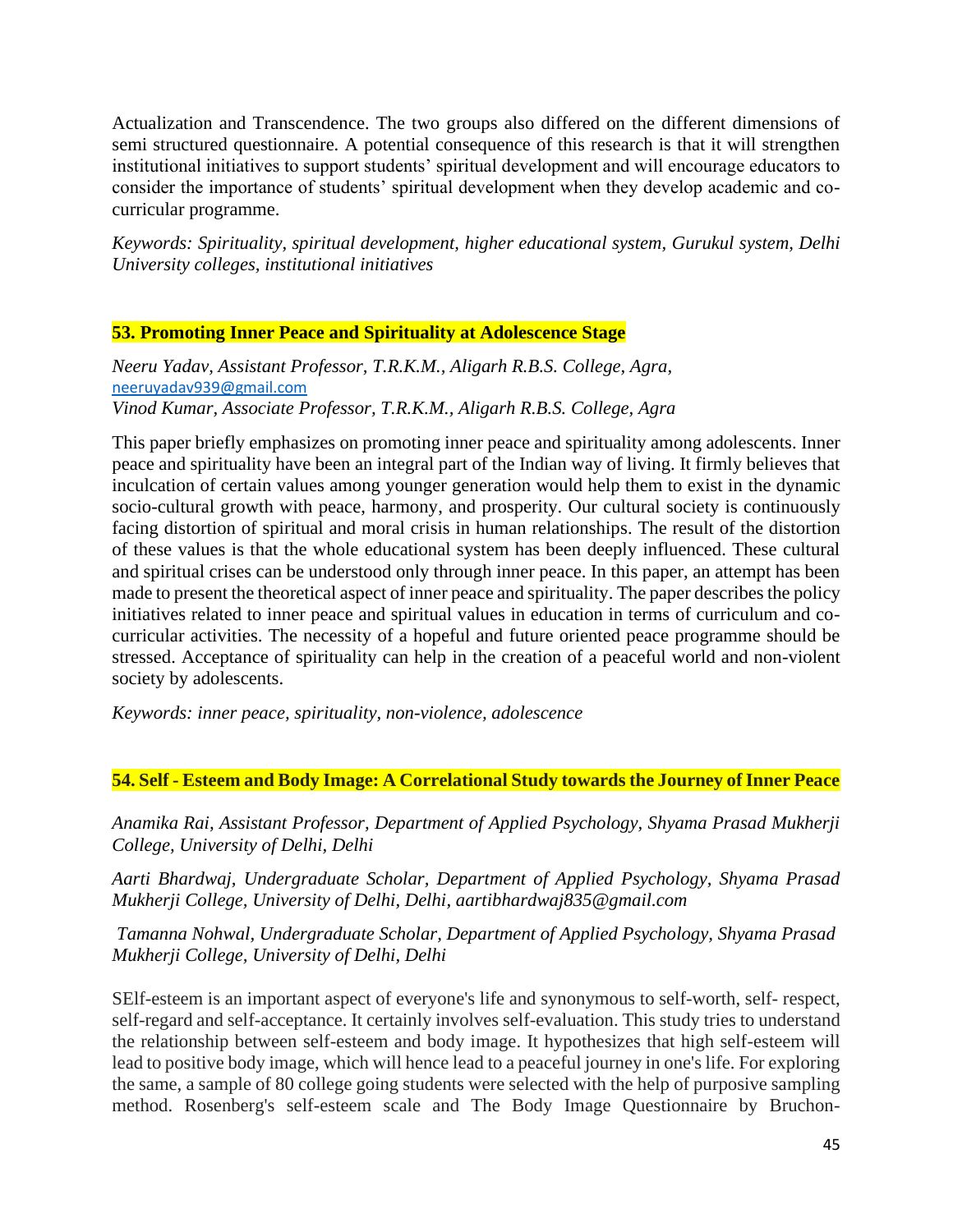Actualization and Transcendence. The two groups also differed on the different dimensions of semi structured questionnaire. A potential consequence of this research is that it will strengthen institutional initiatives to support students' spiritual development and will encourage educators to consider the importance of students' spiritual development when they develop academic and co-curricular programme.

*Keywords: Spirituality, spiritual development, higher educational system, Gurukul system, Delhi University colleges, institutional initiatives*

## 53. Promoting Inner Peace and Spirituality at Adolescence Stage

*Neeru Yadav, Assistant Professor, T.R.K.M., Aligarh R.B.S. College, Agra,*
neeruyadav939@gmail.com
*Vinod Kumar, Associate Professor, T.R.K.M., Aligarh R.B.S. College, Agra*

This paper briefly emphasizes on promoting inner peace and spirituality among adolescents. Inner peace and spirituality have been an integral part of the Indian way of living. It firmly believes that inculcation of certain values among younger generation would help them to exist in the dynamic socio-cultural growth with peace, harmony, and prosperity. Our cultural society is continuously facing distortion of spiritual and moral crisis in human relationships. The result of the distortion of these values is that the whole educational system has been deeply influenced. These cultural and spiritual crises can be understood only through inner peace. In this paper, an attempt has been made to present the theoretical aspect of inner peace and spirituality. The paper describes the policy initiatives related to inner peace and spiritual values in education in terms of curriculum and co-curricular activities. The necessity of a hopeful and future oriented peace programme should be stressed. Acceptance of spirituality can help in the creation of a peaceful world and non-violent society by adolescents.

*Keywords: inner peace, spirituality, non-violence, adolescence*

## 54. Self - Esteem and Body Image: A Correlational Study towards the Journey of Inner Peace

*Anamika Rai, Assistant Professor, Department of Applied Psychology, Shyama Prasad Mukherji College, University of Delhi, Delhi*

*Aarti Bhardwaj, Undergraduate Scholar, Department of Applied Psychology, Shyama Prasad Mukherji College, University of Delhi, Delhi, aartibhardwaj835@gmail.com*

*Tamanna Nohwal, Undergraduate Scholar, Department of Applied Psychology, Shyama Prasad Mukherji College, University of Delhi, Delhi*

SElf-esteem is an important aspect of everyone's life and synonymous to self-worth, self- respect, self-regard and self-acceptance. It certainly involves self-evaluation. This study tries to understand the relationship between self-esteem and body image. It hypothesizes that high self-esteem will lead to positive body image, which will hence lead to a peaceful journey in one's life. For exploring the same, a sample of 80 college going students were selected with the help of purposive sampling method. Rosenberg's self-esteem scale and The Body Image Questionnaire by Bruchon-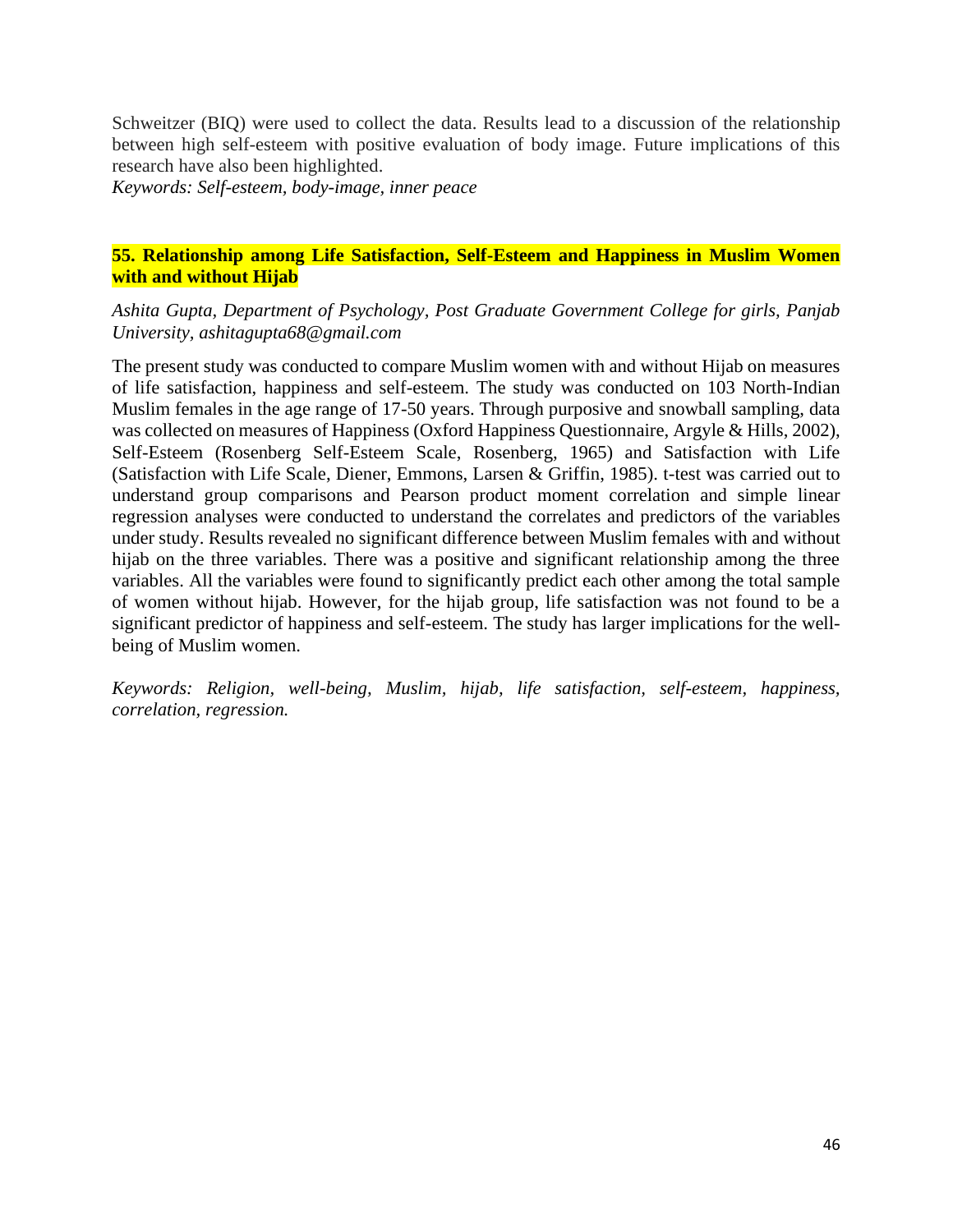Schweitzer (BIQ) were used to collect the data. Results lead to a discussion of the relationship between high self-esteem with positive evaluation of body image. Future implications of this research have also been highlighted.

*Keywords: Self-esteem, body-image, inner peace*

## 55. Relationship among Life Satisfaction, Self-Esteem and Happiness in Muslim Women with and without Hijab

*Ashita Gupta, Department of Psychology, Post Graduate Government College for girls, Panjab University, ashitagupta68@gmail.com*

The present study was conducted to compare Muslim women with and without Hijab on measures of life satisfaction, happiness and self-esteem. The study was conducted on 103 North-Indian Muslim females in the age range of 17-50 years. Through purposive and snowball sampling, data was collected on measures of Happiness (Oxford Happiness Questionnaire, Argyle & Hills, 2002), Self-Esteem (Rosenberg Self-Esteem Scale, Rosenberg, 1965) and Satisfaction with Life (Satisfaction with Life Scale, Diener, Emmons, Larsen & Griffin, 1985). t-test was carried out to understand group comparisons and Pearson product moment correlation and simple linear regression analyses were conducted to understand the correlates and predictors of the variables under study. Results revealed no significant difference between Muslim females with and without hijab on the three variables. There was a positive and significant relationship among the three variables. All the variables were found to significantly predict each other among the total sample of women without hijab. However, for the hijab group, life satisfaction was not found to be a significant predictor of happiness and self-esteem. The study has larger implications for the well-being of Muslim women.

*Keywords: Religion, well-being, Muslim, hijab, life satisfaction, self-esteem, happiness, correlation, regression.*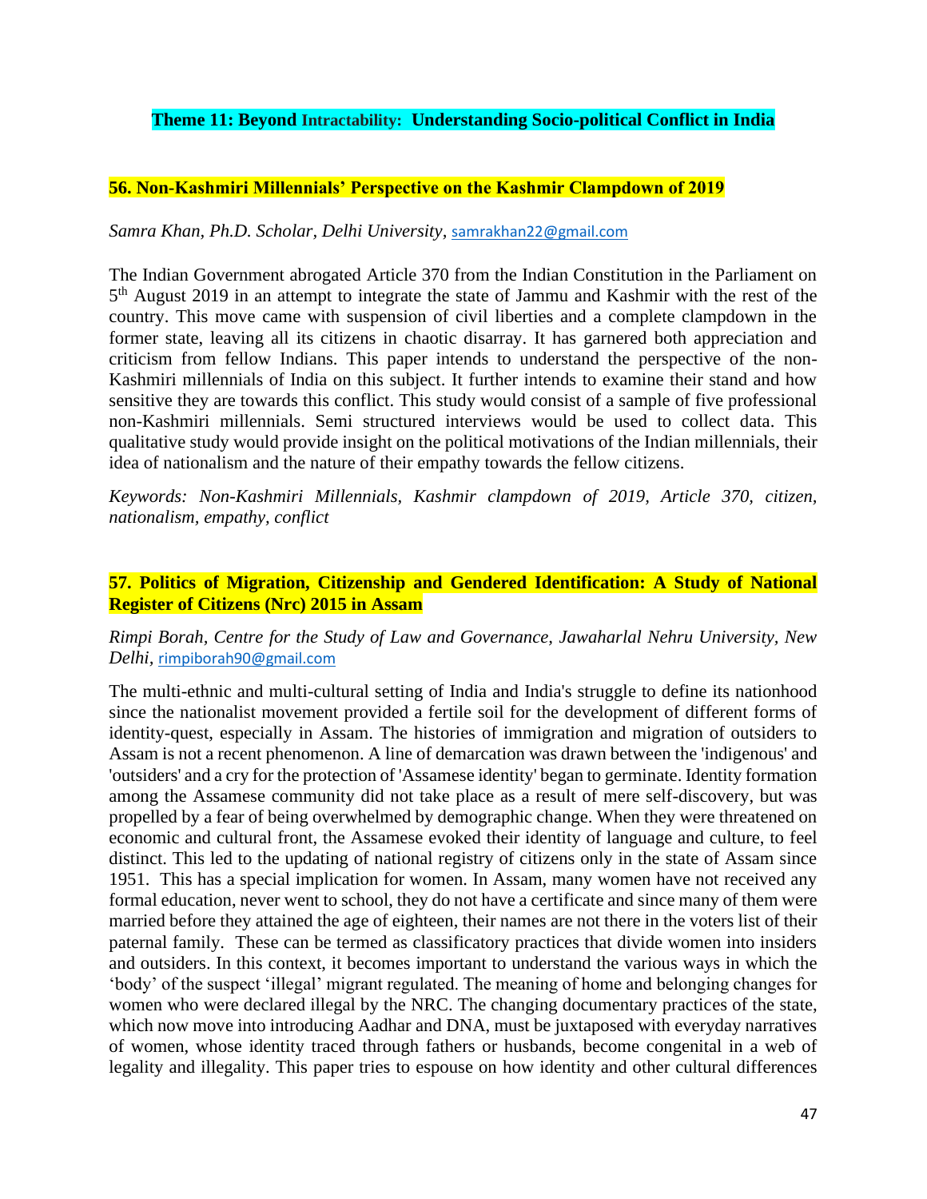## Theme 11: Beyond Intractability: Understanding Socio-political Conflict in India

### 56. Non-Kashmiri Millennials' Perspective on the Kashmir Clampdown of 2019

*Samra Khan, Ph.D. Scholar, Delhi University*, samrakhan22@gmail.com

The Indian Government abrogated Article 370 from the Indian Constitution in the Parliament on 5th August 2019 in an attempt to integrate the state of Jammu and Kashmir with the rest of the country. This move came with suspension of civil liberties and a complete clampdown in the former state, leaving all its citizens in chaotic disarray. It has garnered both appreciation and criticism from fellow Indians. This paper intends to understand the perspective of the non-Kashmiri millennials of India on this subject. It further intends to examine their stand and how sensitive they are towards this conflict. This study would consist of a sample of five professional non-Kashmiri millennials. Semi structured interviews would be used to collect data. This qualitative study would provide insight on the political motivations of the Indian millennials, their idea of nationalism and the nature of their empathy towards the fellow citizens.

*Keywords: Non-Kashmiri Millennials, Kashmir clampdown of 2019, Article 370, citizen, nationalism, empathy, conflict*

### 57. Politics of Migration, Citizenship and Gendered Identification: A Study of National Register of Citizens (Nrc) 2015 in Assam

*Rimpi Borah, Centre for the Study of Law and Governance, Jawaharlal Nehru University, New Delhi*, rimpiborah90@gmail.com

The multi-ethnic and multi-cultural setting of India and India's struggle to define its nationhood since the nationalist movement provided a fertile soil for the development of different forms of identity-quest, especially in Assam. The histories of immigration and migration of outsiders to Assam is not a recent phenomenon. A line of demarcation was drawn between the 'indigenous' and 'outsiders' and a cry for the protection of 'Assamese identity' began to germinate. Identity formation among the Assamese community did not take place as a result of mere self-discovery, but was propelled by a fear of being overwhelmed by demographic change. When they were threatened on economic and cultural front, the Assamese evoked their identity of language and culture, to feel distinct. This led to the updating of national registry of citizens only in the state of Assam since 1951. This has a special implication for women. In Assam, many women have not received any formal education, never went to school, they do not have a certificate and since many of them were married before they attained the age of eighteen, their names are not there in the voters list of their paternal family. These can be termed as classificatory practices that divide women into insiders and outsiders. In this context, it becomes important to understand the various ways in which the 'body' of the suspect 'illegal' migrant regulated. The meaning of home and belonging changes for women who were declared illegal by the NRC. The changing documentary practices of the state, which now move into introducing Aadhar and DNA, must be juxtaposed with everyday narratives of women, whose identity traced through fathers or husbands, become congenital in a web of legality and illegality. This paper tries to espouse on how identity and other cultural differences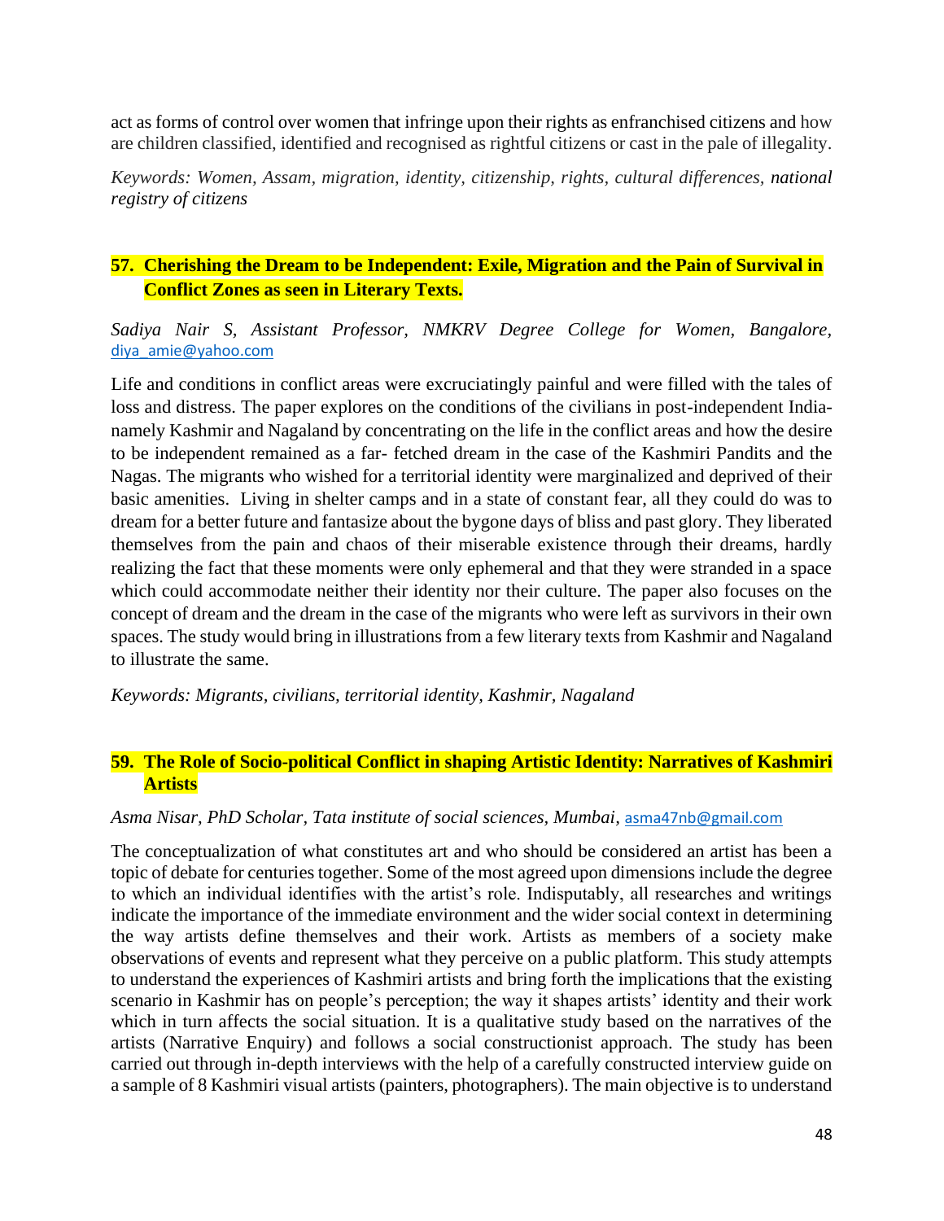act as forms of control over women that infringe upon their rights as enfranchised citizens and how are children classified, identified and recognised as rightful citizens or cast in the pale of illegality.

*Keywords: Women, Assam, migration, identity, citizenship, rights, cultural differences, national registry of citizens*

## 57. Cherishing the Dream to be Independent: Exile, Migration and the Pain of Survival in Conflict Zones as seen in Literary Texts.

*Sadiya Nair S, Assistant Professor, NMKRV Degree College for Women, Bangalore,* diya_amie@yahoo.com

Life and conditions in conflict areas were excruciatingly painful and were filled with the tales of loss and distress. The paper explores on the conditions of the civilians in post-independent India- namely Kashmir and Nagaland by concentrating on the life in the conflict areas and how the desire to be independent remained as a far- fetched dream in the case of the Kashmiri Pandits and the Nagas. The migrants who wished for a territorial identity were marginalized and deprived of their basic amenities. Living in shelter camps and in a state of constant fear, all they could do was to dream for a better future and fantasize about the bygone days of bliss and past glory. They liberated themselves from the pain and chaos of their miserable existence through their dreams, hardly realizing the fact that these moments were only ephemeral and that they were stranded in a space which could accommodate neither their identity nor their culture. The paper also focuses on the concept of dream and the dream in the case of the migrants who were left as survivors in their own spaces. The study would bring in illustrations from a few literary texts from Kashmir and Nagaland to illustrate the same.

*Keywords: Migrants, civilians, territorial identity, Kashmir, Nagaland*

## 59. The Role of Socio-political Conflict in shaping Artistic Identity: Narratives of Kashmiri Artists

*Asma Nisar, PhD Scholar, Tata institute of social sciences, Mumbai*, asma47nb@gmail.com

The conceptualization of what constitutes art and who should be considered an artist has been a topic of debate for centuries together. Some of the most agreed upon dimensions include the degree to which an individual identifies with the artist's role. Indisputably, all researches and writings indicate the importance of the immediate environment and the wider social context in determining the way artists define themselves and their work. Artists as members of a society make observations of events and represent what they perceive on a public platform. This study attempts to understand the experiences of Kashmiri artists and bring forth the implications that the existing scenario in Kashmir has on people's perception; the way it shapes artists' identity and their work which in turn affects the social situation. It is a qualitative study based on the narratives of the artists (Narrative Enquiry) and follows a social constructionist approach. The study has been carried out through in-depth interviews with the help of a carefully constructed interview guide on a sample of 8 Kashmiri visual artists (painters, photographers). The main objective is to understand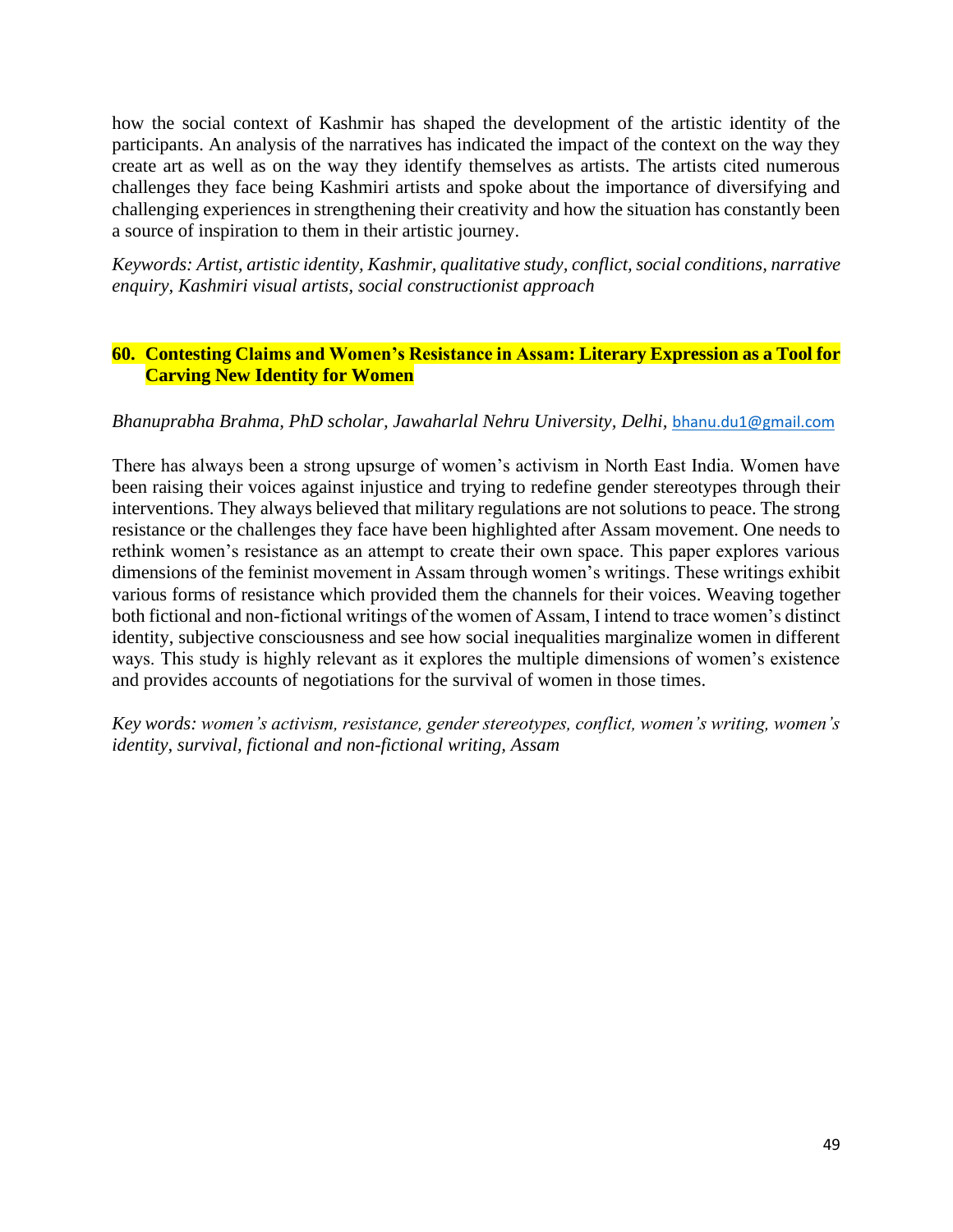how the social context of Kashmir has shaped the development of the artistic identity of the participants. An analysis of the narratives has indicated the impact of the context on the way they create art as well as on the way they identify themselves as artists. The artists cited numerous challenges they face being Kashmiri artists and spoke about the importance of diversifying and challenging experiences in strengthening their creativity and how the situation has constantly been a source of inspiration to them in their artistic journey.

*Keywords: Artist, artistic identity, Kashmir, qualitative study, conflict, social conditions, narrative enquiry, Kashmiri visual artists, social constructionist approach*

### 60. Contesting Claims and Women's Resistance in Assam: Literary Expression as a Tool for Carving New Identity for Women

*Bhanuprabha Brahma, PhD scholar, Jawaharlal Nehru University, Delhi*, bhanu.du1@gmail.com

There has always been a strong upsurge of women's activism in North East India. Women have been raising their voices against injustice and trying to redefine gender stereotypes through their interventions. They always believed that military regulations are not solutions to peace. The strong resistance or the challenges they face have been highlighted after Assam movement. One needs to rethink women's resistance as an attempt to create their own space. This paper explores various dimensions of the feminist movement in Assam through women's writings. These writings exhibit various forms of resistance which provided them the channels for their voices. Weaving together both fictional and non-fictional writings of the women of Assam, I intend to trace women's distinct identity, subjective consciousness and see how social inequalities marginalize women in different ways. This study is highly relevant as it explores the multiple dimensions of women's existence and provides accounts of negotiations for the survival of women in those times.

*Key words: women's activism, resistance, gender stereotypes, conflict, women's writing, women's identity, survival, fictional and non-fictional writing, Assam*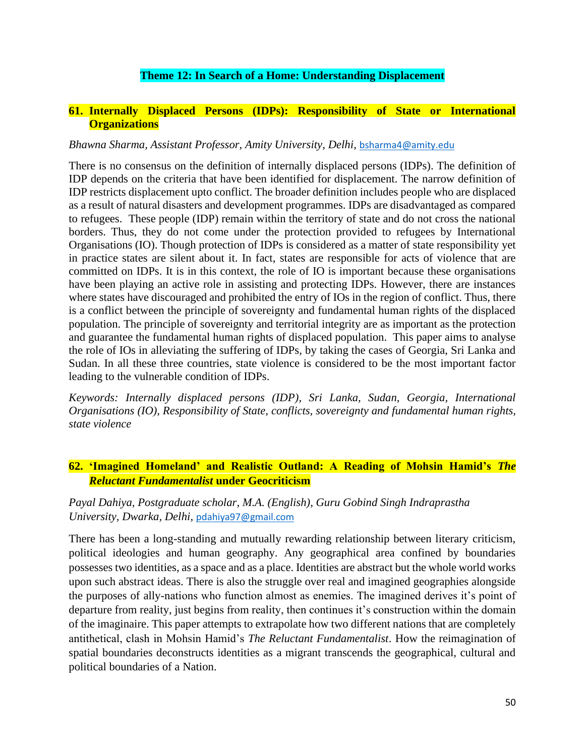## Theme 12: In Search of a Home: Understanding Displacement

### 61. Internally Displaced Persons (IDPs): Responsibility of State or International Organizations

*Bhawna Sharma, Assistant Professor, Amity University, Delhi,* bsharma4@amity.edu

There is no consensus on the definition of internally displaced persons (IDPs). The definition of IDP depends on the criteria that have been identified for displacement. The narrow definition of IDP restricts displacement upto conflict. The broader definition includes people who are displaced as a result of natural disasters and development programmes. IDPs are disadvantaged as compared to refugees. These people (IDP) remain within the territory of state and do not cross the national borders. Thus, they do not come under the protection provided to refugees by International Organisations (IO). Though protection of IDPs is considered as a matter of state responsibility yet in practice states are silent about it. In fact, states are responsible for acts of violence that are committed on IDPs. It is in this context, the role of IO is important because these organisations have been playing an active role in assisting and protecting IDPs. However, there are instances where states have discouraged and prohibited the entry of IOs in the region of conflict. Thus, there is a conflict between the principle of sovereignty and fundamental human rights of the displaced population. The principle of sovereignty and territorial integrity are as important as the protection and guarantee the fundamental human rights of displaced population. This paper aims to analyse the role of IOs in alleviating the suffering of IDPs, by taking the cases of Georgia, Sri Lanka and Sudan. In all these three countries, state violence is considered to be the most important factor leading to the vulnerable condition of IDPs.

*Keywords: Internally displaced persons (IDP), Sri Lanka, Sudan, Georgia, International Organisations (IO), Responsibility of State, conflicts, sovereignty and fundamental human rights, state violence*

### 62. 'Imagined Homeland' and Realistic Outland: A Reading of Mohsin Hamid's *The Reluctant Fundamentalist* under Geocriticism

*Payal Dahiya, Postgraduate scholar, M.A. (English), Guru Gobind Singh Indraprastha University, Dwarka, Delhi,* pdahiya97@gmail.com

There has been a long-standing and mutually rewarding relationship between literary criticism, political ideologies and human geography. Any geographical area confined by boundaries possesses two identities, as a space and as a place. Identities are abstract but the whole world works upon such abstract ideas. There is also the struggle over real and imagined geographies alongside the purposes of ally-nations who function almost as enemies. The imagined derives it's point of departure from reality, just begins from reality, then continues it's construction within the domain of the imaginaire. This paper attempts to extrapolate how two different nations that are completely antithetical, clash in Mohsin Hamid's *The Reluctant Fundamentalist*. How the reimagination of spatial boundaries deconstructs identities as a migrant transcends the geographical, cultural and political boundaries of a Nation.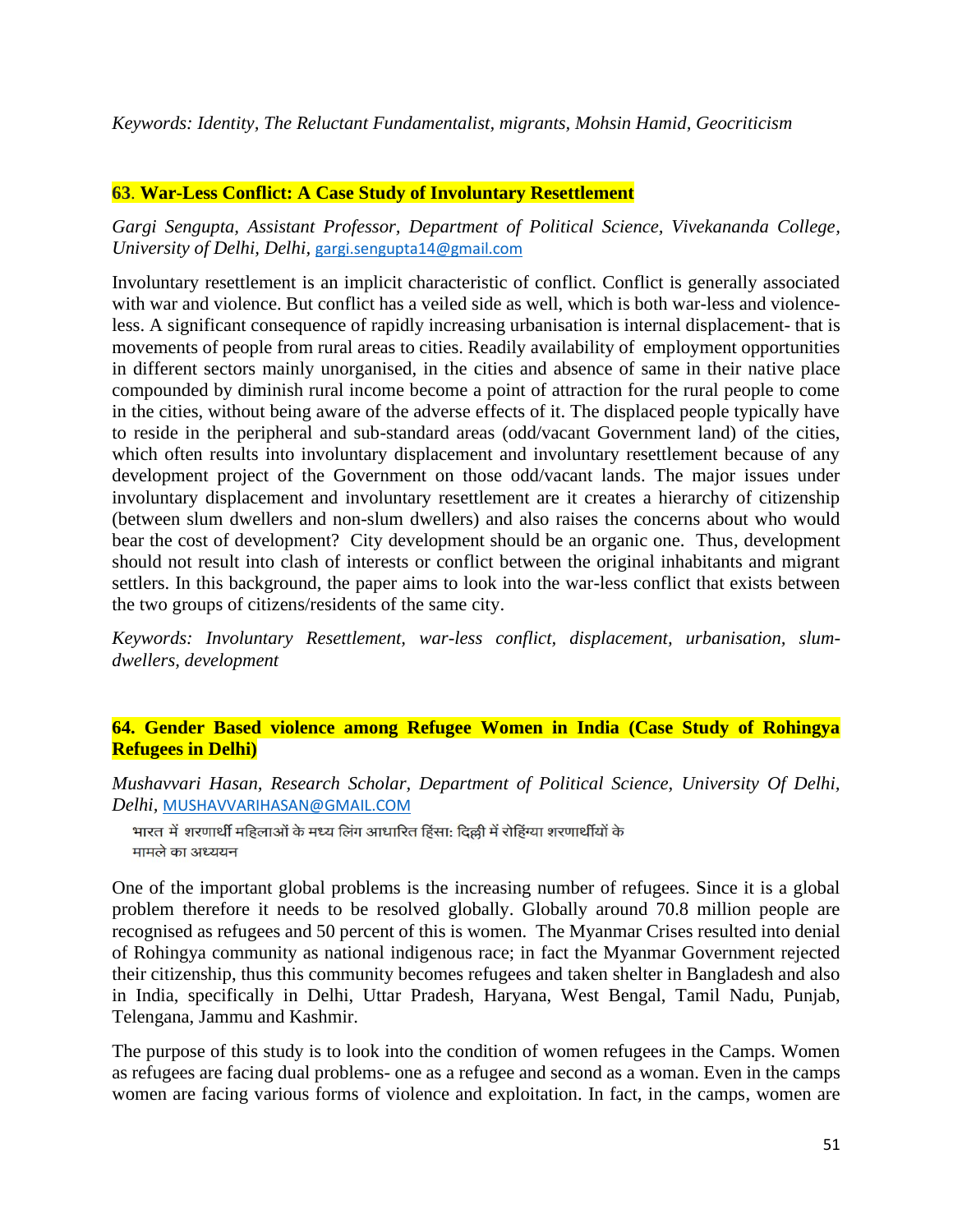*Keywords: Identity, The Reluctant Fundamentalist, migrants, Mohsin Hamid, Geocriticism*

## 63. War-Less Conflict: A Case Study of Involuntary Resettlement

*Gargi Sengupta, Assistant Professor, Department of Political Science, Vivekananda College, University of Delhi, Delhi*, gargi.sengupta14@gmail.com

Involuntary resettlement is an implicit characteristic of conflict. Conflict is generally associated with war and violence. But conflict has a veiled side as well, which is both war-less and violence-less. A significant consequence of rapidly increasing urbanisation is internal displacement- that is movements of people from rural areas to cities. Readily availability of employment opportunities in different sectors mainly unorganised, in the cities and absence of same in their native place compounded by diminish rural income become a point of attraction for the rural people to come in the cities, without being aware of the adverse effects of it. The displaced people typically have to reside in the peripheral and sub-standard areas (odd/vacant Government land) of the cities, which often results into involuntary displacement and involuntary resettlement because of any development project of the Government on those odd/vacant lands. The major issues under involuntary displacement and involuntary resettlement are it creates a hierarchy of citizenship (between slum dwellers and non-slum dwellers) and also raises the concerns about who would bear the cost of development? City development should be an organic one. Thus, development should not result into clash of interests or conflict between the original inhabitants and migrant settlers. In this background, the paper aims to look into the war-less conflict that exists between the two groups of citizens/residents of the same city.

*Keywords: Involuntary Resettlement, war-less conflict, displacement, urbanisation, slum-dwellers, development*

## 64. Gender Based violence among Refugee Women in India (Case Study of Rohingya Refugees in Delhi)

*Mushavvari Hasan, Research Scholar, Department of Political Science, University Of Delhi, Delhi*, MUSHAVVARIHASAN@GMAIL.COM

भारत में शरणार्थी महिलाओं के मध्य लिंग आधारित हिंसा: दिल्ली में रोहिंग्या शरणार्थीयों के मामले का अध्ययन

One of the important global problems is the increasing number of refugees. Since it is a global problem therefore it needs to be resolved globally. Globally around 70.8 million people are recognised as refugees and 50 percent of this is women. The Myanmar Crises resulted into denial of Rohingya community as national indigenous race; in fact the Myanmar Government rejected their citizenship, thus this community becomes refugees and taken shelter in Bangladesh and also in India, specifically in Delhi, Uttar Pradesh, Haryana, West Bengal, Tamil Nadu, Punjab, Telengana, Jammu and Kashmir.

The purpose of this study is to look into the condition of women refugees in the Camps. Women as refugees are facing dual problems- one as a refugee and second as a woman. Even in the camps women are facing various forms of violence and exploitation. In fact, in the camps, women are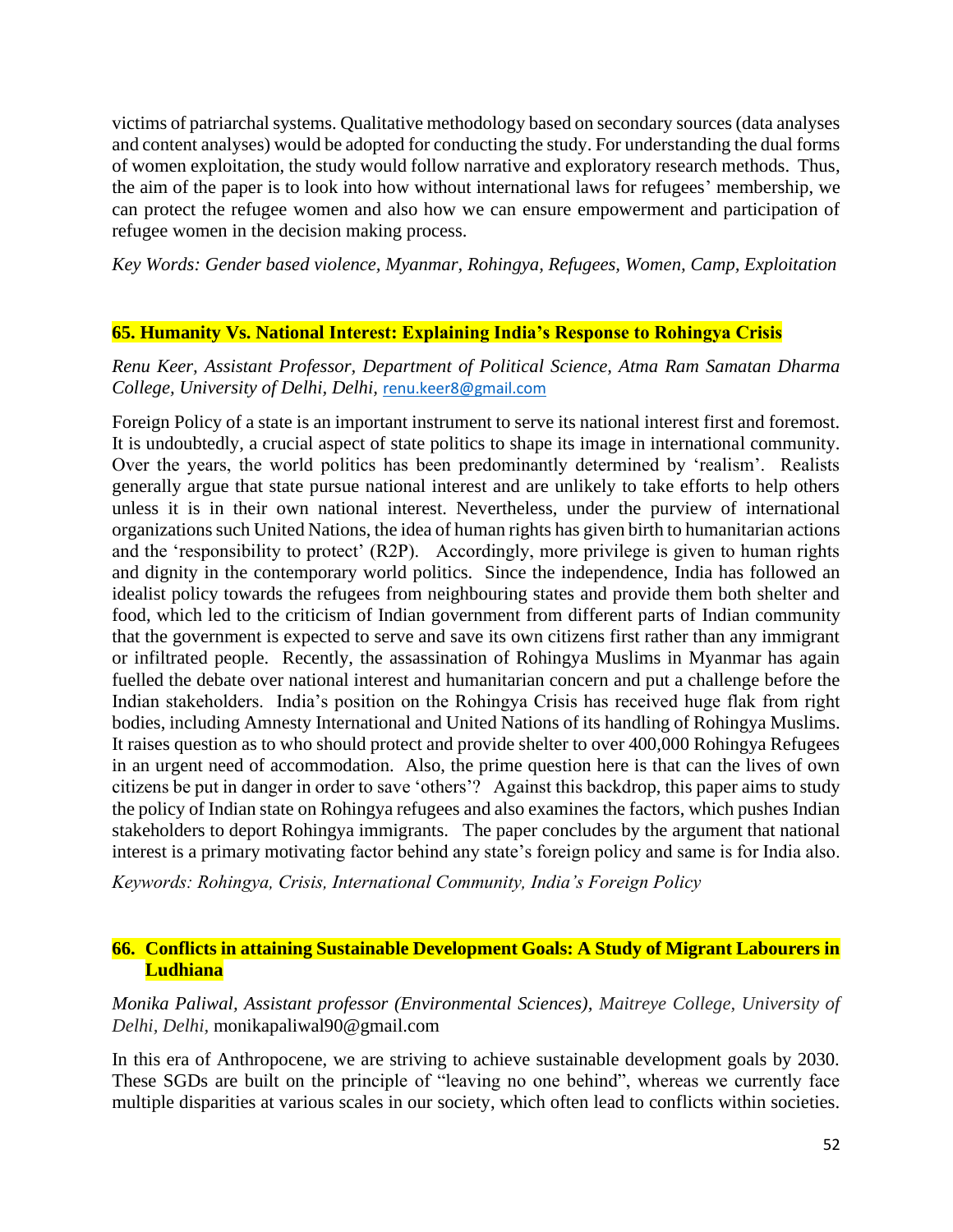victims of patriarchal systems. Qualitative methodology based on secondary sources (data analyses and content analyses) would be adopted for conducting the study. For understanding the dual forms of women exploitation, the study would follow narrative and exploratory research methods. Thus, the aim of the paper is to look into how without international laws for refugees' membership, we can protect the refugee women and also how we can ensure empowerment and participation of refugee women in the decision making process.

*Key Words: Gender based violence, Myanmar, Rohingya, Refugees, Women, Camp, Exploitation*

## 65. Humanity Vs. National Interest: Explaining India's Response to Rohingya Crisis

*Renu Keer, Assistant Professor, Department of Political Science, Atma Ram Samatan Dharma College, University of Delhi, Delhi,* renu.keer8@gmail.com

Foreign Policy of a state is an important instrument to serve its national interest first and foremost. It is undoubtedly, a crucial aspect of state politics to shape its image in international community. Over the years, the world politics has been predominantly determined by 'realism'. Realists generally argue that state pursue national interest and are unlikely to take efforts to help others unless it is in their own national interest. Nevertheless, under the purview of international organizations such United Nations, the idea of human rights has given birth to humanitarian actions and the 'responsibility to protect' (R2P). Accordingly, more privilege is given to human rights and dignity in the contemporary world politics. Since the independence, India has followed an idealist policy towards the refugees from neighbouring states and provide them both shelter and food, which led to the criticism of Indian government from different parts of Indian community that the government is expected to serve and save its own citizens first rather than any immigrant or infiltrated people. Recently, the assassination of Rohingya Muslims in Myanmar has again fuelled the debate over national interest and humanitarian concern and put a challenge before the Indian stakeholders. India's position on the Rohingya Crisis has received huge flak from right bodies, including Amnesty International and United Nations of its handling of Rohingya Muslims. It raises question as to who should protect and provide shelter to over 400,000 Rohingya Refugees in an urgent need of accommodation. Also, the prime question here is that can the lives of own citizens be put in danger in order to save 'others'? Against this backdrop, this paper aims to study the policy of Indian state on Rohingya refugees and also examines the factors, which pushes Indian stakeholders to deport Rohingya immigrants. The paper concludes by the argument that national interest is a primary motivating factor behind any state's foreign policy and same is for India also.

*Keywords: Rohingya, Crisis, International Community, India's Foreign Policy*

## 66. Conflicts in attaining Sustainable Development Goals: A Study of Migrant Labourers in Ludhiana

*Monika Paliwal, Assistant professor (Environmental Sciences), Maitreye College, University of Delhi, Delhi,* monikapaliwal90@gmail.com

In this era of Anthropocene, we are striving to achieve sustainable development goals by 2030. These SGDs are built on the principle of "leaving no one behind", whereas we currently face multiple disparities at various scales in our society, which often lead to conflicts within societies.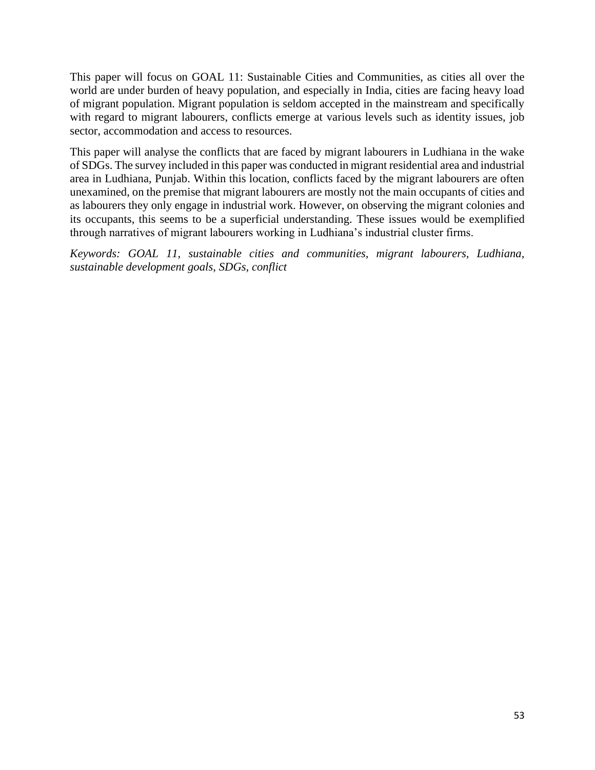This paper will focus on GOAL 11: Sustainable Cities and Communities, as cities all over the world are under burden of heavy population, and especially in India, cities are facing heavy load of migrant population. Migrant population is seldom accepted in the mainstream and specifically with regard to migrant labourers, conflicts emerge at various levels such as identity issues, job sector, accommodation and access to resources.

This paper will analyse the conflicts that are faced by migrant labourers in Ludhiana in the wake of SDGs. The survey included in this paper was conducted in migrant residential area and industrial area in Ludhiana, Punjab. Within this location, conflicts faced by the migrant labourers are often unexamined, on the premise that migrant labourers are mostly not the main occupants of cities and as labourers they only engage in industrial work. However, on observing the migrant colonies and its occupants, this seems to be a superficial understanding. These issues would be exemplified through narratives of migrant labourers working in Ludhiana's industrial cluster firms.

*Keywords: GOAL 11, sustainable cities and communities, migrant labourers, Ludhiana, sustainable development goals, SDGs, conflict*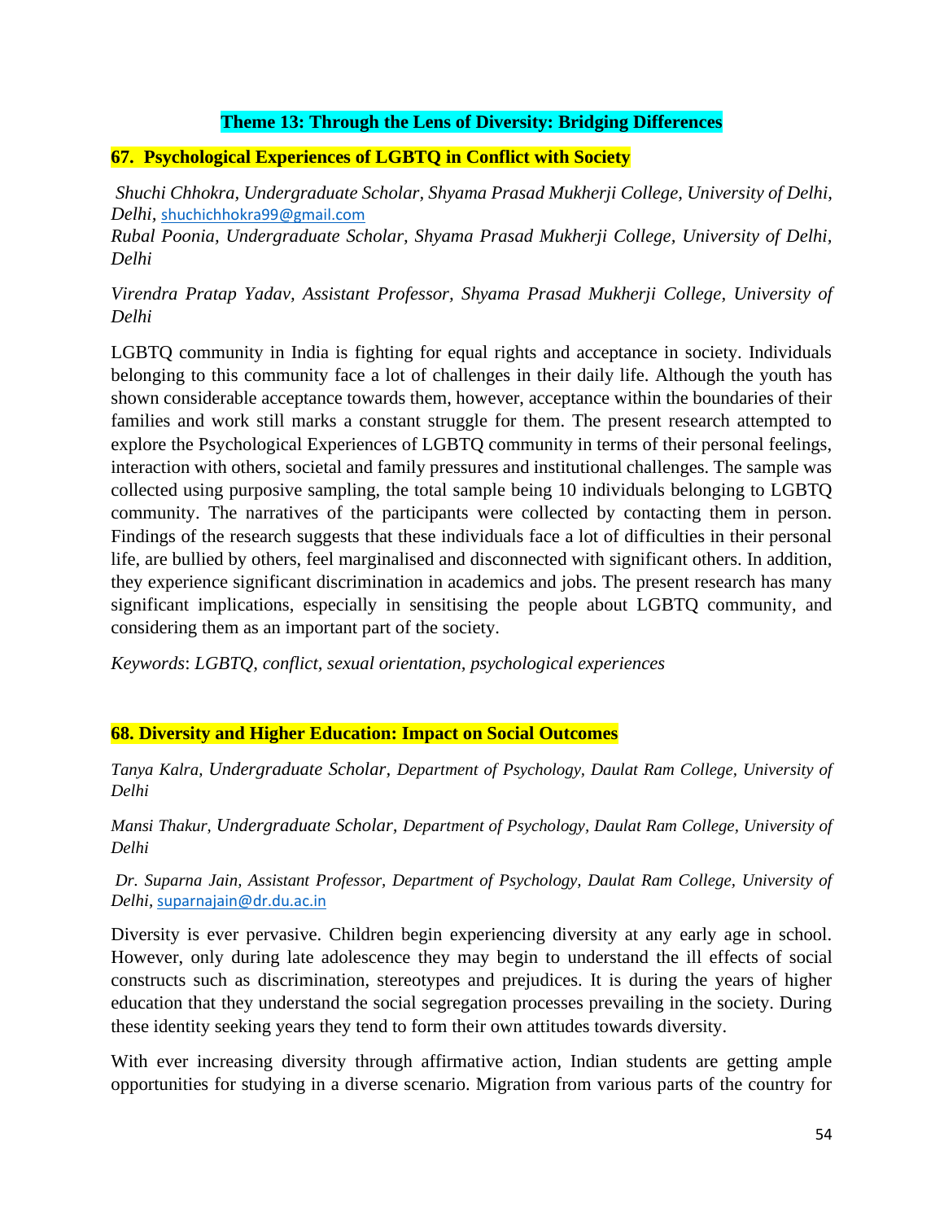## Theme 13: Through the Lens of Diversity: Bridging Differences

### 67. Psychological Experiences of LGBTQ in Conflict with Society

*Shuchi Chhokra, Undergraduate Scholar, Shyama Prasad Mukherji College, University of Delhi, Delhi*, shuchichhokra99@gmail.com
*Rubal Poonia, Undergraduate Scholar, Shyama Prasad Mukherji College, University of Delhi, Delhi*

*Virendra Pratap Yadav, Assistant Professor, Shyama Prasad Mukherji College, University of Delhi*

LGBTQ community in India is fighting for equal rights and acceptance in society. Individuals belonging to this community face a lot of challenges in their daily life. Although the youth has shown considerable acceptance towards them, however, acceptance within the boundaries of their families and work still marks a constant struggle for them. The present research attempted to explore the Psychological Experiences of LGBTQ community in terms of their personal feelings, interaction with others, societal and family pressures and institutional challenges. The sample was collected using purposive sampling, the total sample being 10 individuals belonging to LGBTQ community. The narratives of the participants were collected by contacting them in person. Findings of the research suggests that these individuals face a lot of difficulties in their personal life, are bullied by others, feel marginalised and disconnected with significant others. In addition, they experience significant discrimination in academics and jobs. The present research has many significant implications, especially in sensitising the people about LGBTQ community, and considering them as an important part of the society.

*Keywords*: *LGBTQ, conflict, sexual orientation, psychological experiences*

### 68. Diversity and Higher Education: Impact on Social Outcomes

*Tanya Kalra, Undergraduate Scholar, Department of Psychology, Daulat Ram College, University of Delhi*

*Mansi Thakur, Undergraduate Scholar, Department of Psychology, Daulat Ram College, University of Delhi*

*Dr. Suparna Jain, Assistant Professor, Department of Psychology, Daulat Ram College, University of Delhi*, suparnajain@dr.du.ac.in

Diversity is ever pervasive. Children begin experiencing diversity at any early age in school. However, only during late adolescence they may begin to understand the ill effects of social constructs such as discrimination, stereotypes and prejudices. It is during the years of higher education that they understand the social segregation processes prevailing in the society. During these identity seeking years they tend to form their own attitudes towards diversity.

With ever increasing diversity through affirmative action, Indian students are getting ample opportunities for studying in a diverse scenario. Migration from various parts of the country for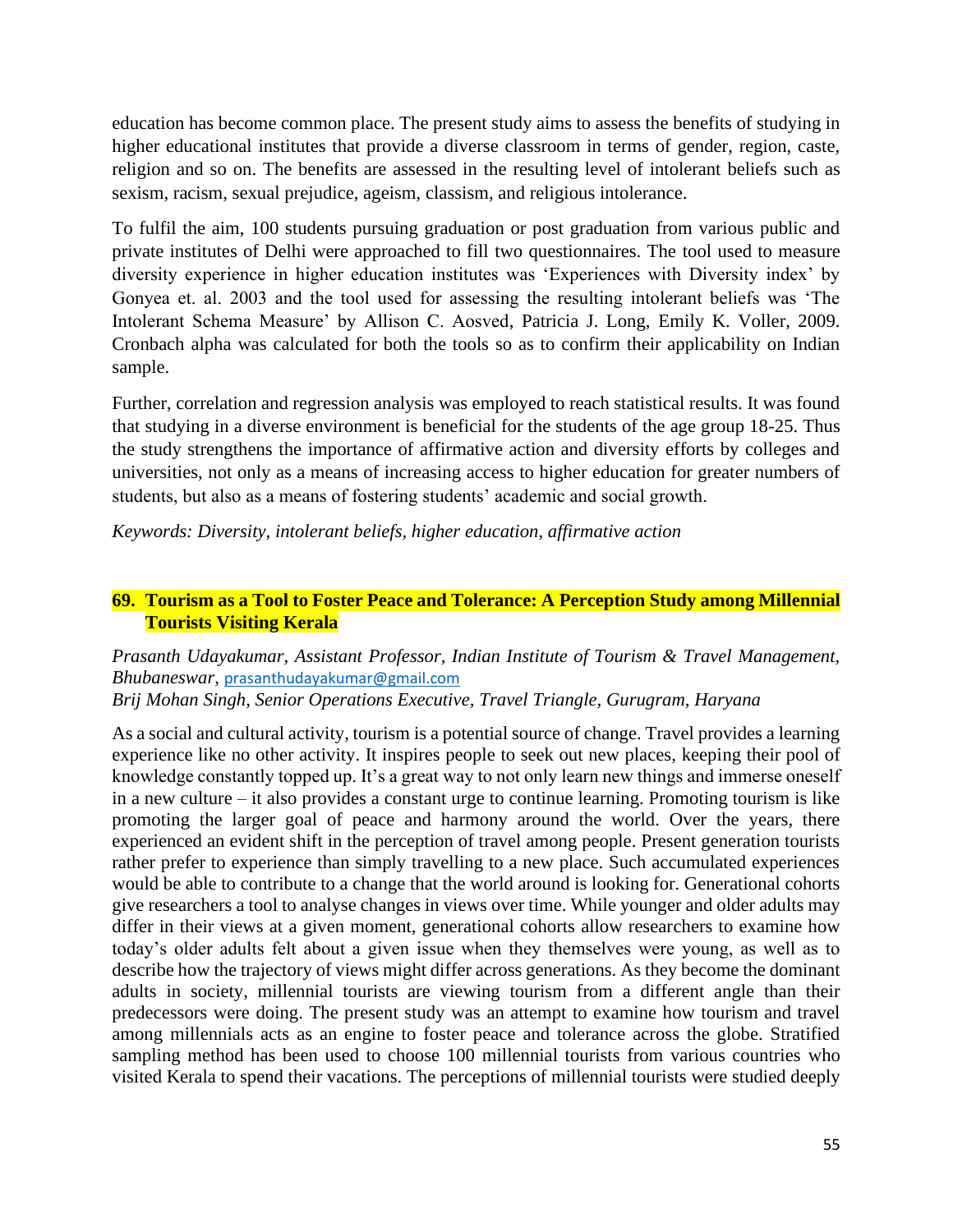education has become common place. The present study aims to assess the benefits of studying in higher educational institutes that provide a diverse classroom in terms of gender, region, caste, religion and so on. The benefits are assessed in the resulting level of intolerant beliefs such as sexism, racism, sexual prejudice, ageism, classism, and religious intolerance.

To fulfil the aim, 100 students pursuing graduation or post graduation from various public and private institutes of Delhi were approached to fill two questionnaires. The tool used to measure diversity experience in higher education institutes was 'Experiences with Diversity index' by Gonyea et. al. 2003 and the tool used for assessing the resulting intolerant beliefs was 'The Intolerant Schema Measure' by Allison C. Aosved, Patricia J. Long, Emily K. Voller, 2009. Cronbach alpha was calculated for both the tools so as to confirm their applicability on Indian sample.

Further, correlation and regression analysis was employed to reach statistical results. It was found that studying in a diverse environment is beneficial for the students of the age group 18-25. Thus the study strengthens the importance of affirmative action and diversity efforts by colleges and universities, not only as a means of increasing access to higher education for greater numbers of students, but also as a means of fostering students' academic and social growth.

*Keywords: Diversity, intolerant beliefs, higher education, affirmative action*

## 69. Tourism as a Tool to Foster Peace and Tolerance: A Perception Study among Millennial Tourists Visiting Kerala

*Prasanth Udayakumar, Assistant Professor, Indian Institute of Tourism & Travel Management, Bhubaneswar,* prasanthudayakumar@gmail.com
*Brij Mohan Singh, Senior Operations Executive, Travel Triangle, Gurugram, Haryana*

As a social and cultural activity, tourism is a potential source of change. Travel provides a learning experience like no other activity. It inspires people to seek out new places, keeping their pool of knowledge constantly topped up. It's a great way to not only learn new things and immerse oneself in a new culture – it also provides a constant urge to continue learning. Promoting tourism is like promoting the larger goal of peace and harmony around the world. Over the years, there experienced an evident shift in the perception of travel among people. Present generation tourists rather prefer to experience than simply travelling to a new place. Such accumulated experiences would be able to contribute to a change that the world around is looking for. Generational cohorts give researchers a tool to analyse changes in views over time. While younger and older adults may differ in their views at a given moment, generational cohorts allow researchers to examine how today's older adults felt about a given issue when they themselves were young, as well as to describe how the trajectory of views might differ across generations. As they become the dominant adults in society, millennial tourists are viewing tourism from a different angle than their predecessors were doing. The present study was an attempt to examine how tourism and travel among millennials acts as an engine to foster peace and tolerance across the globe. Stratified sampling method has been used to choose 100 millennial tourists from various countries who visited Kerala to spend their vacations. The perceptions of millennial tourists were studied deeply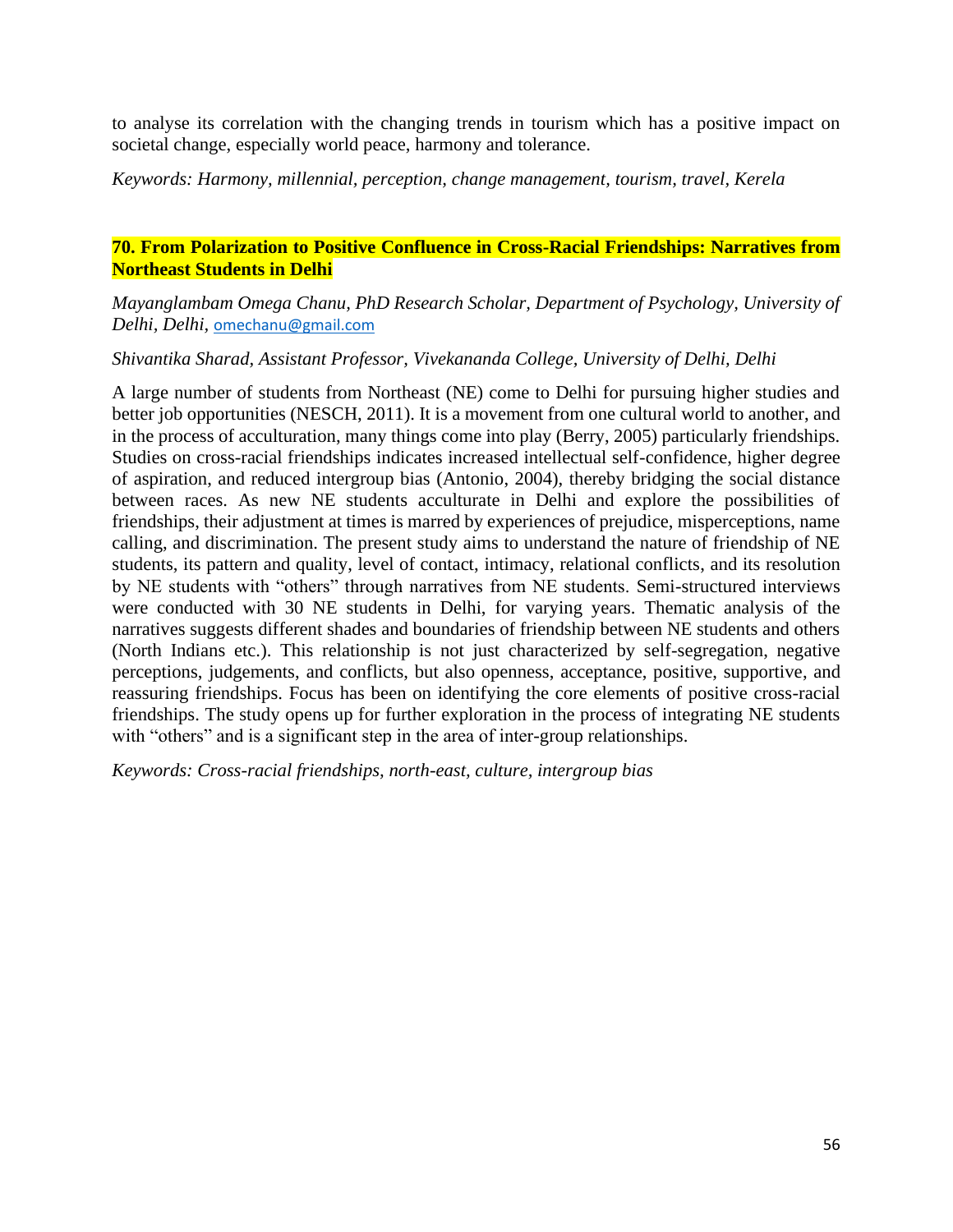to analyse its correlation with the changing trends in tourism which has a positive impact on societal change, especially world peace, harmony and tolerance.

*Keywords: Harmony, millennial, perception, change management, tourism, travel, Kerela*

## 70. From Polarization to Positive Confluence in Cross-Racial Friendships: Narratives from Northeast Students in Delhi

*Mayanglambam Omega Chanu, PhD Research Scholar, Department of Psychology, University of Delhi, Delhi,* omechanu@gmail.com

*Shivantika Sharad, Assistant Professor, Vivekananda College, University of Delhi, Delhi*

A large number of students from Northeast (NE) come to Delhi for pursuing higher studies and better job opportunities (NESCH, 2011). It is a movement from one cultural world to another, and in the process of acculturation, many things come into play (Berry, 2005) particularly friendships. Studies on cross-racial friendships indicates increased intellectual self-confidence, higher degree of aspiration, and reduced intergroup bias (Antonio, 2004), thereby bridging the social distance between races. As new NE students acculturate in Delhi and explore the possibilities of friendships, their adjustment at times is marred by experiences of prejudice, misperceptions, name calling, and discrimination. The present study aims to understand the nature of friendship of NE students, its pattern and quality, level of contact, intimacy, relational conflicts, and its resolution by NE students with "others" through narratives from NE students. Semi-structured interviews were conducted with 30 NE students in Delhi, for varying years. Thematic analysis of the narratives suggests different shades and boundaries of friendship between NE students and others (North Indians etc.). This relationship is not just characterized by self-segregation, negative perceptions, judgements, and conflicts, but also openness, acceptance, positive, supportive, and reassuring friendships. Focus has been on identifying the core elements of positive cross-racial friendships. The study opens up for further exploration in the process of integrating NE students with "others" and is a significant step in the area of inter-group relationships.

*Keywords: Cross-racial friendships, north-east, culture, intergroup bias*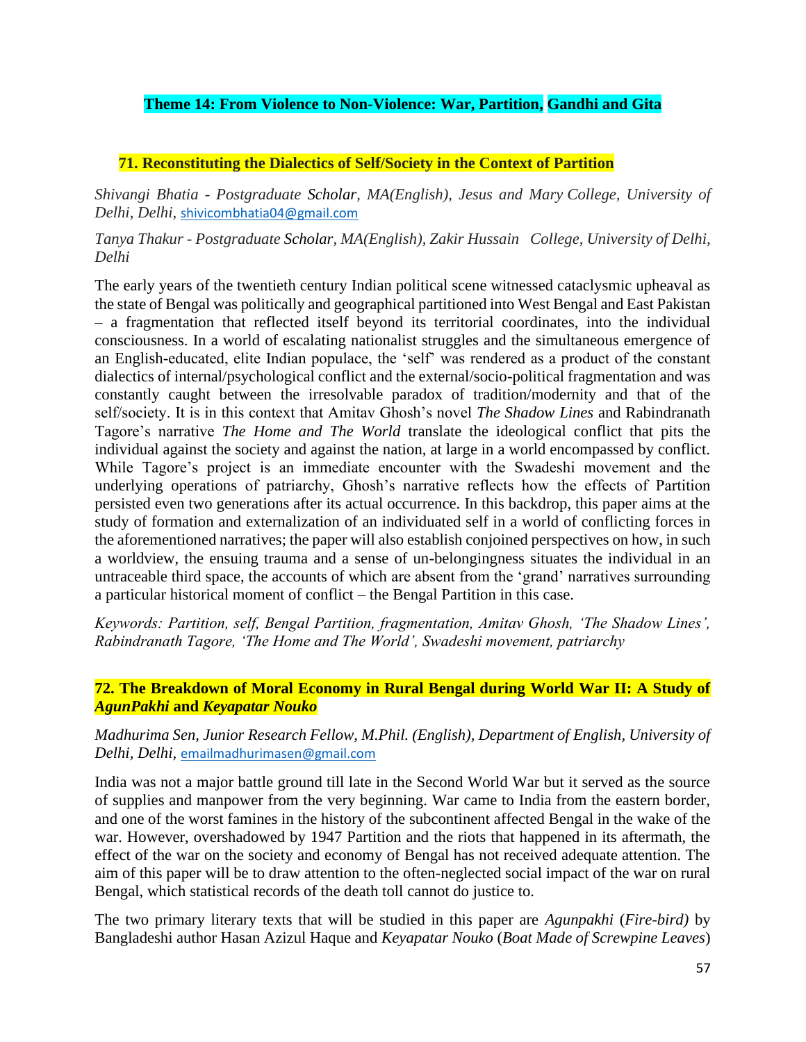## Theme 14: From Violence to Non-Violence: War, Partition, Gandhi and Gita

### 71. Reconstituting the Dialectics of Self/Society in the Context of Partition

*Shivangi Bhatia - Postgraduate Scholar, MA(English), Jesus and Mary College, University of Delhi, Delhi,* shivicombhatia04@gmail.com

*Tanya Thakur - Postgraduate Scholar, MA(English), Zakir Hussain College, University of Delhi, Delhi*

The early years of the twentieth century Indian political scene witnessed cataclysmic upheaval as the state of Bengal was politically and geographical partitioned into West Bengal and East Pakistan – a fragmentation that reflected itself beyond its territorial coordinates, into the individual consciousness. In a world of escalating nationalist struggles and the simultaneous emergence of an English-educated, elite Indian populace, the 'self' was rendered as a product of the constant dialectics of internal/psychological conflict and the external/socio-political fragmentation and was constantly caught between the irresolvable paradox of tradition/modernity and that of the self/society. It is in this context that Amitav Ghosh's novel *The Shadow Lines* and Rabindranath Tagore's narrative *The Home and The World* translate the ideological conflict that pits the individual against the society and against the nation, at large in a world encompassed by conflict. While Tagore's project is an immediate encounter with the Swadeshi movement and the underlying operations of patriarchy, Ghosh's narrative reflects how the effects of Partition persisted even two generations after its actual occurrence. In this backdrop, this paper aims at the study of formation and externalization of an individuated self in a world of conflicting forces in the aforementioned narratives; the paper will also establish conjoined perspectives on how, in such a worldview, the ensuing trauma and a sense of un-belongingness situates the individual in an untraceable third space, the accounts of which are absent from the 'grand' narratives surrounding a particular historical moment of conflict – the Bengal Partition in this case.

*Keywords: Partition, self, Bengal Partition, fragmentation, Amitav Ghosh, 'The Shadow Lines', Rabindranath Tagore, 'The Home and The World', Swadeshi movement, patriarchy*

### 72. The Breakdown of Moral Economy in Rural Bengal during World War II: A Study of *AgunPakhi* and *Keyapatar Nouko*

*Madhurima Sen, Junior Research Fellow, M.Phil. (English), Department of English, University of Delhi, Delhi,* emailmadhurimasen@gmail.com

India was not a major battle ground till late in the Second World War but it served as the source of supplies and manpower from the very beginning. War came to India from the eastern border, and one of the worst famines in the history of the subcontinent affected Bengal in the wake of the war. However, overshadowed by 1947 Partition and the riots that happened in its aftermath, the effect of the war on the society and economy of Bengal has not received adequate attention. The aim of this paper will be to draw attention to the often-neglected social impact of the war on rural Bengal, which statistical records of the death toll cannot do justice to.

The two primary literary texts that will be studied in this paper are *Agunpakhi* (*Fire-bird)* by Bangladeshi author Hasan Azizul Haque and *Keyapatar Nouko* (*Boat Made of Screwpine Leaves*)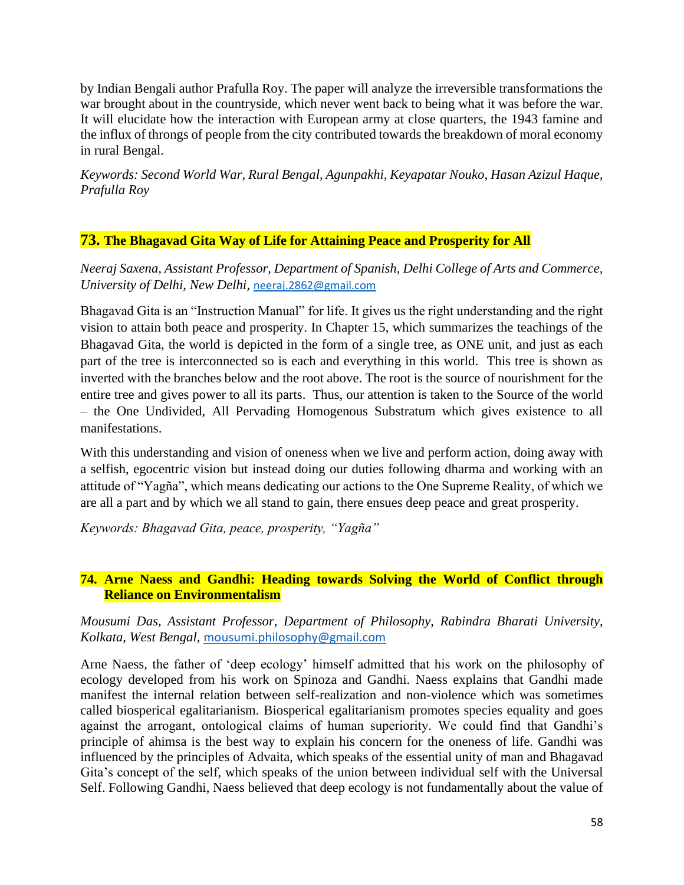by Indian Bengali author Prafulla Roy. The paper will analyze the irreversible transformations the war brought about in the countryside, which never went back to being what it was before the war. It will elucidate how the interaction with European army at close quarters, the 1943 famine and the influx of throngs of people from the city contributed towards the breakdown of moral economy in rural Bengal.

*Keywords: Second World War, Rural Bengal, Agunpakhi, Keyapatar Nouko, Hasan Azizul Haque, Prafulla Roy*

## 73. The Bhagavad Gita Way of Life for Attaining Peace and Prosperity for All

*Neeraj Saxena, Assistant Professor, Department of Spanish, Delhi College of Arts and Commerce, University of Delhi, New Delhi,* neeraj.2862@gmail.com

Bhagavad Gita is an "Instruction Manual" for life. It gives us the right understanding and the right vision to attain both peace and prosperity. In Chapter 15, which summarizes the teachings of the Bhagavad Gita, the world is depicted in the form of a single tree, as ONE unit, and just as each part of the tree is interconnected so is each and everything in this world. This tree is shown as inverted with the branches below and the root above. The root is the source of nourishment for the entire tree and gives power to all its parts. Thus, our attention is taken to the Source of the world – the One Undivided, All Pervading Homogenous Substratum which gives existence to all manifestations.

With this understanding and vision of oneness when we live and perform action, doing away with a selfish, egocentric vision but instead doing our duties following dharma and working with an attitude of "Yagña", which means dedicating our actions to the One Supreme Reality, of which we are all a part and by which we all stand to gain, there ensues deep peace and great prosperity.

*Keywords: Bhagavad Gita, peace, prosperity, "Yagña"*

## 74. Arne Naess and Gandhi: Heading towards Solving the World of Conflict through Reliance on Environmentalism

*Mousumi Das, Assistant Professor, Department of Philosophy, Rabindra Bharati University, Kolkata, West Bengal,* mousumi.philosophy@gmail.com

Arne Naess, the father of 'deep ecology' himself admitted that his work on the philosophy of ecology developed from his work on Spinoza and Gandhi. Naess explains that Gandhi made manifest the internal relation between self-realization and non-violence which was sometimes called biosperical egalitarianism. Biosperical egalitarianism promotes species equality and goes against the arrogant, ontological claims of human superiority. We could find that Gandhi's principle of ahimsa is the best way to explain his concern for the oneness of life. Gandhi was influenced by the principles of Advaita, which speaks of the essential unity of man and Bhagavad Gita's concept of the self, which speaks of the union between individual self with the Universal Self. Following Gandhi, Naess believed that deep ecology is not fundamentally about the value of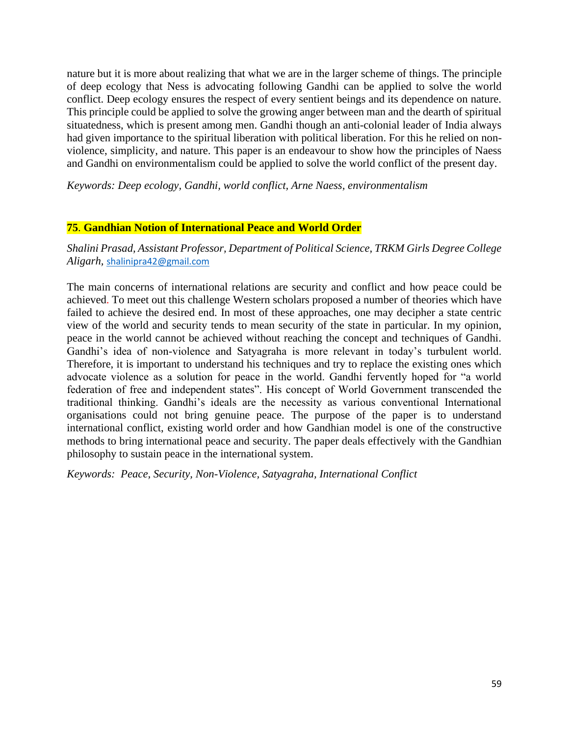nature but it is more about realizing that what we are in the larger scheme of things. The principle of deep ecology that Ness is advocating following Gandhi can be applied to solve the world conflict. Deep ecology ensures the respect of every sentient beings and its dependence on nature. This principle could be applied to solve the growing anger between man and the dearth of spiritual situatedness, which is present among men. Gandhi though an anti-colonial leader of India always had given importance to the spiritual liberation with political liberation. For this he relied on non-violence, simplicity, and nature. This paper is an endeavour to show how the principles of Naess and Gandhi on environmentalism could be applied to solve the world conflict of the present day.

*Keywords: Deep ecology, Gandhi, world conflict, Arne Naess, environmentalism*

## 75. Gandhian Notion of International Peace and World Order

*Shalini Prasad, Assistant Professor, Department of Political Science, TRKM Girls Degree College Aligarh,* shalinipra42@gmail.com

The main concerns of international relations are security and conflict and how peace could be achieved. To meet out this challenge Western scholars proposed a number of theories which have failed to achieve the desired end. In most of these approaches, one may decipher a state centric view of the world and security tends to mean security of the state in particular. In my opinion, peace in the world cannot be achieved without reaching the concept and techniques of Gandhi. Gandhi's idea of non-violence and Satyagraha is more relevant in today's turbulent world. Therefore, it is important to understand his techniques and try to replace the existing ones which advocate violence as a solution for peace in the world. Gandhi fervently hoped for "a world federation of free and independent states". His concept of World Government transcended the traditional thinking. Gandhi's ideals are the necessity as various conventional International organisations could not bring genuine peace. The purpose of the paper is to understand international conflict, existing world order and how Gandhian model is one of the constructive methods to bring international peace and security. The paper deals effectively with the Gandhian philosophy to sustain peace in the international system.

*Keywords: Peace, Security, Non-Violence, Satyagraha, International Conflict*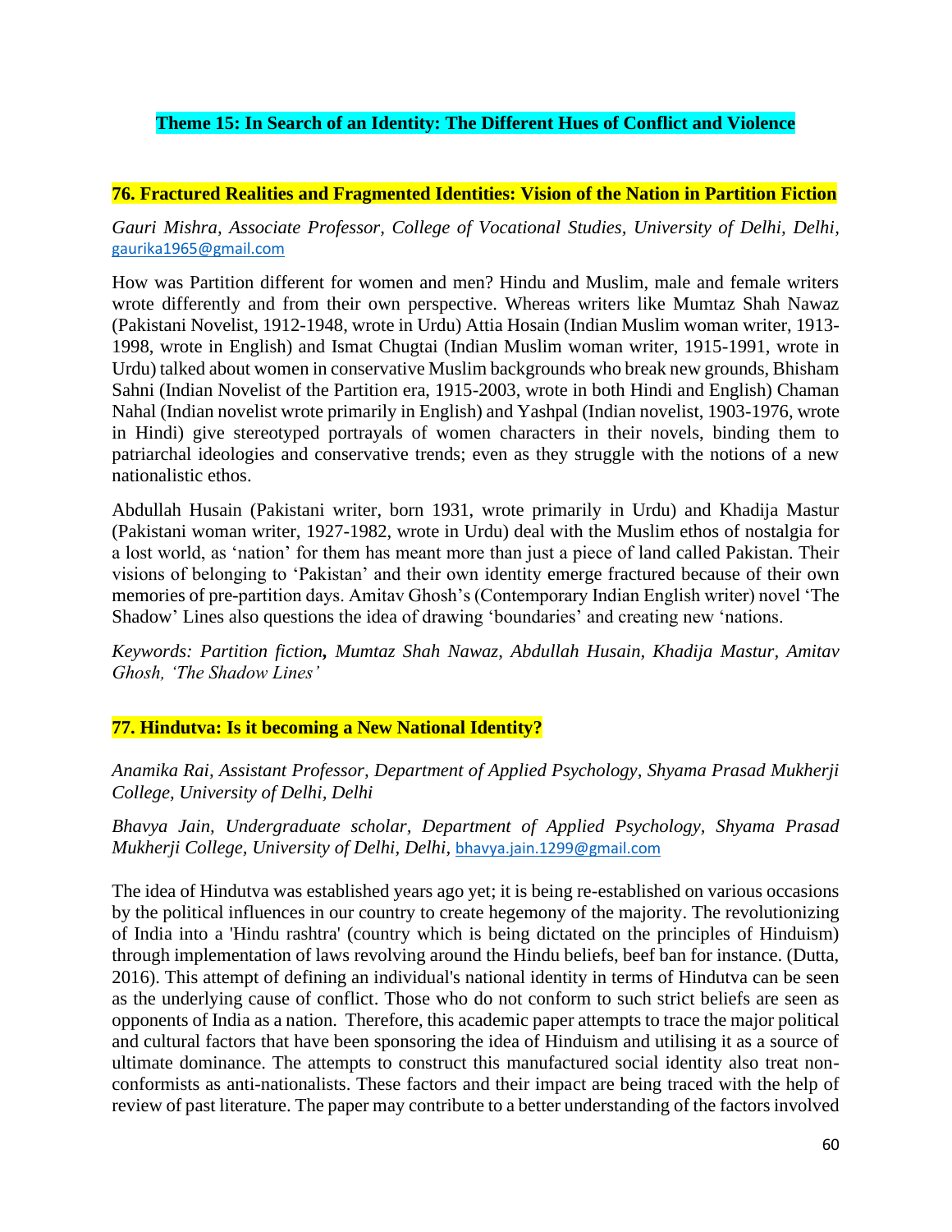## Theme 15: In Search of an Identity: The Different Hues of Conflict and Violence

### 76. Fractured Realities and Fragmented Identities: Vision of the Nation in Partition Fiction

*Gauri Mishra, Associate Professor, College of Vocational Studies, University of Delhi, Delhi,* gaurika1965@gmail.com

How was Partition different for women and men? Hindu and Muslim, male and female writers wrote differently and from their own perspective. Whereas writers like Mumtaz Shah Nawaz (Pakistani Novelist, 1912-1948, wrote in Urdu) Attia Hosain (Indian Muslim woman writer, 1913-1998, wrote in English) and Ismat Chugtai (Indian Muslim woman writer, 1915-1991, wrote in Urdu) talked about women in conservative Muslim backgrounds who break new grounds, Bhisham Sahni (Indian Novelist of the Partition era, 1915-2003, wrote in both Hindi and English) Chaman Nahal (Indian novelist wrote primarily in English) and Yashpal (Indian novelist, 1903-1976, wrote in Hindi) give stereotyped portrayals of women characters in their novels, binding them to patriarchal ideologies and conservative trends; even as they struggle with the notions of a new nationalistic ethos.

Abdullah Husain (Pakistani writer, born 1931, wrote primarily in Urdu) and Khadija Mastur (Pakistani woman writer, 1927-1982, wrote in Urdu) deal with the Muslim ethos of nostalgia for a lost world, as 'nation' for them has meant more than just a piece of land called Pakistan. Their visions of belonging to 'Pakistan' and their own identity emerge fractured because of their own memories of pre-partition days. Amitav Ghosh's (Contemporary Indian English writer) novel 'The Shadow' Lines also questions the idea of drawing 'boundaries' and creating new 'nations.

*Keywords: Partition fiction**,** Mumtaz Shah Nawaz, Abdullah Husain, Khadija Mastur, Amitav Ghosh, 'The Shadow Lines'*

### 77. Hindutva: Is it becoming a New National Identity?

*Anamika Rai, Assistant Professor, Department of Applied Psychology, Shyama Prasad Mukherji College, University of Delhi, Delhi*

*Bhavya Jain, Undergraduate scholar, Department of Applied Psychology, Shyama Prasad Mukherji College, University of Delhi, Delhi,* bhavya.jain.1299@gmail.com

The idea of Hindutva was established years ago yet; it is being re-established on various occasions by the political influences in our country to create hegemony of the majority. The revolutionizing of India into a 'Hindu rashtra' (country which is being dictated on the principles of Hinduism) through implementation of laws revolving around the Hindu beliefs, beef ban for instance. (Dutta, 2016). This attempt of defining an individual's national identity in terms of Hindutva can be seen as the underlying cause of conflict. Those who do not conform to such strict beliefs are seen as opponents of India as a nation. Therefore, this academic paper attempts to trace the major political and cultural factors that have been sponsoring the idea of Hinduism and utilising it as a source of ultimate dominance. The attempts to construct this manufactured social identity also treat non-conformists as anti-nationalists. These factors and their impact are being traced with the help of review of past literature. The paper may contribute to a better understanding of the factors involved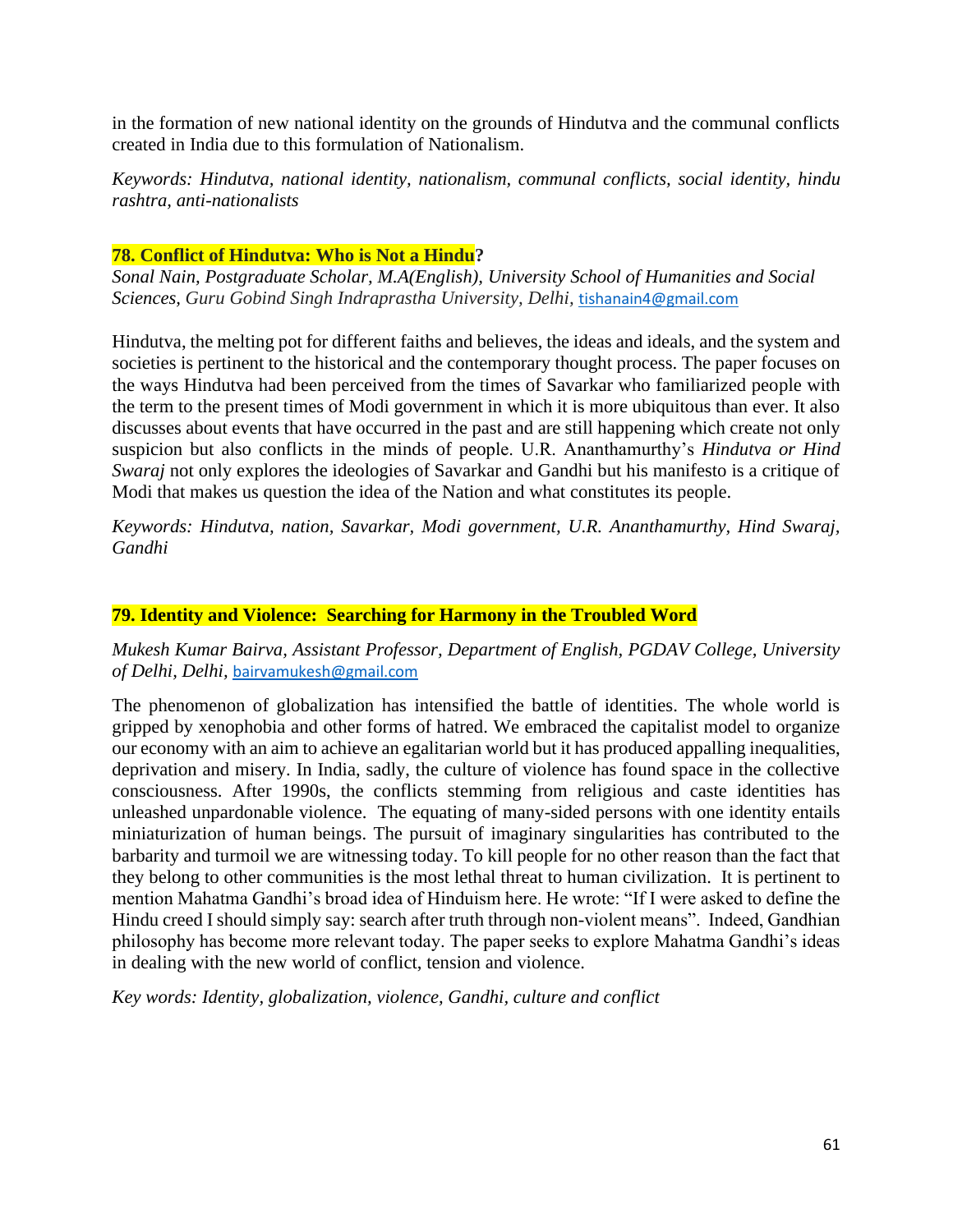in the formation of new national identity on the grounds of Hindutva and the communal conflicts created in India due to this formulation of Nationalism.

*Keywords: Hindutva, national identity, nationalism, communal conflicts, social identity, hindu rashtra, anti-nationalists*

### 78. Conflict of Hindutva: Who is Not a Hindu?

*Sonal Nain, Postgraduate Scholar, M.A(English), University School of Humanities and Social Sciences, Guru Gobind Singh Indraprastha University, Delhi,* tishanain4@gmail.com

Hindutva, the melting pot for different faiths and believes, the ideas and ideals, and the system and societies is pertinent to the historical and the contemporary thought process. The paper focuses on the ways Hindutva had been perceived from the times of Savarkar who familiarized people with the term to the present times of Modi government in which it is more ubiquitous than ever. It also discusses about events that have occurred in the past and are still happening which create not only suspicion but also conflicts in the minds of people. U.R. Ananthamurthy's *Hindutva or Hind Swaraj* not only explores the ideologies of Savarkar and Gandhi but his manifesto is a critique of Modi that makes us question the idea of the Nation and what constitutes its people.

*Keywords: Hindutva, nation, Savarkar, Modi government, U.R. Ananthamurthy, Hind Swaraj, Gandhi*

### 79. Identity and Violence: Searching for Harmony in the Troubled Word

*Mukesh Kumar Bairva, Assistant Professor, Department of English, PGDAV College, University of Delhi, Delhi,* bairvamukesh@gmail.com

The phenomenon of globalization has intensified the battle of identities. The whole world is gripped by xenophobia and other forms of hatred. We embraced the capitalist model to organize our economy with an aim to achieve an egalitarian world but it has produced appalling inequalities, deprivation and misery. In India, sadly, the culture of violence has found space in the collective consciousness. After 1990s, the conflicts stemming from religious and caste identities has unleashed unpardonable violence. The equating of many-sided persons with one identity entails miniaturization of human beings. The pursuit of imaginary singularities has contributed to the barbarity and turmoil we are witnessing today. To kill people for no other reason than the fact that they belong to other communities is the most lethal threat to human civilization. It is pertinent to mention Mahatma Gandhi's broad idea of Hinduism here. He wrote: "If I were asked to define the Hindu creed I should simply say: search after truth through non-violent means". Indeed, Gandhian philosophy has become more relevant today. The paper seeks to explore Mahatma Gandhi's ideas in dealing with the new world of conflict, tension and violence.

*Key words: Identity, globalization, violence, Gandhi, culture and conflict*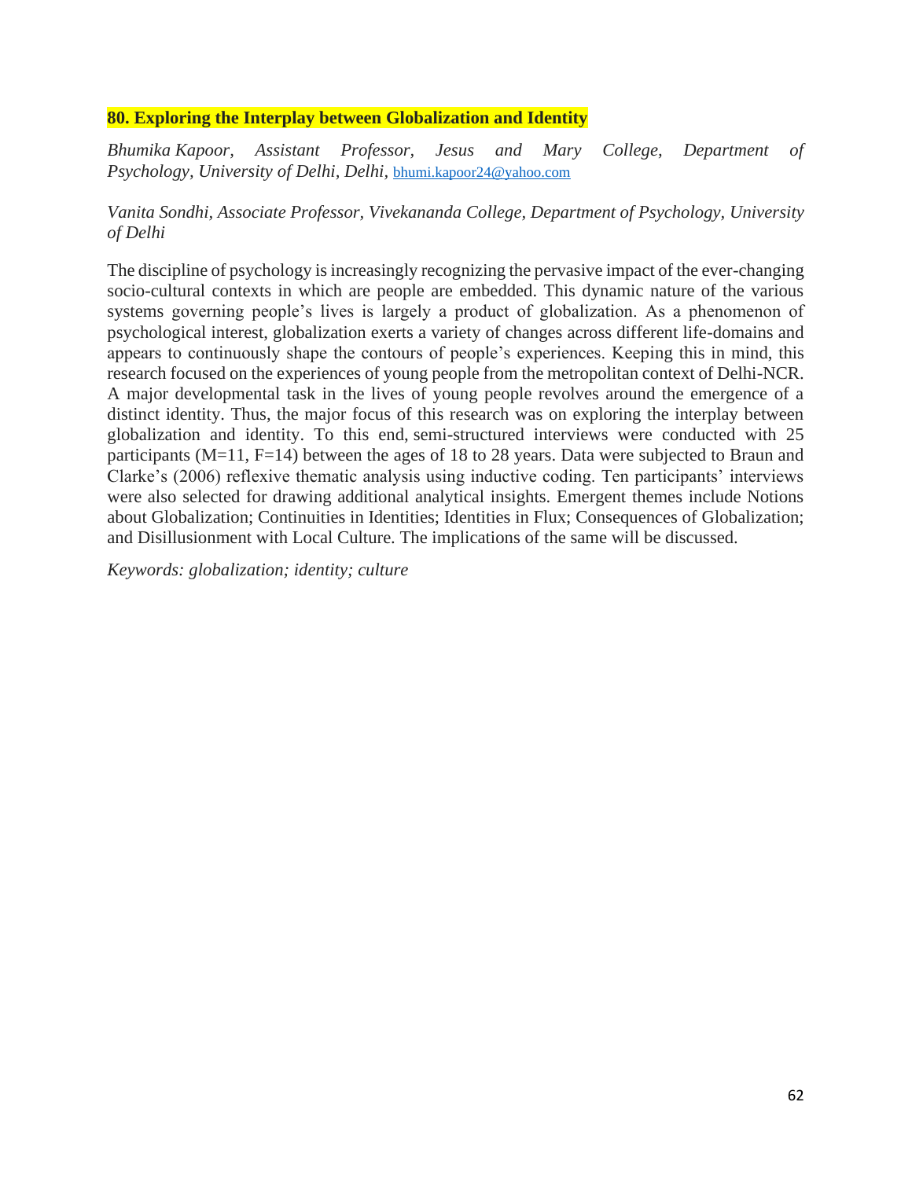## 80. Exploring the Interplay between Globalization and Identity

*Bhumika Kapoor, Assistant Professor, Jesus and Mary College, Department of Psychology, University of Delhi, Delhi,* bhumi.kapoor24@yahoo.com

*Vanita Sondhi, Associate Professor, Vivekananda College, Department of Psychology, University of Delhi*

The discipline of psychology is increasingly recognizing the pervasive impact of the ever-changing socio-cultural contexts in which are people are embedded. This dynamic nature of the various systems governing people's lives is largely a product of globalization. As a phenomenon of psychological interest, globalization exerts a variety of changes across different life-domains and appears to continuously shape the contours of people's experiences. Keeping this in mind, this research focused on the experiences of young people from the metropolitan context of Delhi-NCR. A major developmental task in the lives of young people revolves around the emergence of a distinct identity. Thus, the major focus of this research was on exploring the interplay between globalization and identity. To this end, semi-structured interviews were conducted with 25 participants (M=11, F=14) between the ages of 18 to 28 years. Data were subjected to Braun and Clarke's (2006) reflexive thematic analysis using inductive coding. Ten participants' interviews were also selected for drawing additional analytical insights. Emergent themes include Notions about Globalization; Continuities in Identities; Identities in Flux; Consequences of Globalization; and Disillusionment with Local Culture. The implications of the same will be discussed.

*Keywords: globalization; identity; culture*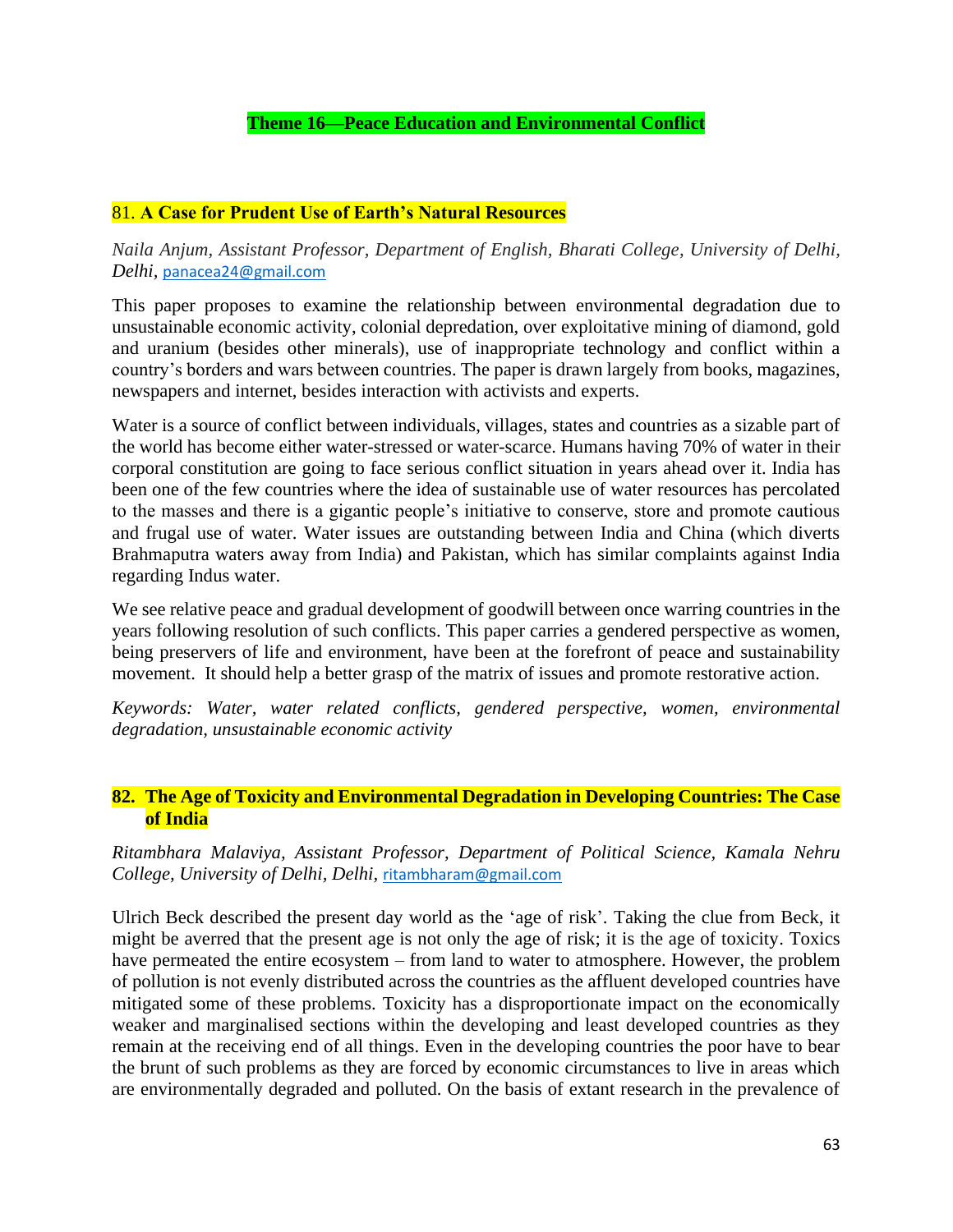## Theme 16—Peace Education and Environmental Conflict

### 81. A Case for Prudent Use of Earth's Natural Resources

*Naila Anjum, Assistant Professor, Department of English, Bharati College, University of Delhi, Delhi,* panacea24@gmail.com

This paper proposes to examine the relationship between environmental degradation due to unsustainable economic activity, colonial depredation, over exploitative mining of diamond, gold and uranium (besides other minerals), use of inappropriate technology and conflict within a country's borders and wars between countries. The paper is drawn largely from books, magazines, newspapers and internet, besides interaction with activists and experts.

Water is a source of conflict between individuals, villages, states and countries as a sizable part of the world has become either water-stressed or water-scarce. Humans having 70% of water in their corporal constitution are going to face serious conflict situation in years ahead over it. India has been one of the few countries where the idea of sustainable use of water resources has percolated to the masses and there is a gigantic people's initiative to conserve, store and promote cautious and frugal use of water. Water issues are outstanding between India and China (which diverts Brahmaputra waters away from India) and Pakistan, which has similar complaints against India regarding Indus water.

We see relative peace and gradual development of goodwill between once warring countries in the years following resolution of such conflicts. This paper carries a gendered perspective as women, being preservers of life and environment, have been at the forefront of peace and sustainability movement. It should help a better grasp of the matrix of issues and promote restorative action.

*Keywords: Water, water related conflicts, gendered perspective, women, environmental degradation, unsustainable economic activity*

### 82. The Age of Toxicity and Environmental Degradation in Developing Countries: The Case of India

*Ritambhara Malaviya, Assistant Professor, Department of Political Science, Kamala Nehru College, University of Delhi, Delhi,* ritambharam@gmail.com

Ulrich Beck described the present day world as the 'age of risk'. Taking the clue from Beck, it might be averred that the present age is not only the age of risk; it is the age of toxicity. Toxics have permeated the entire ecosystem – from land to water to atmosphere. However, the problem of pollution is not evenly distributed across the countries as the affluent developed countries have mitigated some of these problems. Toxicity has a disproportionate impact on the economically weaker and marginalised sections within the developing and least developed countries as they remain at the receiving end of all things. Even in the developing countries the poor have to bear the brunt of such problems as they are forced by economic circumstances to live in areas which are environmentally degraded and polluted. On the basis of extant research in the prevalence of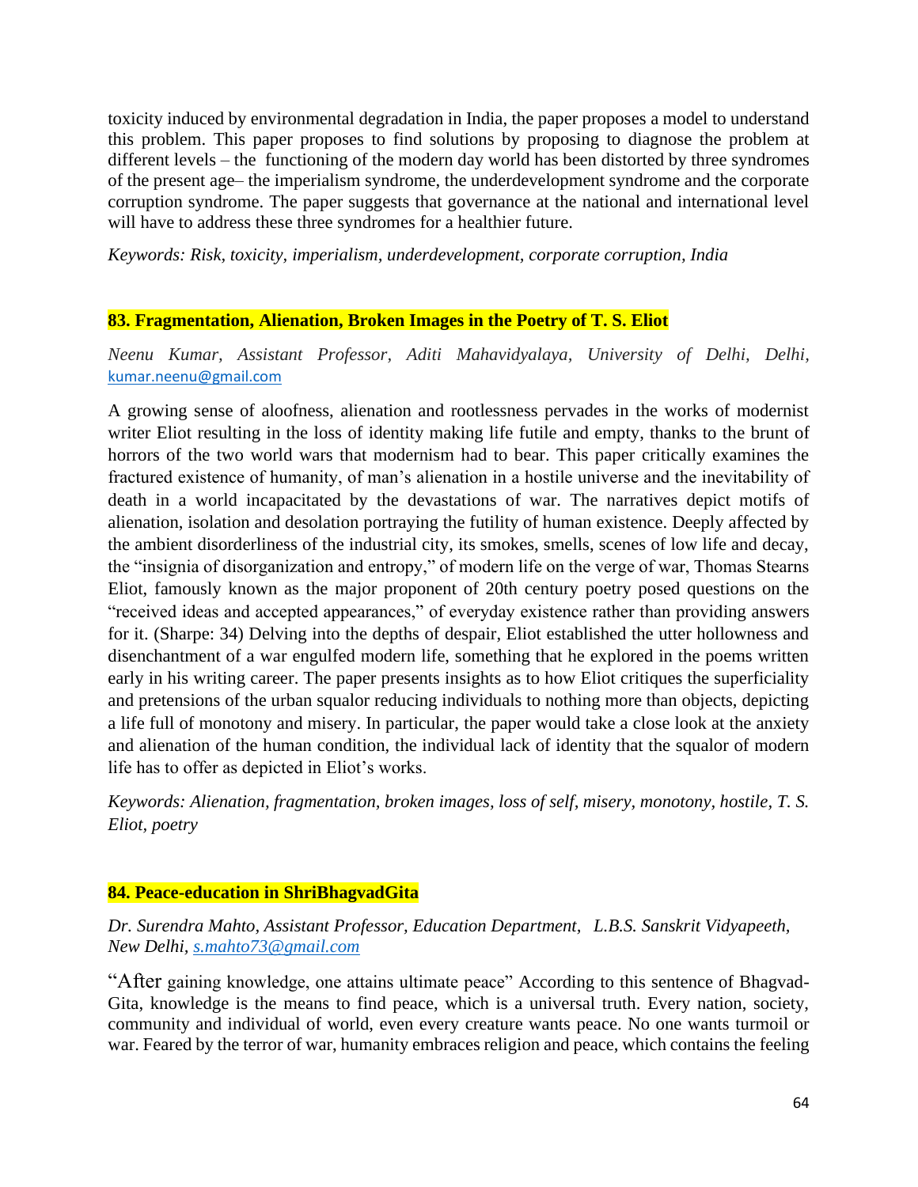toxicity induced by environmental degradation in India, the paper proposes a model to understand this problem. This paper proposes to find solutions by proposing to diagnose the problem at different levels – the functioning of the modern day world has been distorted by three syndromes of the present age– the imperialism syndrome, the underdevelopment syndrome and the corporate corruption syndrome. The paper suggests that governance at the national and international level will have to address these three syndromes for a healthier future.

*Keywords: Risk, toxicity, imperialism, underdevelopment, corporate corruption, India*

## 83. Fragmentation, Alienation, Broken Images in the Poetry of T. S. Eliot

*Neenu Kumar, Assistant Professor, Aditi Mahavidyalaya, University of Delhi, Delhi,* kumar.neenu@gmail.com

A growing sense of aloofness, alienation and rootlessness pervades in the works of modernist writer Eliot resulting in the loss of identity making life futile and empty, thanks to the brunt of horrors of the two world wars that modernism had to bear. This paper critically examines the fractured existence of humanity, of man's alienation in a hostile universe and the inevitability of death in a world incapacitated by the devastations of war. The narratives depict motifs of alienation, isolation and desolation portraying the futility of human existence. Deeply affected by the ambient disorderliness of the industrial city, its smokes, smells, scenes of low life and decay, the "insignia of disorganization and entropy," of modern life on the verge of war, Thomas Stearns Eliot, famously known as the major proponent of 20th century poetry posed questions on the "received ideas and accepted appearances," of everyday existence rather than providing answers for it. (Sharpe: 34) Delving into the depths of despair, Eliot established the utter hollowness and disenchantment of a war engulfed modern life, something that he explored in the poems written early in his writing career. The paper presents insights as to how Eliot critiques the superficiality and pretensions of the urban squalor reducing individuals to nothing more than objects, depicting a life full of monotony and misery. In particular, the paper would take a close look at the anxiety and alienation of the human condition, the individual lack of identity that the squalor of modern life has to offer as depicted in Eliot's works.

*Keywords: Alienation, fragmentation, broken images, loss of self, misery, monotony, hostile, T. S. Eliot, poetry*

## 84. Peace-education in ShriBhagvadGita

*Dr. Surendra Mahto, Assistant Professor, Education Department, L.B.S. Sanskrit Vidyapeeth, New Delhi, s.mahto73@gmail.com*

"After gaining knowledge, one attains ultimate peace" According to this sentence of Bhagvad-Gita, knowledge is the means to find peace, which is a universal truth. Every nation, society, community and individual of world, even every creature wants peace. No one wants turmoil or war. Feared by the terror of war, humanity embraces religion and peace, which contains the feeling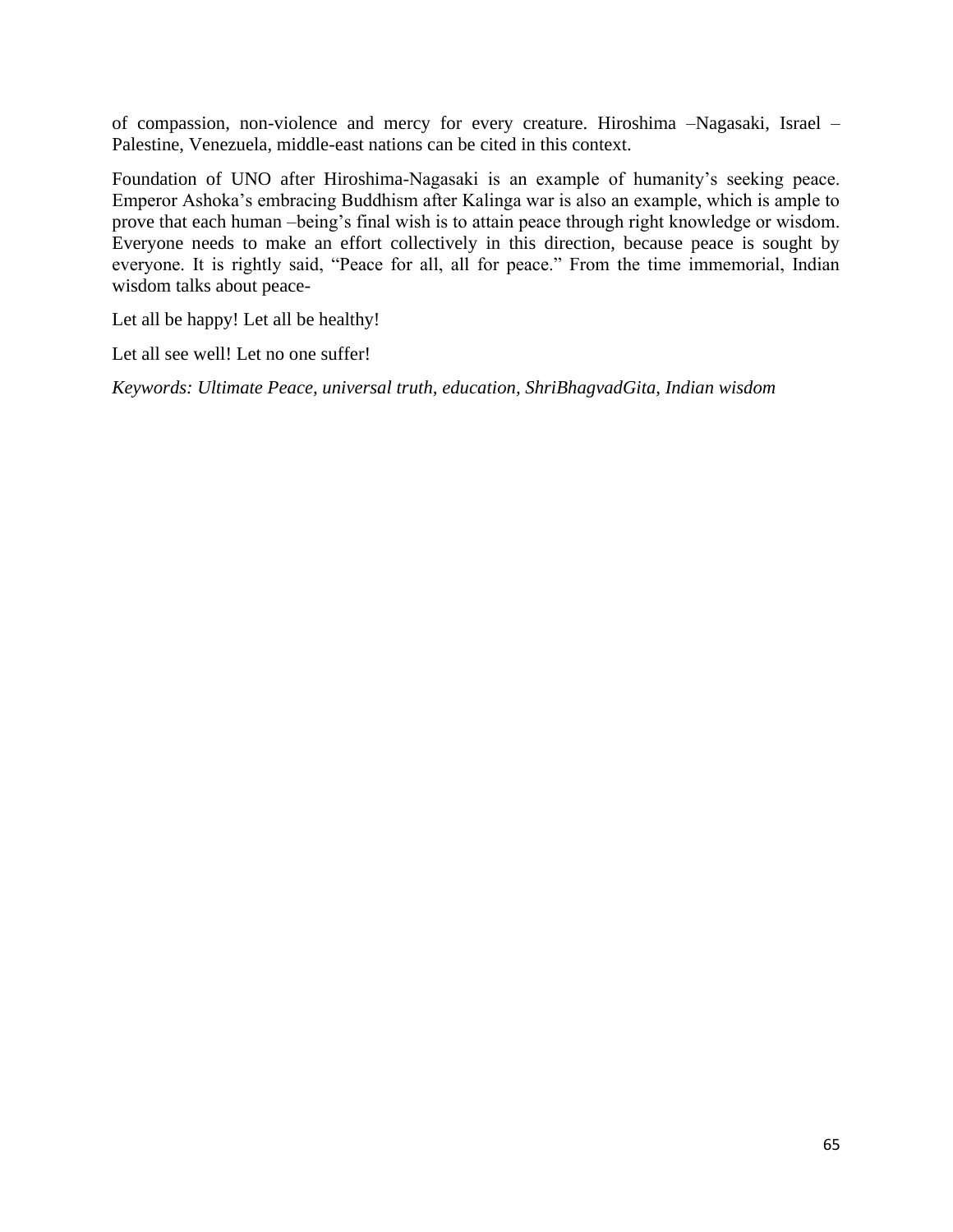of compassion, non-violence and mercy for every creature. Hiroshima –Nagasaki, Israel – Palestine, Venezuela, middle-east nations can be cited in this context.

Foundation of UNO after Hiroshima-Nagasaki is an example of humanity's seeking peace. Emperor Ashoka's embracing Buddhism after Kalinga war is also an example, which is ample to prove that each human –being's final wish is to attain peace through right knowledge or wisdom. Everyone needs to make an effort collectively in this direction, because peace is sought by everyone. It is rightly said, "Peace for all, all for peace." From the time immemorial, Indian wisdom talks about peace-

Let all be happy! Let all be healthy!

Let all see well! Let no one suffer!

*Keywords: Ultimate Peace, universal truth, education, ShriBhagvadGita, Indian wisdom*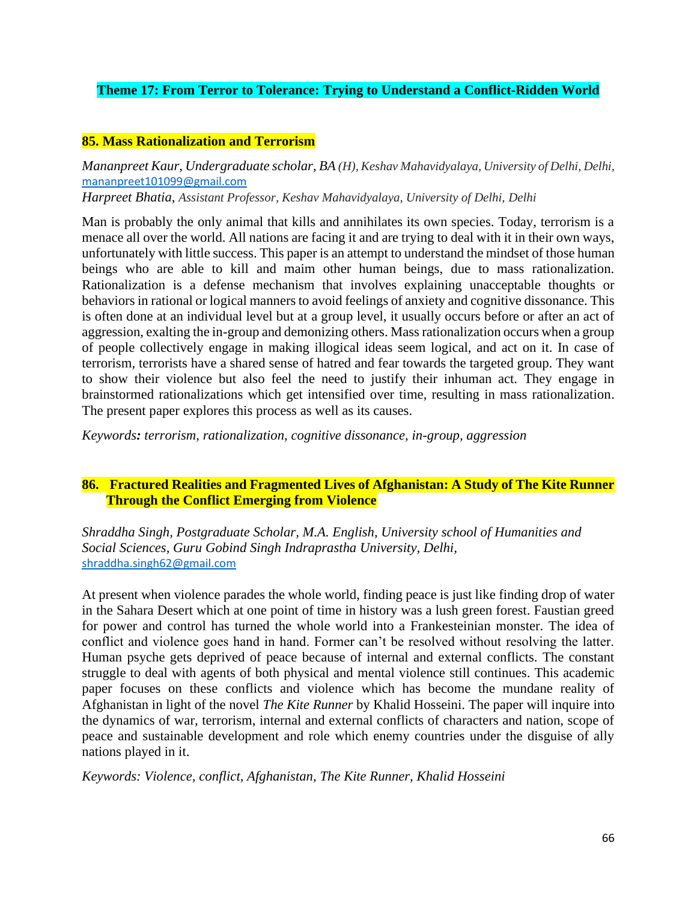## Theme 17: From Terror to Tolerance: Trying to Understand a Conflict-Ridden World

### 85. Mass Rationalization and Terrorism

*Mananpreet Kaur, Undergraduate scholar, BA (H), Keshav Mahavidyalaya, University of Delhi, Delhi,* mananpreet101099@gmail.com
*Harpreet Bhatia, Assistant Professor, Keshav Mahavidyalaya, University of Delhi, Delhi*

Man is probably the only animal that kills and annihilates its own species. Today, terrorism is a menace all over the world. All nations are facing it and are trying to deal with it in their own ways, unfortunately with little success. This paper is an attempt to understand the mindset of those human beings who are able to kill and maim other human beings, due to mass rationalization. Rationalization is a defense mechanism that involves explaining unacceptable thoughts or behaviors in rational or logical manners to avoid feelings of anxiety and cognitive dissonance. This is often done at an individual level but at a group level, it usually occurs before or after an act of aggression, exalting the in-group and demonizing others. Mass rationalization occurs when a group of people collectively engage in making illogical ideas seem logical, and act on it. In case of terrorism, terrorists have a shared sense of hatred and fear towards the targeted group. They want to show their violence but also feel the need to justify their inhuman act. They engage in brainstormed rationalizations which get intensified over time, resulting in mass rationalization. The present paper explores this process as well as its causes.

*Keywords**:** terrorism, rationalization, cognitive dissonance, in-group, aggression*

### 86. Fractured Realities and Fragmented Lives of Afghanistan: A Study of The Kite Runner Through the Conflict Emerging from Violence

*Shraddha Singh, Postgraduate Scholar, M.A. English, University school of Humanities and Social Sciences, Guru Gobind Singh Indraprastha University, Delhi,* shraddha.singh62@gmail.com

At present when violence parades the whole world, finding peace is just like finding drop of water in the Sahara Desert which at one point of time in history was a lush green forest. Faustian greed for power and control has turned the whole world into a Frankesteinian monster. The idea of conflict and violence goes hand in hand. Former can't be resolved without resolving the latter. Human psyche gets deprived of peace because of internal and external conflicts. The constant struggle to deal with agents of both physical and mental violence still continues. This academic paper focuses on these conflicts and violence which has become the mundane reality of Afghanistan in light of the novel *The Kite Runner* by Khalid Hosseini. The paper will inquire into the dynamics of war, terrorism, internal and external conflicts of characters and nation, scope of peace and sustainable development and role which enemy countries under the disguise of ally nations played in it.

*Keywords: Violence, conflict, Afghanistan, The Kite Runner, Khalid Hosseini*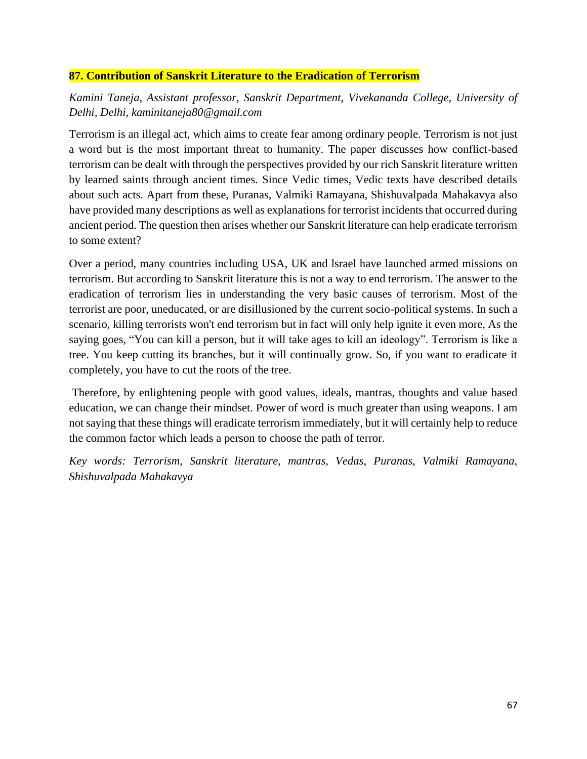### **87. Contribution of Sanskrit Literature to the Eradication of Terrorism**

*Kamini Taneja, Assistant professor, Sanskrit Department, Vivekananda College, University of Delhi, Delhi, kaminitaneja80@gmail.com*

Terrorism is an illegal act, which aims to create fear among ordinary people. Terrorism is not just a word but is the most important threat to humanity. The paper discusses how conflict-based terrorism can be dealt with through the perspectives provided by our rich Sanskrit literature written by learned saints through ancient times. Since Vedic times, Vedic texts have described details about such acts. Apart from these, Puranas, Valmiki Ramayana, Shishuvalpada Mahakavya also have provided many descriptions as well as explanations for terrorist incidents that occurred during ancient period. The question then arises whether our Sanskrit literature can help eradicate terrorism to some extent?

Over a period, many countries including USA, UK and lsrael have launched armed missions on terrorism. But according to Sanskrit literature this is not a way to end terrorism. The answer to the eradication of terrorism lies in understanding the very basic causes of terrorism. Most of the terrorist are poor, uneducated, or are disillusioned by the current socio-political systems. In such a scenario, killing terrorists won't end terrorism but in fact will only help ignite it even more, As the saying goes, "You can kill a person, but it will take ages to kill an ideology". Terrorism is like a tree. You keep cutting its branches, but it will continually grow. So, if you want to eradicate it completely, you have to cut the roots of the tree.

Therefore, by enlightening people with good values, ideals, mantras, thoughts and value based education, we can change their mindset. Power of word is much greater than using weapons. I am not saying that these things will eradicate terrorism immediately, but it will certainly help to reduce the common factor which leads a person to choose the path of terror.

*Key words: Terrorism, Sanskrit literature, mantras, Vedas, Puranas, Valmiki Ramayana, Shishuvalpada Mahakavya*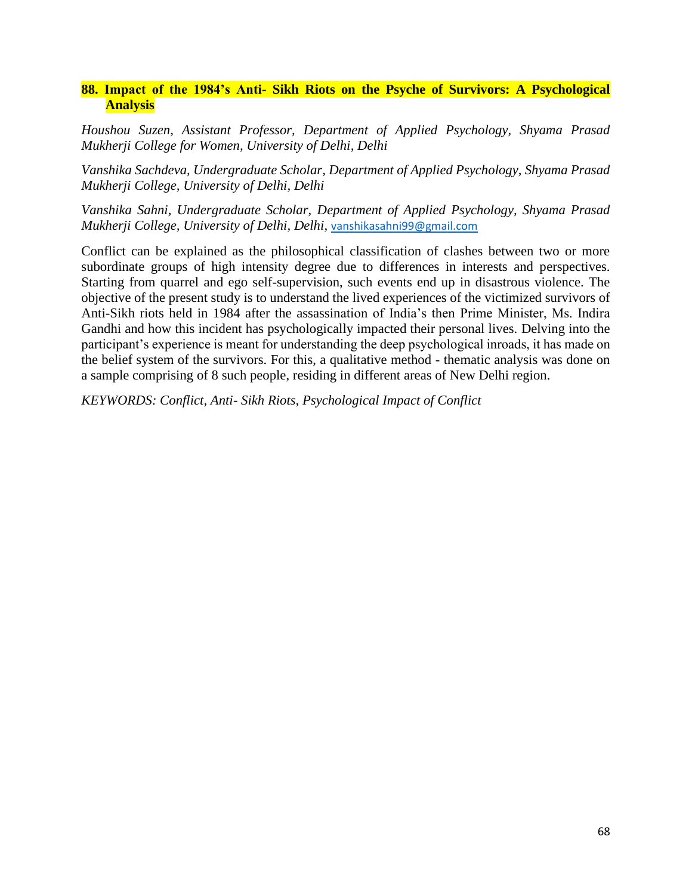## 88. Impact of the 1984's Anti- Sikh Riots on the Psyche of Survivors: A Psychological Analysis

*Houshou Suzen, Assistant Professor, Department of Applied Psychology, Shyama Prasad Mukherji College for Women, University of Delhi, Delhi*

*Vanshika Sachdeva, Undergraduate Scholar, Department of Applied Psychology, Shyama Prasad Mukherji College, University of Delhi, Delhi*

*Vanshika Sahni, Undergraduate Scholar, Department of Applied Psychology, Shyama Prasad Mukherji College, University of Delhi, Delhi,* vanshikasahni99@gmail.com

Conflict can be explained as the philosophical classification of clashes between two or more subordinate groups of high intensity degree due to differences in interests and perspectives. Starting from quarrel and ego self-supervision, such events end up in disastrous violence. The objective of the present study is to understand the lived experiences of the victimized survivors of Anti-Sikh riots held in 1984 after the assassination of India's then Prime Minister, Ms. Indira Gandhi and how this incident has psychologically impacted their personal lives. Delving into the participant's experience is meant for understanding the deep psychological inroads, it has made on the belief system of the survivors. For this, a qualitative method - thematic analysis was done on a sample comprising of 8 such people, residing in different areas of New Delhi region.

*KEYWORDS: Conflict, Anti- Sikh Riots, Psychological Impact of Conflict*